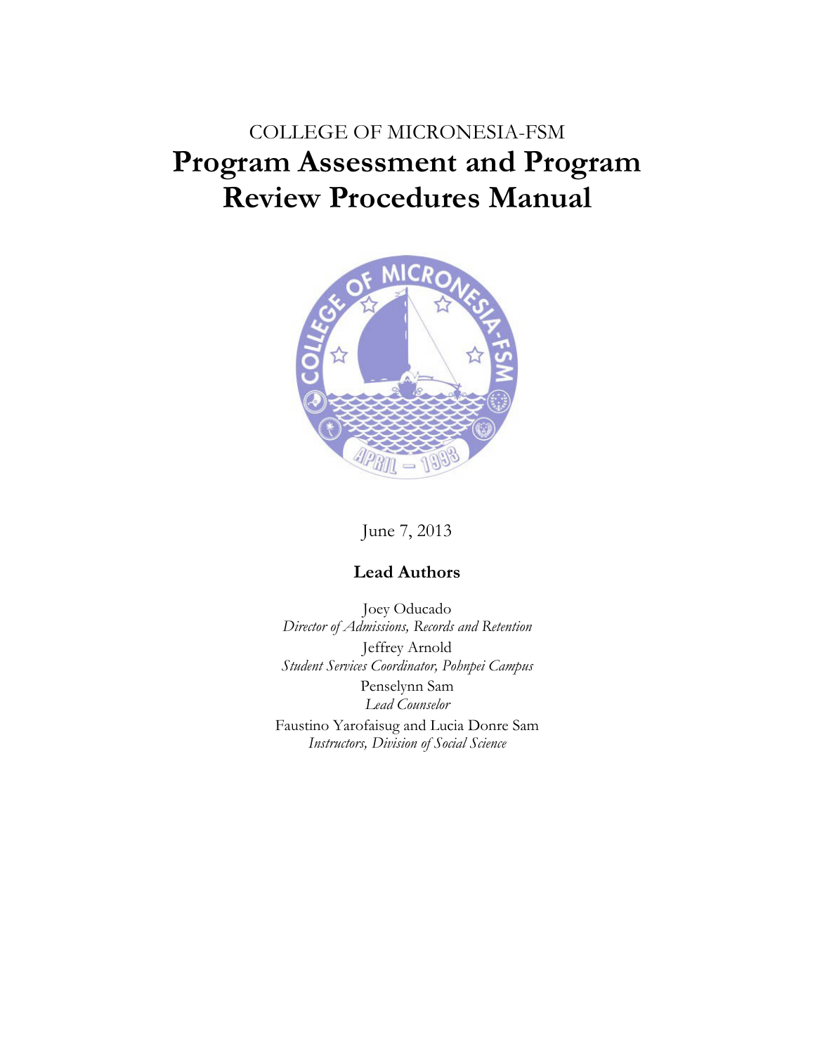COLLEGE OF MICRONESIA-FSM

# Program Assessment and Program Review Procedures Manual

June 7, 2013

**Lead Authors**

Joey Oducado
*Director of Admissions, Records and Retention*

Jeffrey Arnold
*Student Services Coordinator, Pohnpei Campus*

Penselynn Sam
*Lead Counselor*

Faustino Yarofaisug and Lucia Donre Sam
*Instructors, Division of Social Science*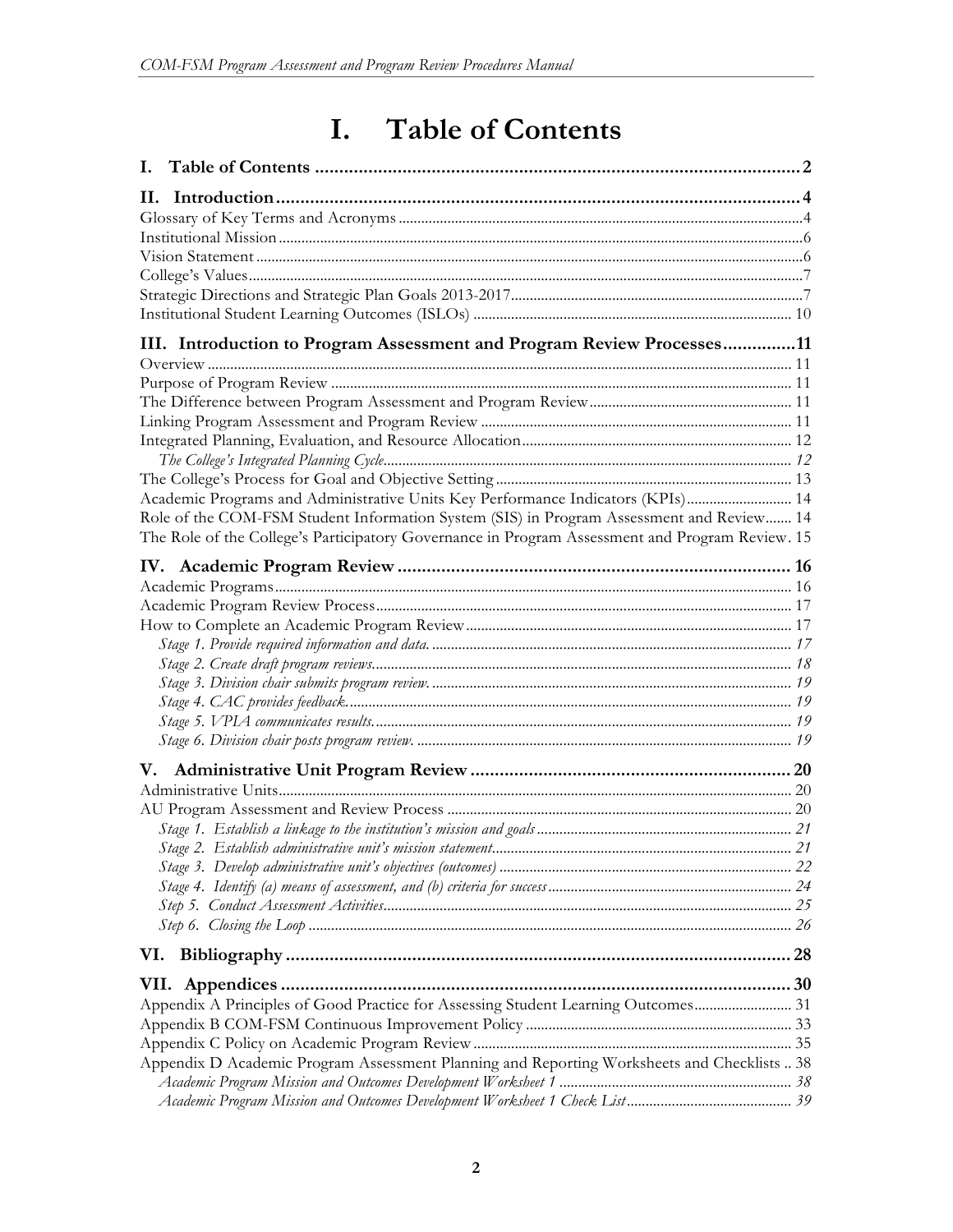# I. Table of Contents

**I. Table of Contents** ..... **2**

**II. Introduction** ..... **4**

Glossary of Key Terms and Acronyms ..... 4
Institutional Mission ..... 6
Vision Statement ..... 6
College's Values ..... 7
Strategic Directions and Strategic Plan Goals 2013-2017 ..... 7
Institutional Student Learning Outcomes (ISLOs) ..... 10

**III. Introduction to Program Assessment and Program Review Processes** ..... **11**

Overview ..... 11
Purpose of Program Review ..... 11
The Difference between Program Assessment and Program Review ..... 11
Linking Program Assessment and Program Review ..... 11
Integrated Planning, Evaluation, and Resource Allocation ..... 12
*The College's Integrated Planning Cycle* ..... *12*
The College's Process for Goal and Objective Setting ..... 13
Academic Programs and Administrative Units Key Performance Indicators (KPIs) ..... 14
Role of the COM-FSM Student Information System (SIS) in Program Assessment and Review ..... 14
The Role of the College's Participatory Governance in Program Assessment and Program Review. 15

**IV. Academic Program Review** ..... **16**

Academic Programs ..... 16
Academic Program Review Process ..... 17
How to Complete an Academic Program Review ..... 17
*Stage 1. Provide required information and data.* ..... *17*
*Stage 2. Create draft program reviews.* ..... *18*
*Stage 3. Division chair submits program review.* ..... *19*
*Stage 4. CAC provides feedback.* ..... *19*
*Stage 5. VPIA communicates results.* ..... *19*
*Stage 6. Division chair posts program review.* ..... *19*

**V. Administrative Unit Program Review** ..... **20**

Administrative Units ..... 20
AU Program Assessment and Review Process ..... 20
*Stage 1. Establish a linkage to the institution's mission and goals* ..... *21*
*Stage 2. Establish administrative unit's mission statement* ..... *21*
*Stage 3. Develop administrative unit's objectives (outcomes)* ..... *22*
*Stage 4. Identify (a) means of assessment, and (b) criteria for success* ..... *24*
*Step 5. Conduct Assessment Activities* ..... *25*
*Step 6. Closing the Loop* ..... *26*

**VI. Bibliography** ..... **28**

**VII. Appendices** ..... **30**

Appendix A Principles of Good Practice for Assessing Student Learning Outcomes ..... 31
Appendix B COM-FSM Continuous Improvement Policy ..... 33
Appendix C Policy on Academic Program Review ..... 35
Appendix D Academic Program Assessment Planning and Reporting Worksheets and Checklists .. 38
*Academic Program Mission and Outcomes Development Worksheet 1* ..... *38*
*Academic Program Mission and Outcomes Development Worksheet 1 Check List* ..... *39*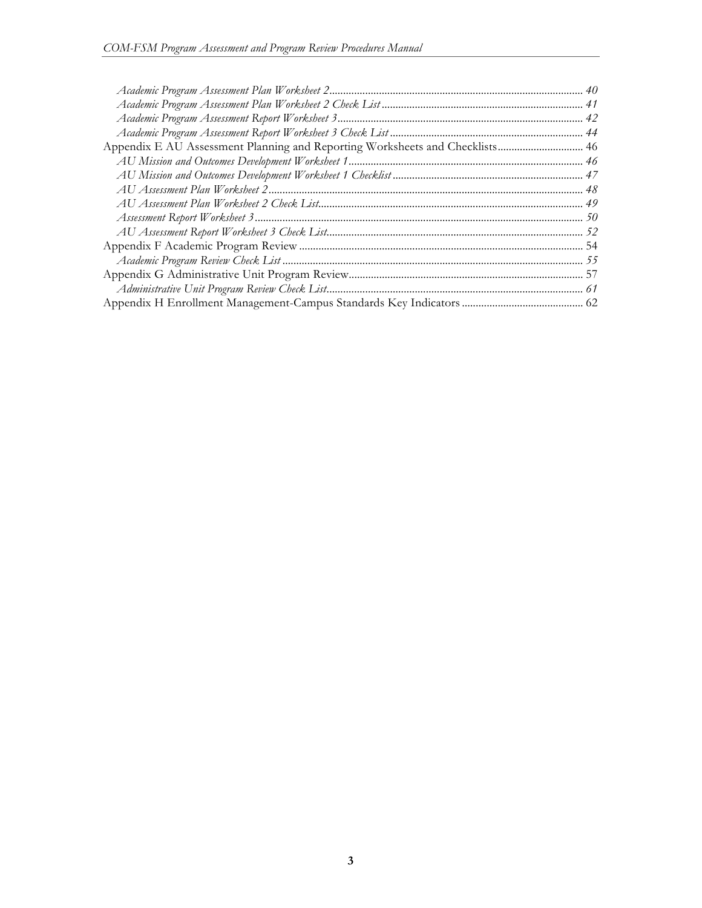*Academic Program Assessment Plan Worksheet 2* ........ 40
*Academic Program Assessment Plan Worksheet 2 Check List* ........ 41
*Academic Program Assessment Report Worksheet 3* ........ 42
*Academic Program Assessment Report Worksheet 3 Check List* ........ 44
Appendix E AU Assessment Planning and Reporting Worksheets and Checklists ........ 46
*AU Mission and Outcomes Development Worksheet 1* ........ 46
*AU Mission and Outcomes Development Worksheet 1 Checklist* ........ 47
*AU Assessment Plan Worksheet 2* ........ 48
*AU Assessment Plan Worksheet 2 Check List* ........ 49
*Assessment Report Worksheet 3* ........ 50
*AU Assessment Report Worksheet 3 Check List* ........ 52
Appendix F Academic Program Review ........ 54
*Academic Program Review Check List* ........ 55
Appendix G Administrative Unit Program Review ........ 57
*Administrative Unit Program Review Check List* ........ 61
Appendix H Enrollment Management-Campus Standards Key Indicators ........ 62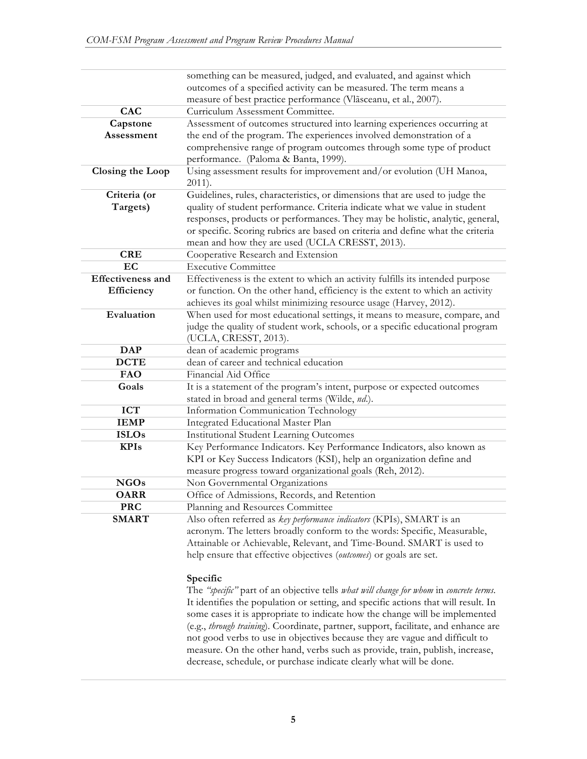| | |
|---|---|
| | something can be measured, judged, and evaluated, and against which outcomes of a specified activity can be measured. The term means a measure of best practice performance (Vlăsceanu, et al., 2007). |
| **CAC** | Curriculum Assessment Committee. |
| **Capstone Assessment** | Assessment of outcomes structured into learning experiences occurring at the end of the program. The experiences involved demonstration of a comprehensive range of program outcomes through some type of product performance. (Paloma & Banta, 1999). |
| **Closing the Loop** | Using assessment results for improvement and/or evolution (UH Manoa, 2011). |
| **Criteria (or Targets)** | Guidelines, rules, characteristics, or dimensions that are used to judge the quality of student performance. Criteria indicate what we value in student responses, products or performances. They may be holistic, analytic, general, or specific. Scoring rubrics are based on criteria and define what the criteria mean and how they are used (UCLA CRESST, 2013). |
| **CRE** | Cooperative Research and Extension |
| **EC** | Executive Committee |
| **Effectiveness and Efficiency** | Effectiveness is the extent to which an activity fulfills its intended purpose or function. On the other hand, efficiency is the extent to which an activity achieves its goal whilst minimizing resource usage (Harvey, 2012). |
| **Evaluation** | When used for most educational settings, it means to measure, compare, and judge the quality of student work, schools, or a specific educational program (UCLA, CRESST, 2013). |
| **DAP** | dean of academic programs |
| **DCTE** | dean of career and technical education |
| **FAO** | Financial Aid Office |
| **Goals** | It is a statement of the program's intent, purpose or expected outcomes stated in broad and general terms (Wilde, *nd*.). |
| **ICT** | Information Communication Technology |
| **IEMP** | Integrated Educational Master Plan |
| **ISLOs** | Institutional Student Learning Outcomes |
| **KPIs** | Key Performance Indicators. Key Performance Indicators, also known as KPI or Key Success Indicators (KSI), help an organization define and measure progress toward organizational goals (Reh, 2012). |
| **NGOs** | Non Governmental Organizations |
| **OARR** | Office of Admissions, Records, and Retention |
| **PRC** | Planning and Resources Committee |
| **SMART** | Also often referred as *key performance indicators* (KPIs), SMART is an acronym. The letters broadly conform to the words: Specific, Measurable, Attainable or Achievable, Relevant, and Time-Bound. SMART is used to help ensure that effective objectives (*outcomes*) or goals are set.<br><br>**Specific**<br>The *"specific"* part of an objective tells *what will change for whom* in *concrete terms*. It identifies the population or setting, and specific actions that will result. In some cases it is appropriate to indicate how the change will be implemented (e.g., *through training*). Coordinate, partner, support, facilitate, and enhance are not good verbs to use in objectives because they are vague and difficult to measure. On the other hand, verbs such as provide, train, publish, increase, decrease, schedule, or purchase indicate clearly what will be done. |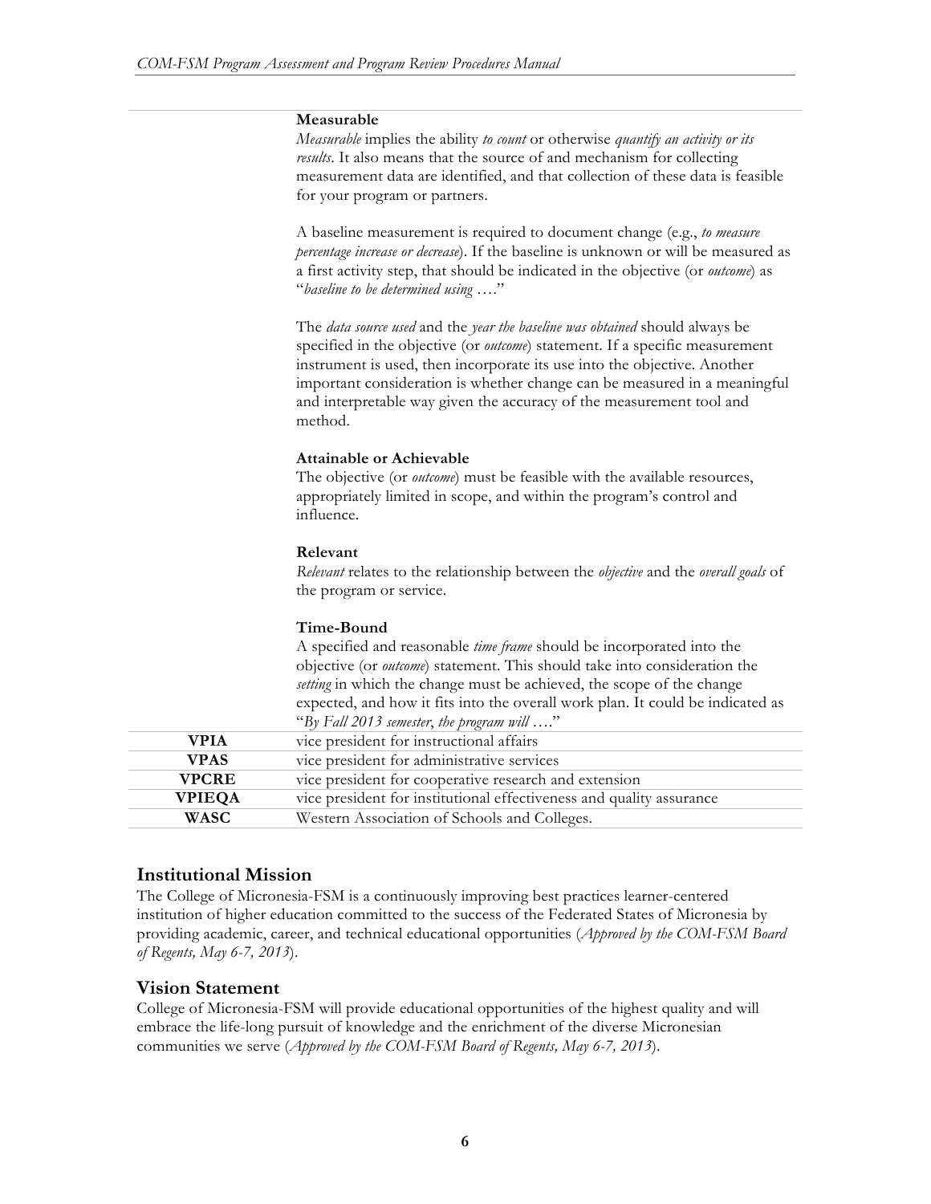| | |
|---|---|
| | **Measurable**<br>*Measurable* implies the ability *to count* or otherwise *quantify an activity or its results*. It also means that the source of and mechanism for collecting measurement data are identified, and that collection of these data is feasible for your program or partners.<br><br>A baseline measurement is required to document change (e.g., *to measure percentage increase or decrease*). If the baseline is unknown or will be measured as a first activity step, that should be indicated in the objective (or *outcome*) as "*baseline to be determined using* …."<br><br>The *data source used* and the *year the baseline was obtained* should always be specified in the objective (or *outcome*) statement. If a specific measurement instrument is used, then incorporate its use into the objective. Another important consideration is whether change can be measured in a meaningful and interpretable way given the accuracy of the measurement tool and method.<br><br>**Attainable or Achievable**<br>The objective (or *outcome*) must be feasible with the available resources, appropriately limited in scope, and within the program's control and influence.<br><br>**Relevant**<br>*Relevant* relates to the relationship between the *objective* and the *overall goals* of the program or service.<br><br>**Time-Bound**<br>A specified and reasonable *time frame* should be incorporated into the objective (or *outcome*) statement. This should take into consideration the *setting* in which the change must be achieved, the scope of the change expected, and how it fits into the overall work plan. It could be indicated as "*By Fall 2013 semester*, *the program will* …." |
| **VPIA** | vice president for instructional affairs |
| **VPAS** | vice president for administrative services |
| **VPCRE** | vice president for cooperative research and extension |
| **VPIEQA** | vice president for institutional effectiveness and quality assurance |
| **WASC** | Western Association of Schools and Colleges. |

## Institutional Mission

The College of Micronesia-FSM is a continuously improving best practices learner-centered institution of higher education committed to the success of the Federated States of Micronesia by providing academic, career, and technical educational opportunities (*Approved by the COM-FSM Board of Regents, May 6-7, 2013*).

## Vision Statement

College of Micronesia-FSM will provide educational opportunities of the highest quality and will embrace the life-long pursuit of knowledge and the enrichment of the diverse Micronesian communities we serve (*Approved by the COM-FSM Board of Regents, May 6-7, 2013*).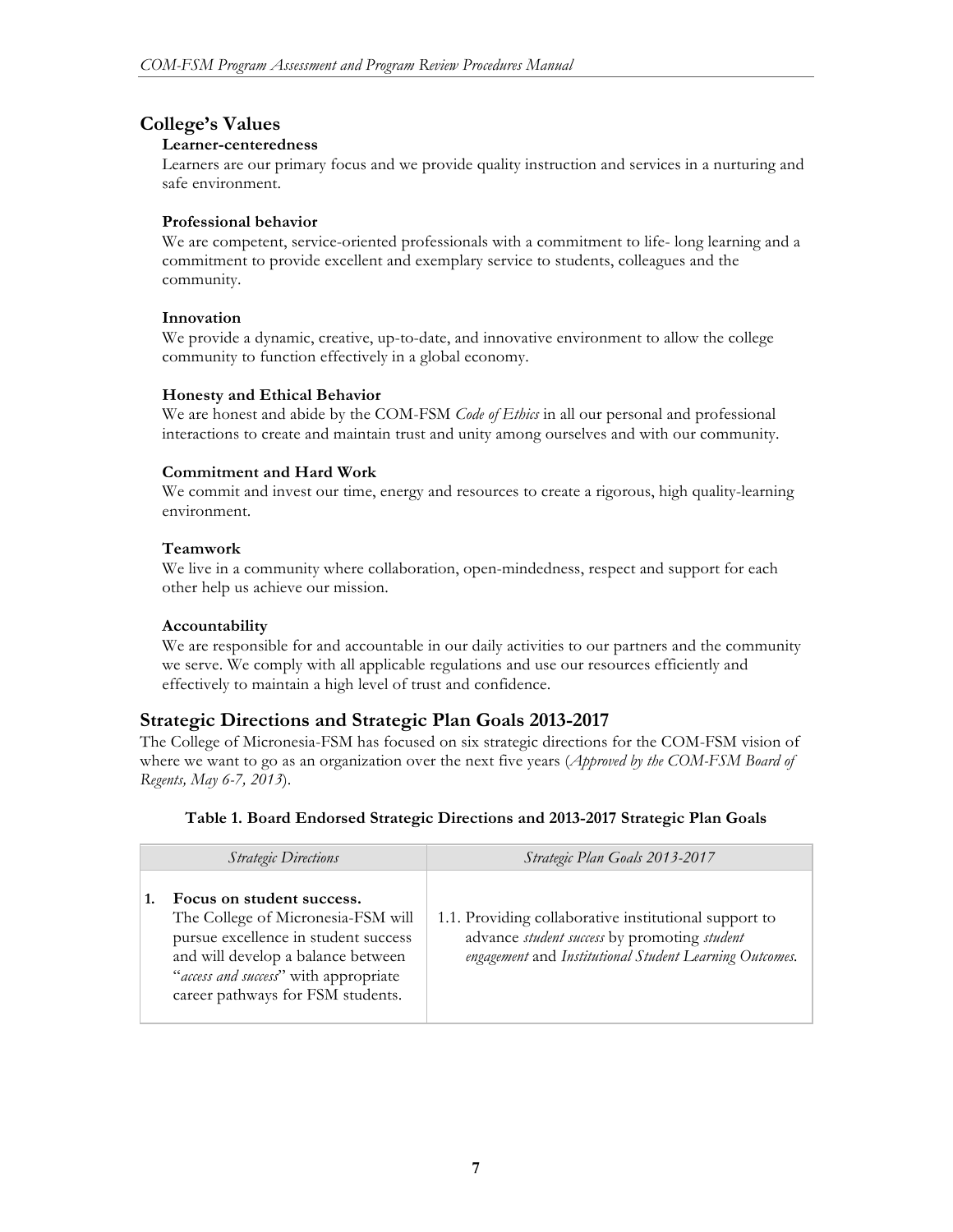## College's Values

**Learner-centeredness**

Learners are our primary focus and we provide quality instruction and services in a nurturing and safe environment.

**Professional behavior**

We are competent, service-oriented professionals with a commitment to life- long learning and a commitment to provide excellent and exemplary service to students, colleagues and the community.

**Innovation**

We provide a dynamic, creative, up-to-date, and innovative environment to allow the college community to function effectively in a global economy.

**Honesty and Ethical Behavior**

We are honest and abide by the COM-FSM *Code of Ethics* in all our personal and professional interactions to create and maintain trust and unity among ourselves and with our community.

**Commitment and Hard Work**

We commit and invest our time, energy and resources to create a rigorous, high quality-learning environment.

**Teamwork**

We live in a community where collaboration, open-mindedness, respect and support for each other help us achieve our mission.

**Accountability**

We are responsible for and accountable in our daily activities to our partners and the community we serve. We comply with all applicable regulations and use our resources efficiently and effectively to maintain a high level of trust and confidence.

## Strategic Directions and Strategic Plan Goals 2013-2017

The College of Micronesia-FSM has focused on six strategic directions for the COM-FSM vision of where we want to go as an organization over the next five years (*Approved by the COM-FSM Board of Regents, May 6-7, 2013*).

**Table 1. Board Endorsed Strategic Directions and 2013-2017 Strategic Plan Goals**

| *Strategic Directions* | *Strategic Plan Goals 2013-2017* |
|---|---|
| **1. Focus on student success.** The College of Micronesia-FSM will pursue excellence in student success and will develop a balance between "*access and success*" with appropriate career pathways for FSM students. | 1.1. Providing collaborative institutional support to advance *student success* by promoting *student engagement* and *Institutional Student Learning Outcomes.* |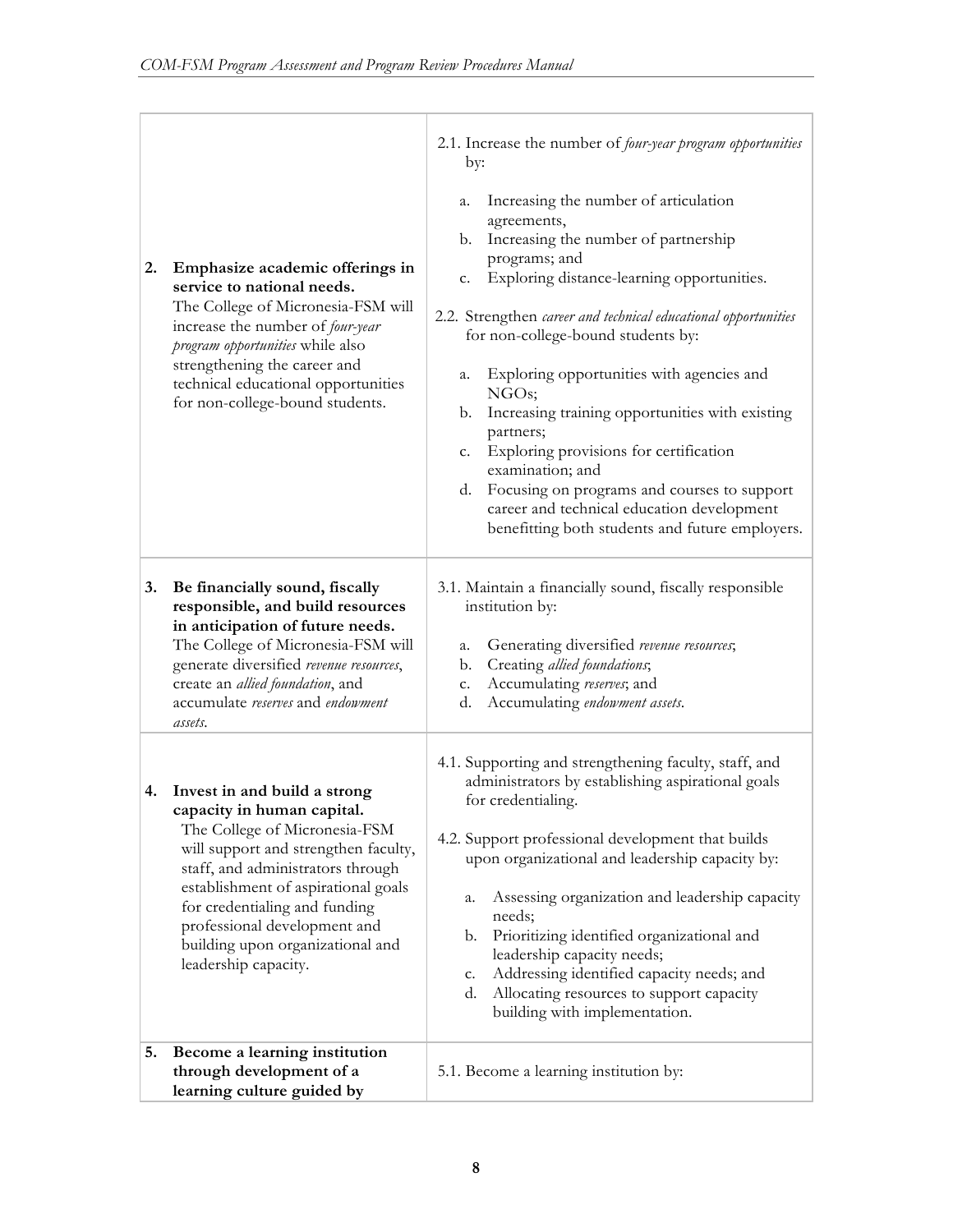| | |
|---|---|
| **2. Emphasize academic offerings in service to national needs.** The College of Micronesia-FSM will increase the number of *four-year program opportunities* while also strengthening the career and technical educational opportunities for non-college-bound students. | 2.1. Increase the number of *four-year program opportunities* by:<br><br>a. Increasing the number of articulation agreements,<br>b. Increasing the number of partnership programs; and<br>c. Exploring distance-learning opportunities.<br><br>2.2. Strengthen *career and technical educational opportunities* for non-college-bound students by:<br><br>a. Exploring opportunities with agencies and NGOs;<br>b. Increasing training opportunities with existing partners;<br>c. Exploring provisions for certification examination; and<br>d. Focusing on programs and courses to support career and technical education development benefitting both students and future employers. |
| **3. Be financially sound, fiscally responsible, and build resources in anticipation of future needs.** The College of Micronesia-FSM will generate diversified *revenue resources*, create an *allied foundation*, and accumulate *reserves* and *endowment assets*. | 3.1. Maintain a financially sound, fiscally responsible institution by:<br><br>a. Generating diversified *revenue resources*;<br>b. Creating *allied foundations*;<br>c. Accumulating *reserves*; and<br>d. Accumulating *endowment assets*. |
| **4. Invest in and build a strong capacity in human capital.** The College of Micronesia-FSM will support and strengthen faculty, staff, and administrators through establishment of aspirational goals for credentialing and funding professional development and building upon organizational and leadership capacity. | 4.1. Supporting and strengthening faculty, staff, and administrators by establishing aspirational goals for credentialing.<br><br>4.2. Support professional development that builds upon organizational and leadership capacity by:<br><br>a. Assessing organization and leadership capacity needs;<br>b. Prioritizing identified organizational and leadership capacity needs;<br>c. Addressing identified capacity needs; and<br>d. Allocating resources to support capacity building with implementation. |
| **5. Become a learning institution through development of a learning culture guided by** | 5.1. Become a learning institution by: |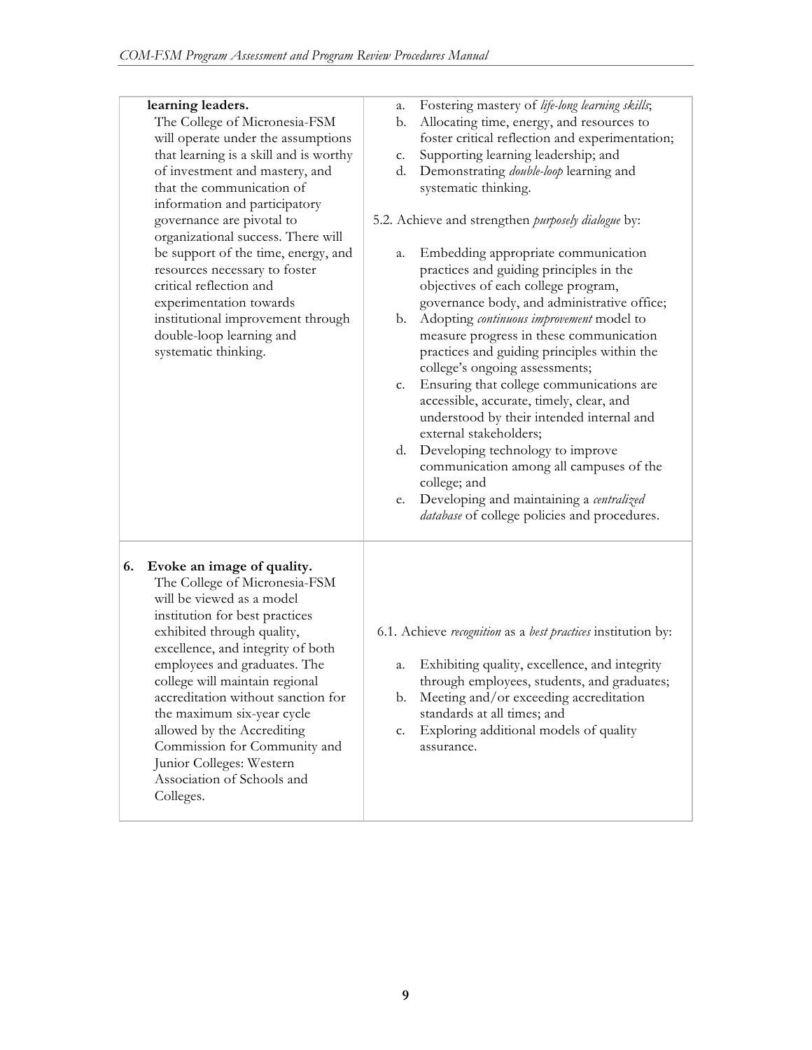| | |
|---|---|
| **learning leaders.** The College of Micronesia-FSM will operate under the assumptions that learning is a skill and is worthy of investment and mastery, and that the communication of information and participatory governance are pivotal to organizational success. There will be support of the time, energy, and resources necessary to foster critical reflection and experimentation towards institutional improvement through double-loop learning and systematic thinking. | a. Fostering mastery of *life-long learning skills*;<br>b. Allocating time, energy, and resources to foster critical reflection and experimentation;<br>c. Supporting learning leadership; and<br>d. Demonstrating *double-loop* learning and systematic thinking.<br><br>5.2. Achieve and strengthen *purposely dialogue* by:<br><br>a. Embedding appropriate communication practices and guiding principles in the objectives of each college program, governance body, and administrative office;<br>b. Adopting *continuous improvement* model to measure progress in these communication practices and guiding principles within the college's ongoing assessments;<br>c. Ensuring that college communications are accessible, accurate, timely, clear, and understood by their intended internal and external stakeholders;<br>d. Developing technology to improve communication among all campuses of the college; and<br>e. Developing and maintaining a *centralized database* of college policies and procedures. |
| **6. Evoke an image of quality.** The College of Micronesia-FSM will be viewed as a model institution for best practices exhibited through quality, excellence, and integrity of both employees and graduates. The college will maintain regional accreditation without sanction for the maximum six-year cycle allowed by the Accrediting Commission for Community and Junior Colleges: Western Association of Schools and Colleges. | 6.1. Achieve *recognition* as a *best practices* institution by:<br><br>a. Exhibiting quality, excellence, and integrity through employees, students, and graduates;<br>b. Meeting and/or exceeding accreditation standards at all times; and<br>c. Exploring additional models of quality assurance. |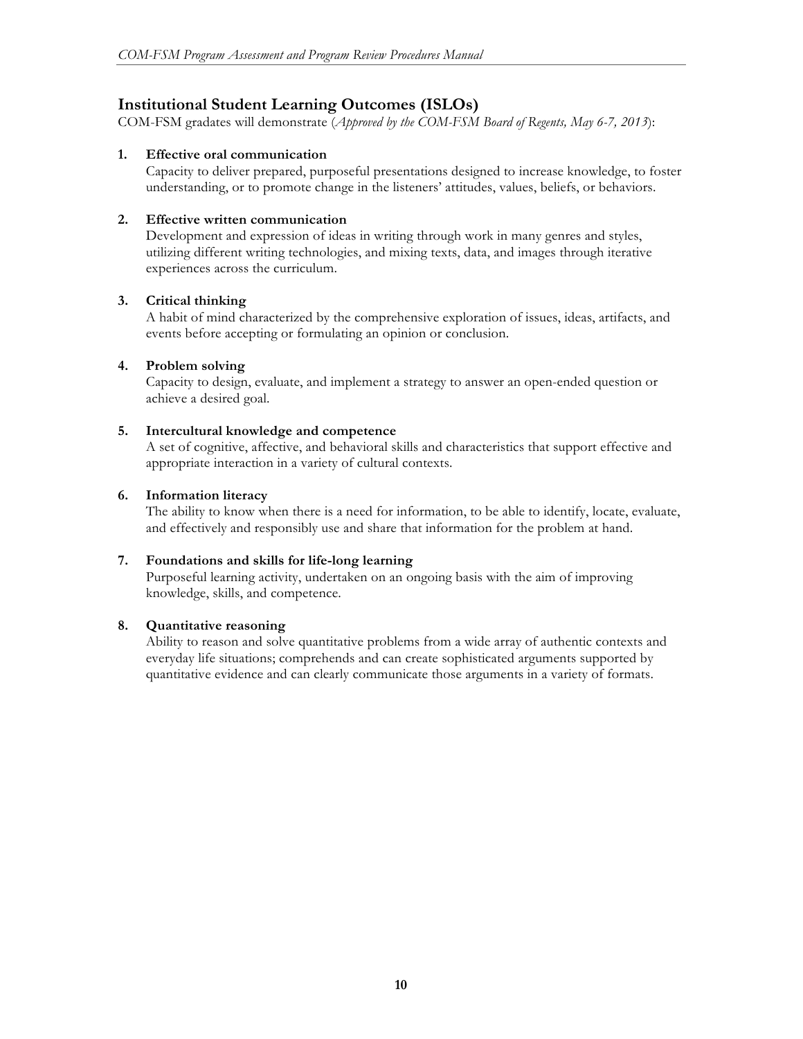## Institutional Student Learning Outcomes (ISLOs)

COM-FSM gradates will demonstrate (*Approved by the COM-FSM Board of Regents, May 6-7, 2013*):

1. **Effective oral communication**
   Capacity to deliver prepared, purposeful presentations designed to increase knowledge, to foster understanding, or to promote change in the listeners' attitudes, values, beliefs, or behaviors.

2. **Effective written communication**
   Development and expression of ideas in writing through work in many genres and styles, utilizing different writing technologies, and mixing texts, data, and images through iterative experiences across the curriculum.

3. **Critical thinking**
   A habit of mind characterized by the comprehensive exploration of issues, ideas, artifacts, and events before accepting or formulating an opinion or conclusion.

4. **Problem solving**
   Capacity to design, evaluate, and implement a strategy to answer an open-ended question or achieve a desired goal.

5. **Intercultural knowledge and competence**
   A set of cognitive, affective, and behavioral skills and characteristics that support effective and appropriate interaction in a variety of cultural contexts.

6. **Information literacy**
   The ability to know when there is a need for information, to be able to identify, locate, evaluate, and effectively and responsibly use and share that information for the problem at hand.

7. **Foundations and skills for life-long learning**
   Purposeful learning activity, undertaken on an ongoing basis with the aim of improving knowledge, skills, and competence.

8. **Quantitative reasoning**
   Ability to reason and solve quantitative problems from a wide array of authentic contexts and everyday life situations; comprehends and can create sophisticated arguments supported by quantitative evidence and can clearly communicate those arguments in a variety of formats.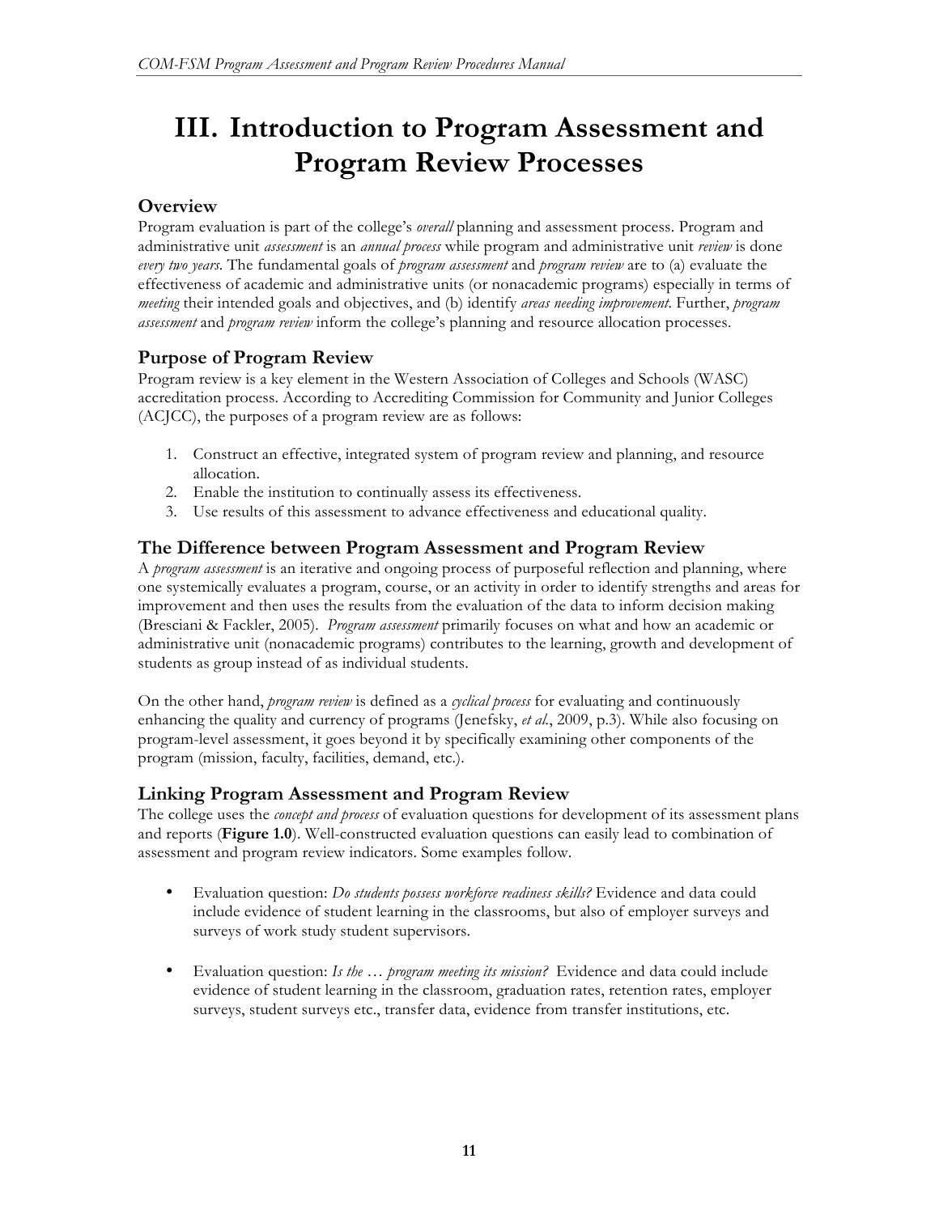# III. Introduction to Program Assessment and Program Review Processes

## Overview

Program evaluation is part of the college's *overall* planning and assessment process. Program and administrative unit *assessment* is an *annual process* while program and administrative unit *review* is done *every two years*. The fundamental goals of *program assessment* and *program review* are to (a) evaluate the effectiveness of academic and administrative units (or nonacademic programs) especially in terms of *meeting* their intended goals and objectives, and (b) identify *areas needing improvement*. Further, *program assessment* and *program review* inform the college's planning and resource allocation processes.

## Purpose of Program Review

Program review is a key element in the Western Association of Colleges and Schools (WASC) accreditation process. According to Accrediting Commission for Community and Junior Colleges (ACJCC), the purposes of a program review are as follows:

1. Construct an effective, integrated system of program review and planning, and resource allocation.
2. Enable the institution to continually assess its effectiveness.
3. Use results of this assessment to advance effectiveness and educational quality.

## The Difference between Program Assessment and Program Review

A *program assessment* is an iterative and ongoing process of purposeful reflection and planning, where one systemically evaluates a program, course, or an activity in order to identify strengths and areas for improvement and then uses the results from the evaluation of the data to inform decision making (Bresciani & Fackler, 2005). *Program assessment* primarily focuses on what and how an academic or administrative unit (nonacademic programs) contributes to the learning, growth and development of students as group instead of as individual students.

On the other hand, *program review* is defined as a *cyclical process* for evaluating and continuously enhancing the quality and currency of programs (Jenefsky, *et al.*, 2009, p.3). While also focusing on program-level assessment, it goes beyond it by specifically examining other components of the program (mission, faculty, facilities, demand, etc.).

## Linking Program Assessment and Program Review

The college uses the *concept and process* of evaluation questions for development of its assessment plans and reports (**Figure 1.0**). Well-constructed evaluation questions can easily lead to combination of assessment and program review indicators. Some examples follow.

- Evaluation question: *Do students possess workforce readiness skills?* Evidence and data could include evidence of student learning in the classrooms, but also of employer surveys and surveys of work study student supervisors.

- Evaluation question: *Is the … program meeting its mission?* Evidence and data could include evidence of student learning in the classroom, graduation rates, retention rates, employer surveys, student surveys etc., transfer data, evidence from transfer institutions, etc.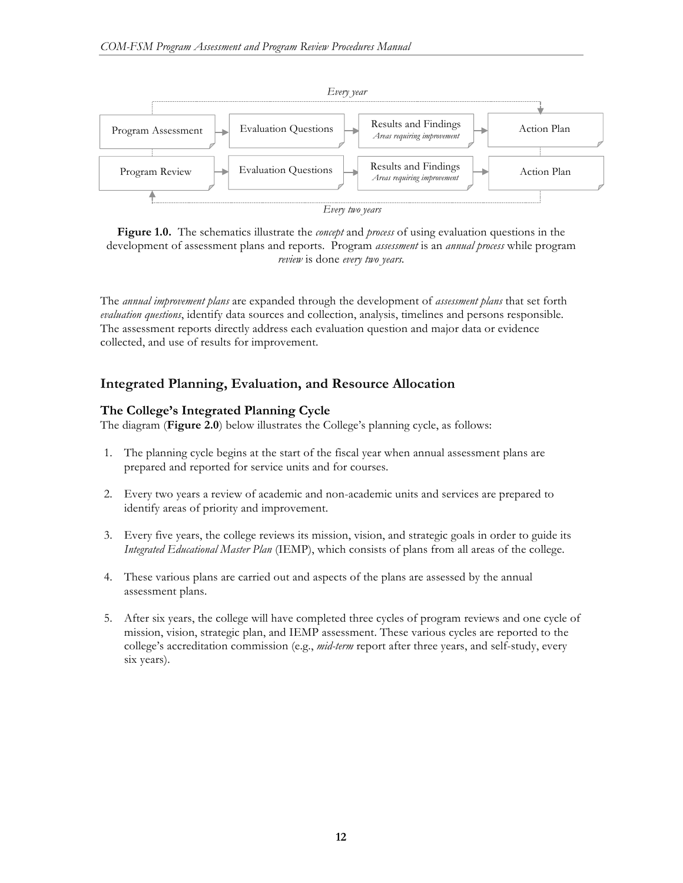Every year

Program Assessment → Evaluation Questions → Results and Findings *Areas requiring improvement* → Action Plan

Program Review → Evaluation Questions → Results and Findings *Areas requiring improvement* → Action Plan

Every two years

**Figure 1.0.** The schematics illustrate the *concept* and *process* of using evaluation questions in the development of assessment plans and reports. Program *assessment* is an *annual process* while program *review* is done *every two years.*

The *annual improvement plans* are expanded through the development of *assessment plans* that set forth *evaluation questions*, identify data sources and collection, analysis, timelines and persons responsible. The assessment reports directly address each evaluation question and major data or evidence collected, and use of results for improvement.

## Integrated Planning, Evaluation, and Resource Allocation

### The College's Integrated Planning Cycle

The diagram (**Figure 2.0**) below illustrates the College's planning cycle, as follows:

1. The planning cycle begins at the start of the fiscal year when annual assessment plans are prepared and reported for service units and for courses.

2. Every two years a review of academic and non-academic units and services are prepared to identify areas of priority and improvement.

3. Every five years, the college reviews its mission, vision, and strategic goals in order to guide its *Integrated Educational Master Plan* (IEMP), which consists of plans from all areas of the college.

4. These various plans are carried out and aspects of the plans are assessed by the annual assessment plans.

5. After six years, the college will have completed three cycles of program reviews and one cycle of mission, vision, strategic plan, and IEMP assessment. These various cycles are reported to the college's accreditation commission (e.g., *mid-term* report after three years, and self-study, every six years).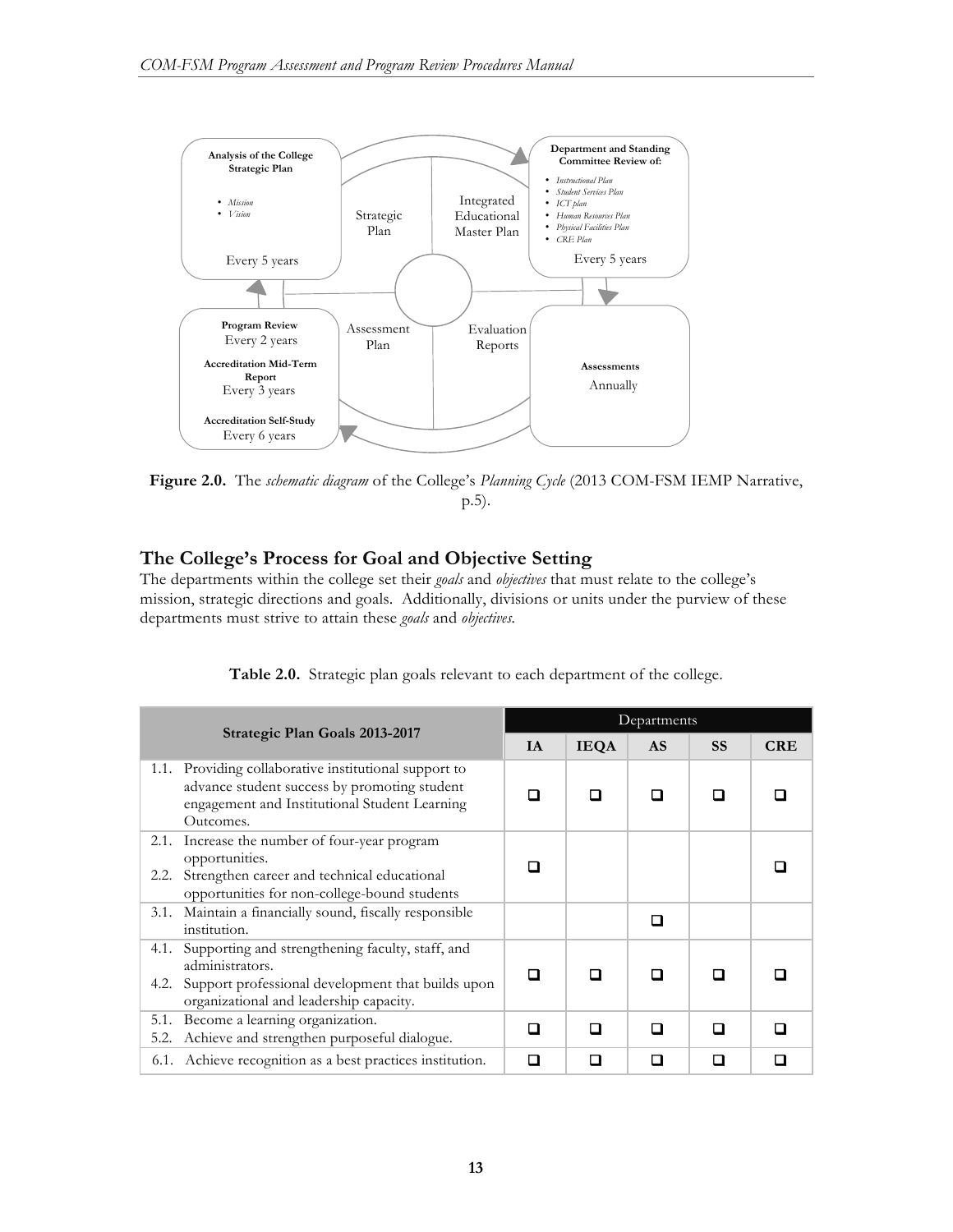**Analysis of the College Strategic Plan**

- *Mission*
- *Vision*

Every 5 years

Strategic Plan

Integrated Educational Master Plan

**Department and Standing Committee Review of:**

- *Instructional Plan*
- *Student Services Plan*
- *ICT plan*
- *Human Resources Plan*
- *Physical Facilities Plan*
- *CRE Plan*

Every 5 years

**Program Review**
Every 2 years

**Accreditation Mid-Term Report**
Every 3 years

**Accreditation Self-Study**
Every 6 years

Assessment Plan

Evaluation Reports

**Assessments**
Annually

**Figure 2.0.** The *schematic diagram* of the College's *Planning Cycle* (2013 COM-FSM IEMP Narrative, p.5).

## The College's Process for Goal and Objective Setting

The departments within the college set their *goals* and *objectives* that must relate to the college's mission, strategic directions and goals. Additionally, divisions or units under the purview of these departments must strive to attain these *goals* and *objectives*.

**Table 2.0.** Strategic plan goals relevant to each department of the college.

| Strategic Plan Goals 2013-2017 | Departments | | | | |
|---|---|---|---|---|---|
| | **IA** | **IEQA** | **AS** | **SS** | **CRE** |
| 1.1. Providing collaborative institutional support to advance student success by promoting student engagement and Institutional Student Learning Outcomes. | ❑ | ❑ | ❑ | ❑ | ❑ |
| 2.1. Increase the number of four-year program opportunities.<br>2.2. Strengthen career and technical educational opportunities for non-college-bound students | ❑ | | | | ❑ |
| 3.1. Maintain a financially sound, fiscally responsible institution. | | | ❑ | | |
| 4.1. Supporting and strengthening faculty, staff, and administrators.<br>4.2. Support professional development that builds upon organizational and leadership capacity. | ❑ | ❑ | ❑ | ❑ | ❑ |
| 5.1. Become a learning organization.<br>5.2. Achieve and strengthen purposeful dialogue. | ❑ | ❑ | ❑ | ❑ | ❑ |
| 6.1. Achieve recognition as a best practices institution. | ❑ | ❑ | ❑ | ❑ | ❑ |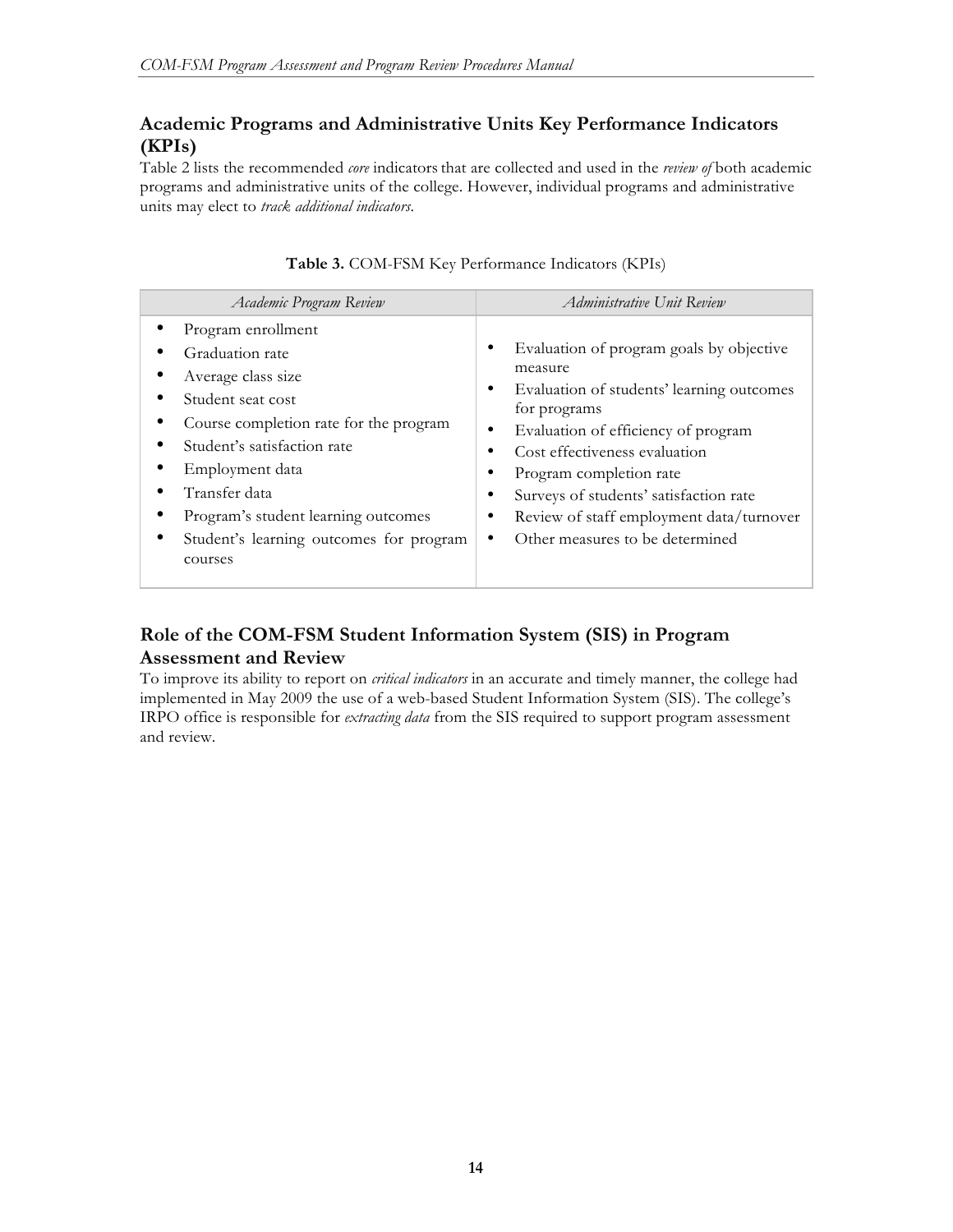## Academic Programs and Administrative Units Key Performance Indicators (KPIs)

Table 2 lists the recommended *core* indicators that are collected and used in the *review of* both academic programs and administrative units of the college. However, individual programs and administrative units may elect to *track additional indicators*.

**Table 3.** COM-FSM Key Performance Indicators (KPIs)

| *Academic Program Review* | *Administrative Unit Review* |
|---|---|
| • Program enrollment<br>• Graduation rate<br>• Average class size<br>• Student seat cost<br>• Course completion rate for the program<br>• Student's satisfaction rate<br>• Employment data<br>• Transfer data<br>• Program's student learning outcomes<br>• Student's learning outcomes for program courses | • Evaluation of program goals by objective measure<br>• Evaluation of students' learning outcomes for programs<br>• Evaluation of efficiency of program<br>• Cost effectiveness evaluation<br>• Program completion rate<br>• Surveys of students' satisfaction rate<br>• Review of staff employment data/turnover<br>• Other measures to be determined |

## Role of the COM-FSM Student Information System (SIS) in Program Assessment and Review

To improve its ability to report on *critical indicators* in an accurate and timely manner, the college had implemented in May 2009 the use of a web-based Student Information System (SIS). The college's IRPO office is responsible for *extracting data* from the SIS required to support program assessment and review.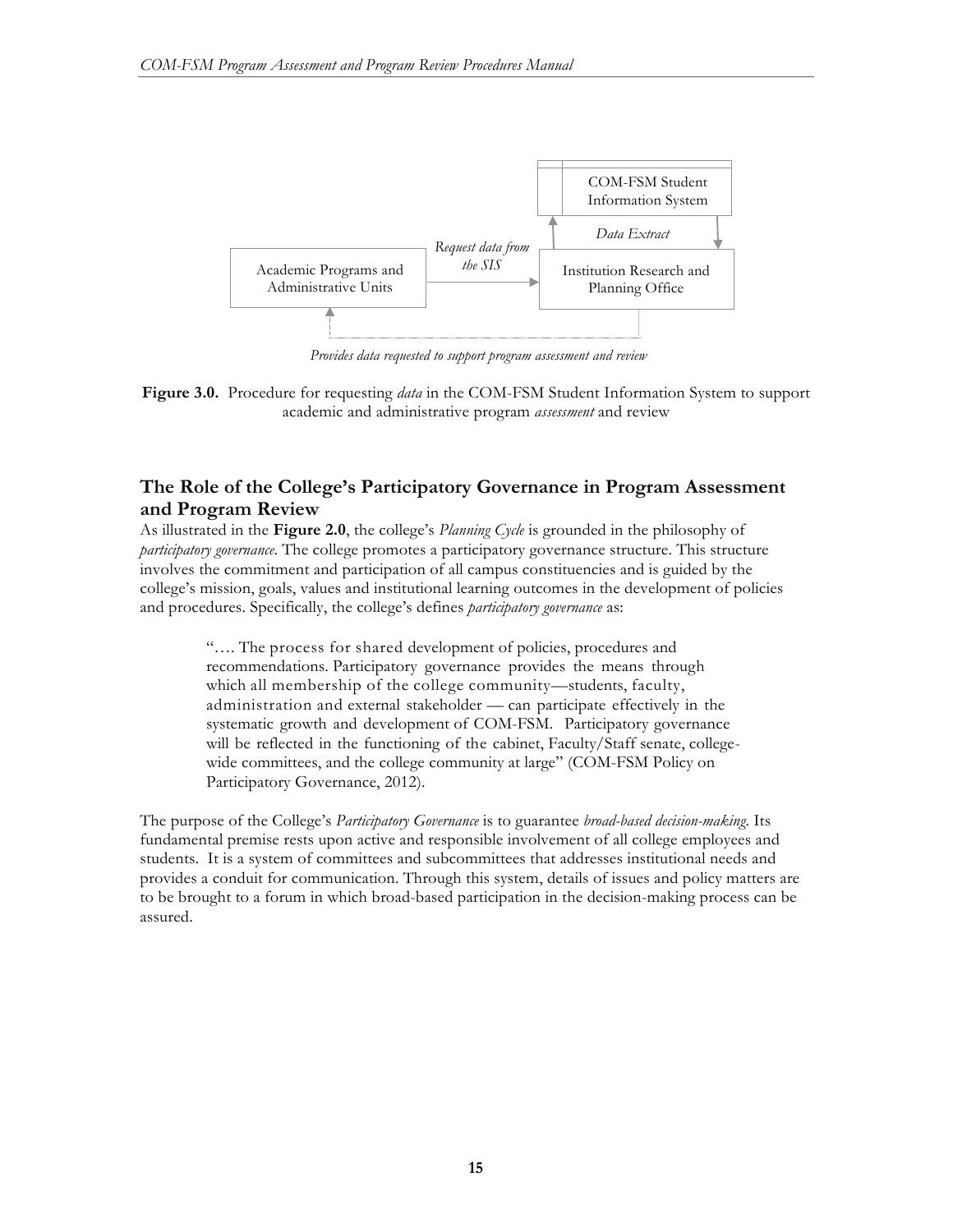COM-FSM Student Information System

Data Extract

Request data from the SIS

Academic Programs and Administrative Units

Institution Research and Planning Office

*Provides data requested to support program assessment and review*

**Figure 3.0.** Procedure for requesting *data* in the COM-FSM Student Information System to support academic and administrative program *assessment* and review

## The Role of the College's Participatory Governance in Program Assessment and Program Review

As illustrated in the **Figure 2.0**, the college's *Planning Cycle* is grounded in the philosophy of *participatory governance*. The college promotes a participatory governance structure. This structure involves the commitment and participation of all campus constituencies and is guided by the college's mission, goals, values and institutional learning outcomes in the development of policies and procedures. Specifically, the college's defines *participatory governance* as:

> "…. The process for shared development of policies, procedures and recommendations. Participatory governance provides the means through which all membership of the college community—students, faculty, administration and external stakeholder — can participate effectively in the systematic growth and development of COM-FSM. Participatory governance will be reflected in the functioning of the cabinet, Faculty/Staff senate, college-wide committees, and the college community at large" (COM-FSM Policy on Participatory Governance, 2012).

The purpose of the College's *Participatory Governance* is to guarantee *broad-based decision-making*. Its fundamental premise rests upon active and responsible involvement of all college employees and students. It is a system of committees and subcommittees that addresses institutional needs and provides a conduit for communication. Through this system, details of issues and policy matters are to be brought to a forum in which broad-based participation in the decision-making process can be assured.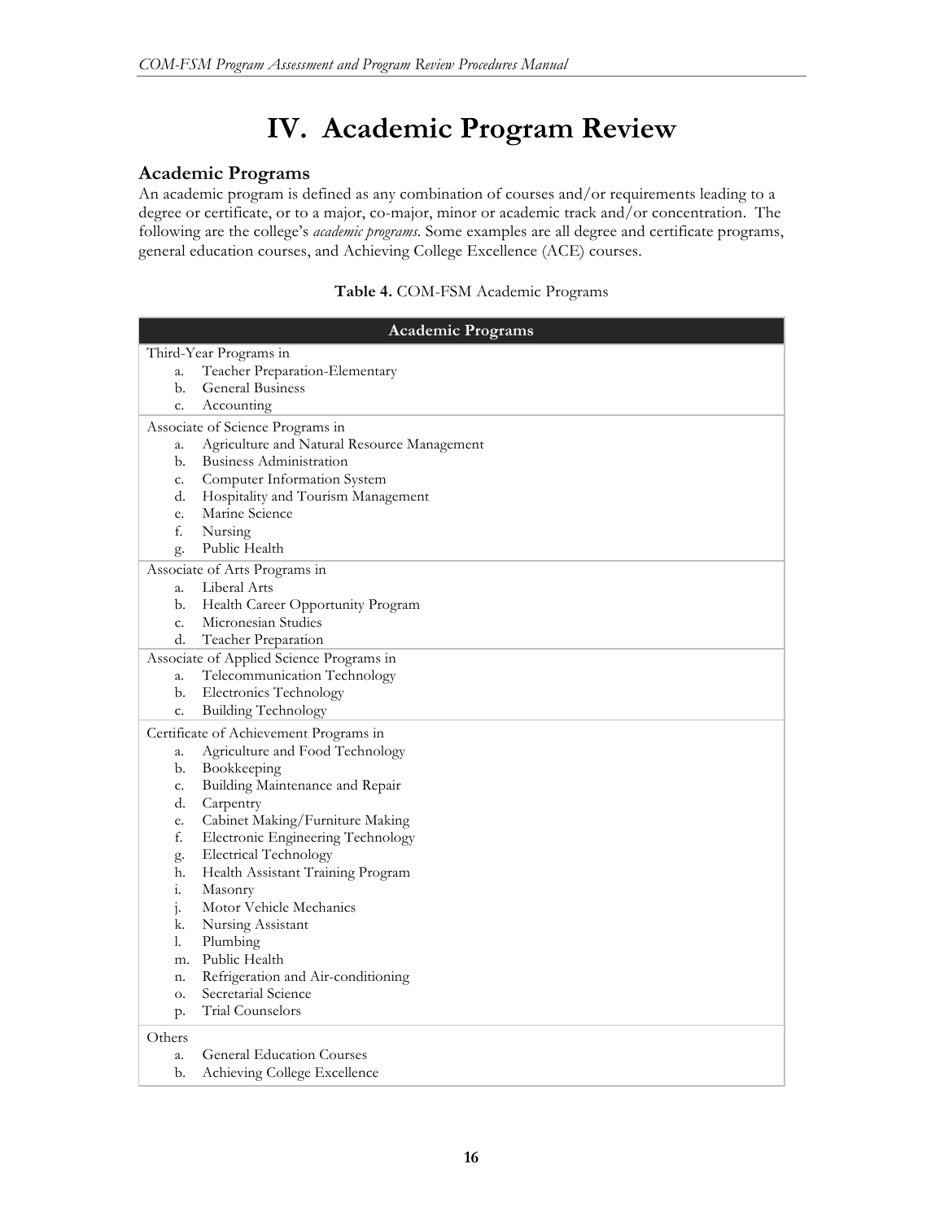# IV. Academic Program Review

## Academic Programs

An academic program is defined as any combination of courses and/or requirements leading to a degree or certificate, or to a major, co-major, minor or academic track and/or concentration. The following are the college's *academic programs*. Some examples are all degree and certificate programs, general education courses, and Achieving College Excellence (ACE) courses.

**Table 4.** COM-FSM Academic Programs

| Academic Programs |
|---|
| Third-Year Programs in<br>a. Teacher Preparation-Elementary<br>b. General Business<br>c. Accounting |
| Associate of Science Programs in<br>a. Agriculture and Natural Resource Management<br>b. Business Administration<br>c. Computer Information System<br>d. Hospitality and Tourism Management<br>e. Marine Science<br>f. Nursing<br>g. Public Health |
| Associate of Arts Programs in<br>a. Liberal Arts<br>b. Health Career Opportunity Program<br>c. Micronesian Studies<br>d. Teacher Preparation |
| Associate of Applied Science Programs in<br>a. Telecommunication Technology<br>b. Electronics Technology<br>c. Building Technology |
| Certificate of Achievement Programs in<br>a. Agriculture and Food Technology<br>b. Bookkeeping<br>c. Building Maintenance and Repair<br>d. Carpentry<br>e. Cabinet Making/Furniture Making<br>f. Electronic Engineering Technology<br>g. Electrical Technology<br>h. Health Assistant Training Program<br>i. Masonry<br>j. Motor Vehicle Mechanics<br>k. Nursing Assistant<br>l. Plumbing<br>m. Public Health<br>n. Refrigeration and Air-conditioning<br>o. Secretarial Science<br>p. Trial Counselors |
| Others<br>a. General Education Courses<br>b. Achieving College Excellence |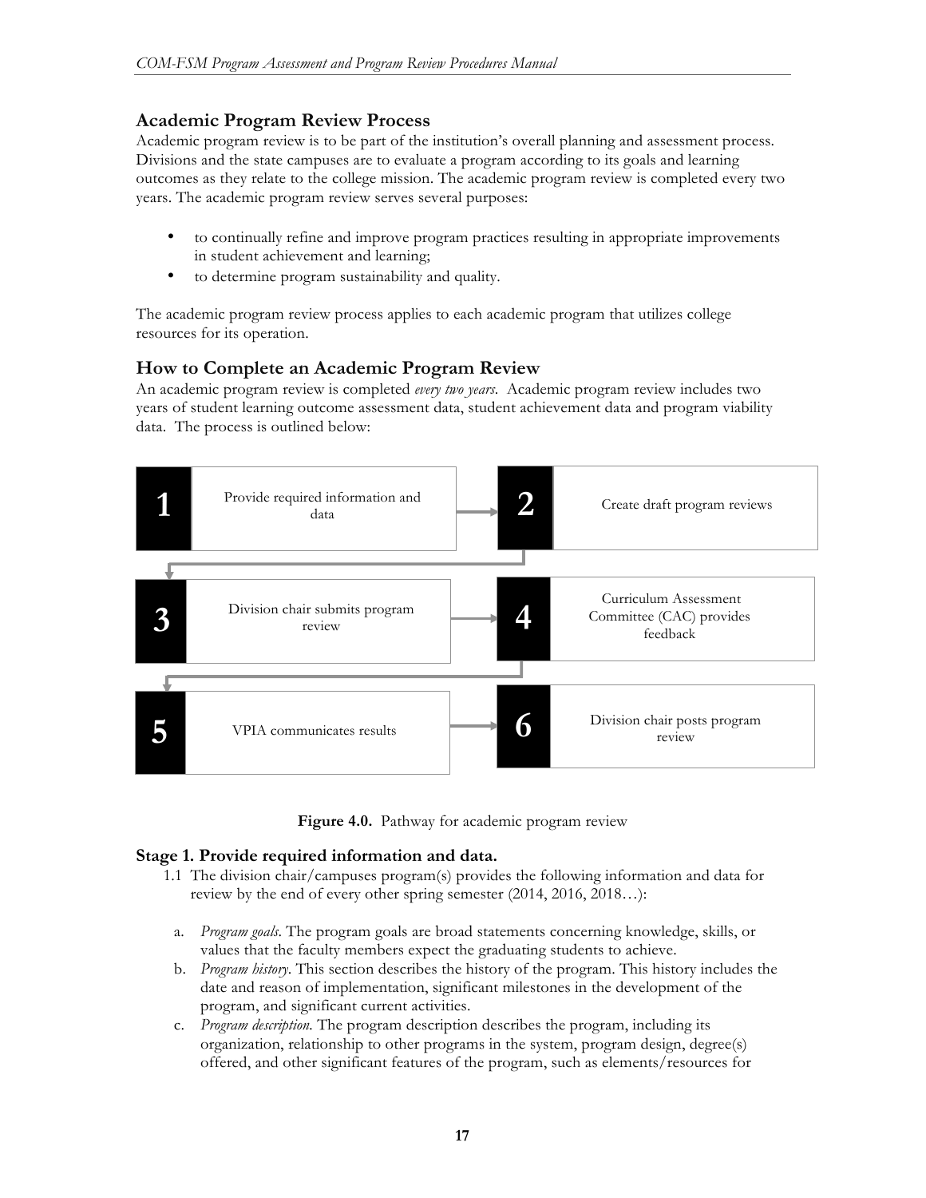## Academic Program Review Process

Academic program review is to be part of the institution's overall planning and assessment process. Divisions and the state campuses are to evaluate a program according to its goals and learning outcomes as they relate to the college mission. The academic program review is completed every two years. The academic program review serves several purposes:

- to continually refine and improve program practices resulting in appropriate improvements in student achievement and learning;
- to determine program sustainability and quality.

The academic program review process applies to each academic program that utilizes college resources for its operation.

## How to Complete an Academic Program Review

An academic program review is completed *every two years*. Academic program review includes two years of student learning outcome assessment data, student achievement data and program viability data. The process is outlined below:

1. Provide required information and data
2. Create draft program reviews
3. Division chair submits program review
4. Curriculum Assessment Committee (CAC) provides feedback
5. VPIA communicates results
6. Division chair posts program review

**Figure 4.0.** Pathway for academic program review

### Stage 1. Provide required information and data.

1.1 The division chair/campuses program(s) provides the following information and data for review by the end of every other spring semester (2014, 2016, 2018…):

a. *Program goals*. The program goals are broad statements concerning knowledge, skills, or values that the faculty members expect the graduating students to achieve.

b. *Program history*. This section describes the history of the program. This history includes the date and reason of implementation, significant milestones in the development of the program, and significant current activities.

c. *Program description*. The program description describes the program, including its organization, relationship to other programs in the system, program design, degree(s) offered, and other significant features of the program, such as elements/resources for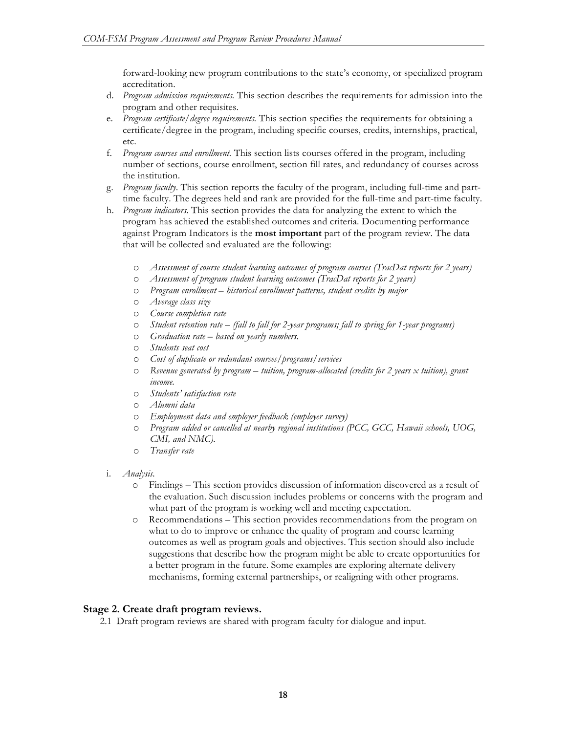forward-looking new program contributions to the state's economy, or specialized program accreditation.

d. *Program admission requirements.* This section describes the requirements for admission into the program and other requisites.
e. *Program certificate/degree requirements.* This section specifies the requirements for obtaining a certificate/degree in the program, including specific courses, credits, internships, practical, etc.
f. *Program courses and enrollment.* This section lists courses offered in the program, including number of sections, course enrollment, section fill rates, and redundancy of courses across the institution.
g. *Program faculty.* This section reports the faculty of the program, including full-time and part-time faculty. The degrees held and rank are provided for the full-time and part-time faculty.
h. *Program indicators.* This section provides the data for analyzing the extent to which the program has achieved the established outcomes and criteria. Documenting performance against Program Indicators is the **most important** part of the program review. The data that will be collected and evaluated are the following:
    - *Assessment of course student learning outcomes of program courses (TracDat reports for 2 years)*
    - *Assessment of program student learning outcomes (TracDat reports for 2 years)*
    - *Program enrollment – historical enrollment patterns, student credits by major*
    - *Average class size*
    - *Course completion rate*
    - *Student retention rate – (fall to fall for 2-year programs; fall to spring for 1-year programs)*
    - *Graduation rate – based on yearly numbers.*
    - *Students seat cost*
    - *Cost of duplicate or redundant courses/programs/services*
    - *Revenue generated by program – tuition, program-allocated (credits for 2 years x tuition), grant income.*
    - *Students' satisfaction rate*
    - *Alumni data*
    - *Employment data and employer feedback (employer survey)*
    - *Program added or cancelled at nearby regional institutions (PCC, GCC, Hawaii schools, UOG, CMI, and NMC).*
    - *Transfer rate*
i. *Analysis.*
    - Findings – This section provides discussion of information discovered as a result of the evaluation. Such discussion includes problems or concerns with the program and what part of the program is working well and meeting expectation.
    - Recommendations – This section provides recommendations from the program on what to do to improve or enhance the quality of program and course learning outcomes as well as program goals and objectives. This section should also include suggestions that describe how the program might be able to create opportunities for a better program in the future. Some examples are exploring alternate delivery mechanisms, forming external partnerships, or realigning with other programs.

### Stage 2. Create draft program reviews.

2.1 Draft program reviews are shared with program faculty for dialogue and input.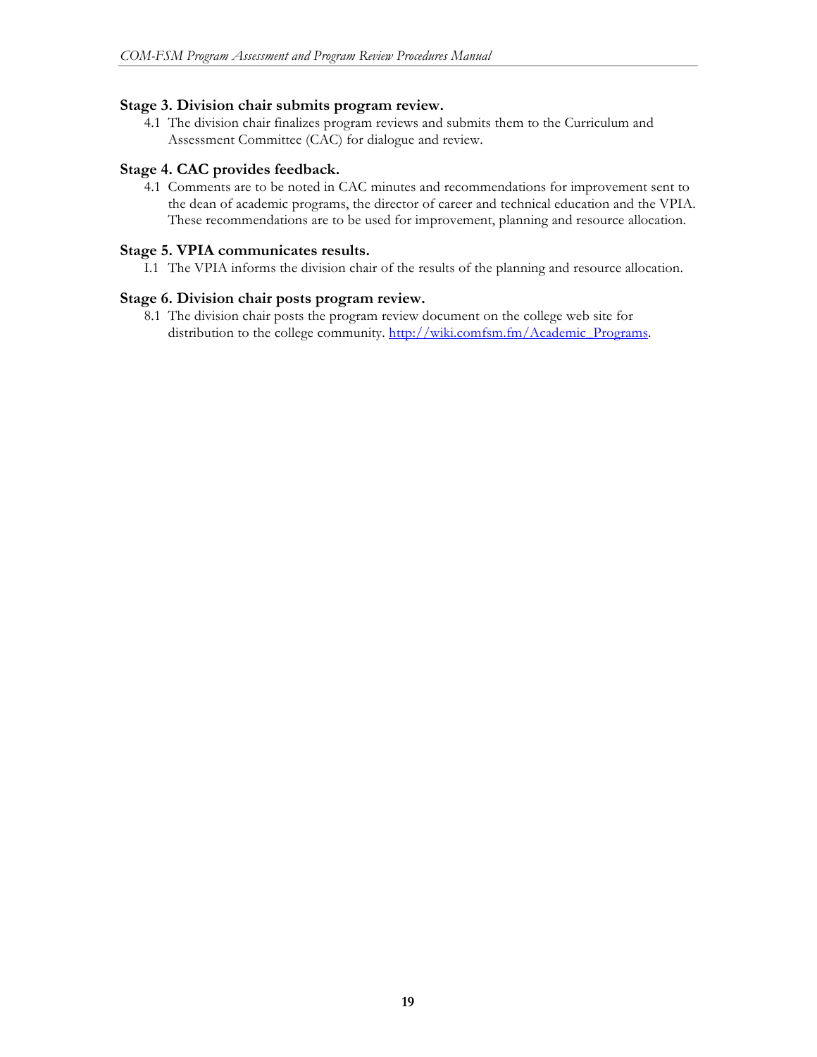### Stage 3. Division chair submits program review.

4.1 The division chair finalizes program reviews and submits them to the Curriculum and Assessment Committee (CAC) for dialogue and review.

### Stage 4. CAC provides feedback.

4.1 Comments are to be noted in CAC minutes and recommendations for improvement sent to the dean of academic programs, the director of career and technical education and the VPIA. These recommendations are to be used for improvement, planning and resource allocation.

### Stage 5. VPIA communicates results.

I.1 The VPIA informs the division chair of the results of the planning and resource allocation.

### Stage 6. Division chair posts program review.

8.1 The division chair posts the program review document on the college web site for distribution to the college community. [http://wiki.comfsm.fm/Academic_Programs](http://wiki.comfsm.fm/Academic_Programs).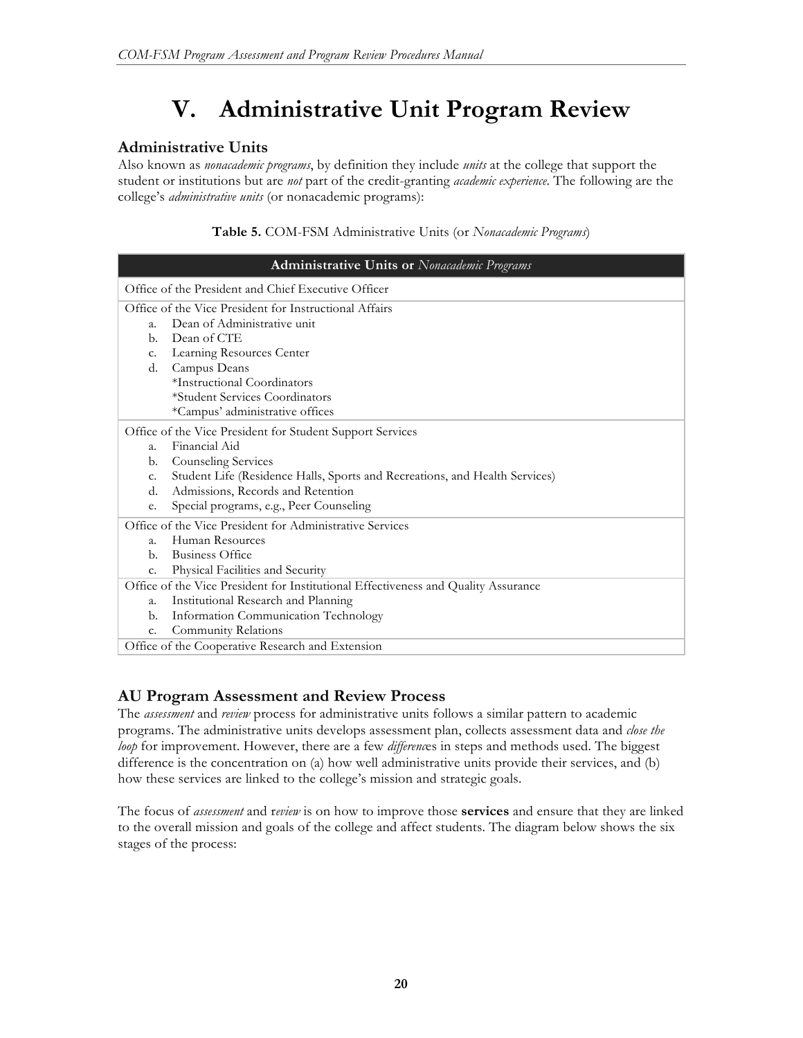# V. Administrative Unit Program Review

## Administrative Units

Also known as *nonacademic programs*, by definition they include *units* at the college that support the student or institutions but are *not* part of the credit-granting *academic experience*. The following are the college's *administrative units* (or nonacademic programs):

**Table 5.** COM-FSM Administrative Units (or *Nonacademic Programs*)

| **Administrative Units or** *Nonacademic Programs* |
|---|
| Office of the President and Chief Executive Officer |
| Office of the Vice President for Instructional Affairs<br>a. Dean of Administrative unit<br>b. Dean of CTE<br>c. Learning Resources Center<br>d. Campus Deans<br>*Instructional Coordinators<br>*Student Services Coordinators<br>*Campus' administrative offices |
| Office of the Vice President for Student Support Services<br>a. Financial Aid<br>b. Counseling Services<br>c. Student Life (Residence Halls, Sports and Recreations, and Health Services)<br>d. Admissions, Records and Retention<br>e. Special programs, e.g., Peer Counseling |
| Office of the Vice President for Administrative Services<br>a. Human Resources<br>b. Business Office<br>c. Physical Facilities and Security |
| Office of the Vice President for Institutional Effectiveness and Quality Assurance<br>a. Institutional Research and Planning<br>b. Information Communication Technology<br>c. Community Relations |
| Office of the Cooperative Research and Extension |

## AU Program Assessment and Review Process

The *assessment* and *review* process for administrative units follows a similar pattern to academic programs. The administrative units develops assessment plan, collects assessment data and *close the loop* for improvement. However, there are a few *difference*s in steps and methods used. The biggest difference is the concentration on (a) how well administrative units provide their services, and (b) how these services are linked to the college's mission and strategic goals.

The focus of *assessment* and r*eview* is on how to improve those **services** and ensure that they are linked to the overall mission and goals of the college and affect students. The diagram below shows the six stages of the process: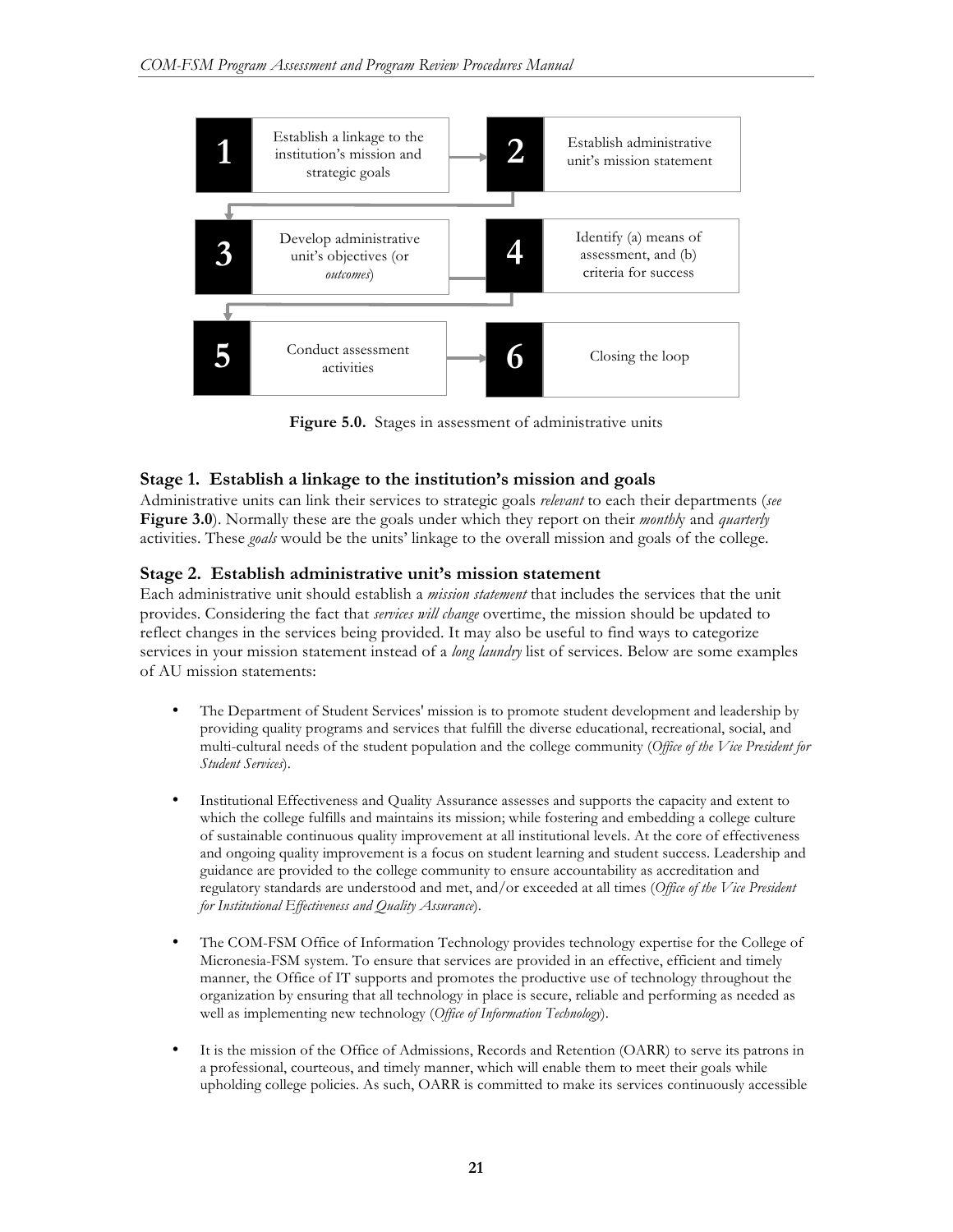| | | | |
|---|---|---|---|
| **1** | Establish a linkage to the institution's mission and strategic goals | **2** | Establish administrative unit's mission statement |
| **3** | Develop administrative unit's objectives (or *outcomes*) | **4** | Identify (a) means of assessment, and (b) criteria for success |
| **5** | Conduct assessment activities | **6** | Closing the loop |

**Figure 5.0.** Stages in assessment of administrative units

### Stage 1. Establish a linkage to the institution's mission and goals

Administrative units can link their services to strategic goals *relevant* to each their departments (*see* **Figure 3.0**). Normally these are the goals under which they report on their *monthly* and *quarterly* activities. These *goals* would be the units' linkage to the overall mission and goals of the college.

### Stage 2. Establish administrative unit's mission statement

Each administrative unit should establish a *mission statement* that includes the services that the unit provides. Considering the fact that *services will change* overtime, the mission should be updated to reflect changes in the services being provided. It may also be useful to find ways to categorize services in your mission statement instead of a *long laundry* list of services. Below are some examples of AU mission statements:

- The Department of Student Services' mission is to promote student development and leadership by providing quality programs and services that fulfill the diverse educational, recreational, social, and multi-cultural needs of the student population and the college community (*Office of the Vice President for Student Services*).

- Institutional Effectiveness and Quality Assurance assesses and supports the capacity and extent to which the college fulfills and maintains its mission; while fostering and embedding a college culture of sustainable continuous quality improvement at all institutional levels. At the core of effectiveness and ongoing quality improvement is a focus on student learning and student success. Leadership and guidance are provided to the college community to ensure accountability as accreditation and regulatory standards are understood and met, and/or exceeded at all times (*Office of the Vice President for Institutional Effectiveness and Quality Assurance*).

- The COM-FSM Office of Information Technology provides technology expertise for the College of Micronesia-FSM system. To ensure that services are provided in an effective, efficient and timely manner, the Office of IT supports and promotes the productive use of technology throughout the organization by ensuring that all technology in place is secure, reliable and performing as needed as well as implementing new technology (*Office of Information Technology*).

- It is the mission of the Office of Admissions, Records and Retention (OARR) to serve its patrons in a professional, courteous, and timely manner, which will enable them to meet their goals while upholding college policies. As such, OARR is committed to make its services continuously accessible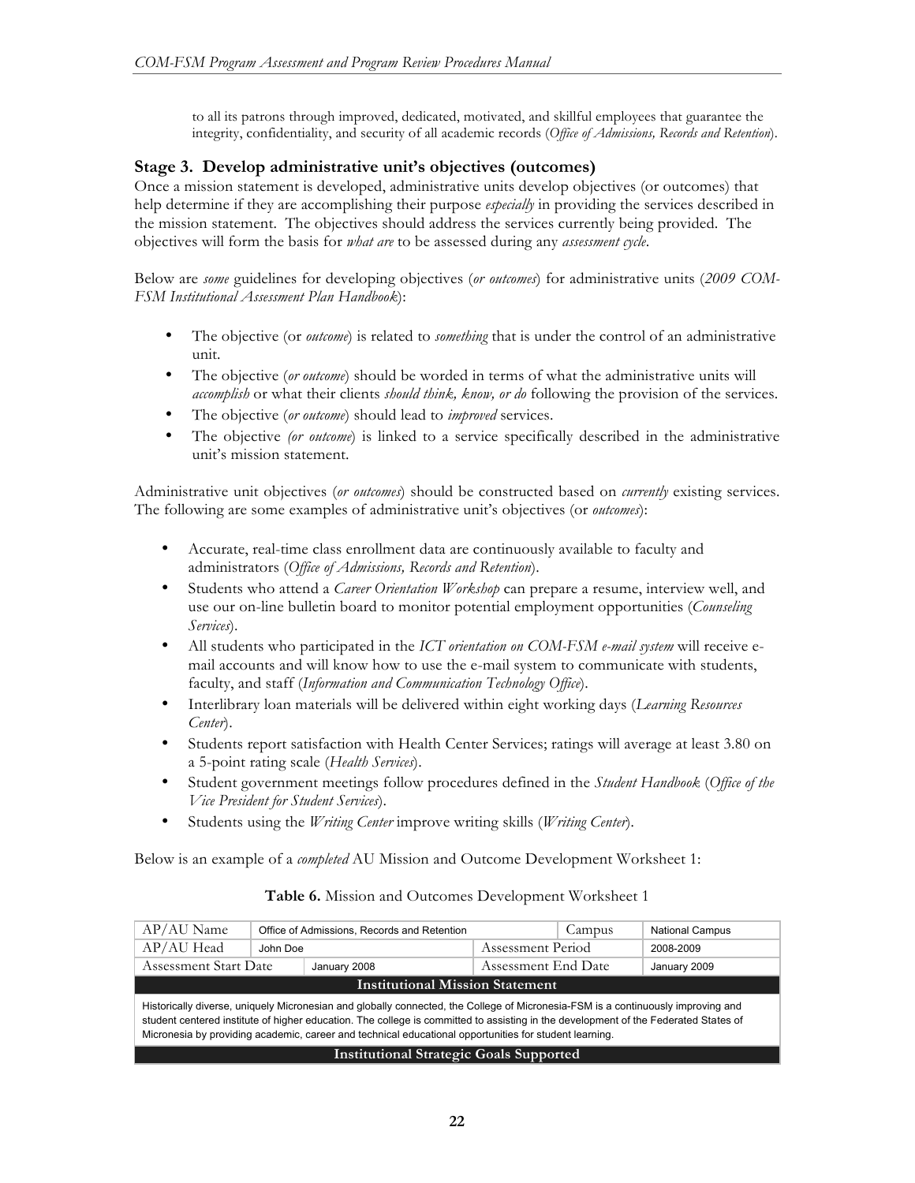to all its patrons through improved, dedicated, motivated, and skillful employees that guarantee the integrity, confidentiality, and security of all academic records (*Office of Admissions, Records and Retention*).

### Stage 3. Develop administrative unit's objectives (outcomes)

Once a mission statement is developed, administrative units develop objectives (or outcomes) that help determine if they are accomplishing their purpose *especially* in providing the services described in the mission statement. The objectives should address the services currently being provided. The objectives will form the basis for *what are* to be assessed during any *assessment cycle*.

Below are *some* guidelines for developing objectives (*or outcomes*) for administrative units (*2009 COM-FSM Institutional Assessment Plan Handbook*):

- The objective (or *outcome*) is related to *something* that is under the control of an administrative unit.
- The objective (*or outcome*) should be worded in terms of what the administrative units will *accomplish* or what their clients *should think, know, or do* following the provision of the services.
- The objective (*or outcome*) should lead to *improved* services.
- The objective *(or outcome*) is linked to a service specifically described in the administrative unit's mission statement.

Administrative unit objectives (*or outcomes*) should be constructed based on *currently* existing services. The following are some examples of administrative unit's objectives (or *outcomes*):

- Accurate, real-time class enrollment data are continuously available to faculty and administrators (*Office of Admissions, Records and Retention*).
- Students who attend a *Career Orientation Workshop* can prepare a resume, interview well, and use our on-line bulletin board to monitor potential employment opportunities (*Counseling Services*).
- All students who participated in the *ICT orientation on COM-FSM e-mail system* will receive e-mail accounts and will know how to use the e-mail system to communicate with students, faculty, and staff (*Information and Communication Technology Office*).
- Interlibrary loan materials will be delivered within eight working days (*Learning Resources Center*).
- Students report satisfaction with Health Center Services; ratings will average at least 3.80 on a 5-point rating scale (*Health Services*).
- Student government meetings follow procedures defined in the *Student Handbook* (*Office of the Vice President for Student Services*).
- Students using the *Writing Center* improve writing skills (*Writing Center*).

Below is an example of a *completed* AU Mission and Outcome Development Worksheet 1:

**Table 6.** Mission and Outcomes Development Worksheet 1

| AP/AU Name | Office of Admissions, Records and Retention | | Campus | National Campus |
|---|---|---|---|---|
| AP/AU Head | John Doe | Assessment Period | | 2008-2009 |
| Assessment Start Date | January 2008 | Assessment End Date | | January 2009 |
| **Institutional Mission Statement** | | | | |
| Historically diverse, uniquely Micronesian and globally connected, the College of Micronesia-FSM is a continuously improving and student centered institute of higher education. The college is committed to assisting in the development of the Federated States of Micronesia by providing academic, career and technical educational opportunities for student learning. | | | | |
| **Institutional Strategic Goals Supported** | | | | |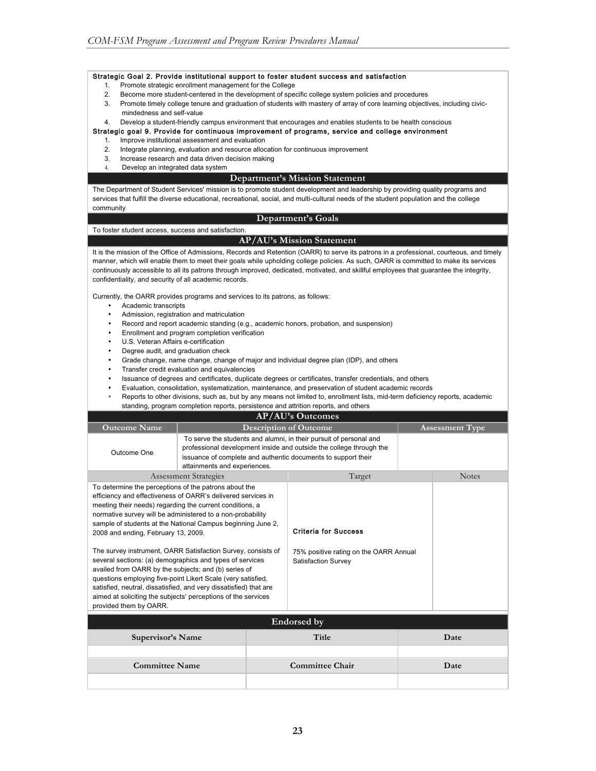**Strategic Goal 2. Provide institutional support to foster student success and satisfaction**

1. Promote strategic enrollment management for the College
2. Become more student-centered in the development of specific college system policies and procedures
3. Promote timely college tenure and graduation of students with mastery of array of core learning objectives, including civic-mindedness and self-value
4. Develop a student-friendly campus environment that encourages and enables students to be health conscious

**Strategic goal 9. Provide for continuous improvement of programs, service and college environment**

1. Improve institutional assessment and evaluation
2. Integrate planning, evaluation and resource allocation for continuous improvement
3. Increase research and data driven decision making
4. Develop an integrated data system

## Department's Mission Statement

The Department of Student Services' mission is to promote student development and leadership by providing quality programs and services that fulfill the diverse educational, recreational, social, and multi-cultural needs of the student population and the college community.

## Department's Goals

To foster student access, success and satisfaction.

## AP/AU's Mission Statement

It is the mission of the Office of Admissions, Records and Retention (OARR) to serve its patrons in a professional, courteous, and timely manner, which will enable them to meet their goals while upholding college policies. As such, OARR is committed to make its services continuously accessible to all its patrons through improved, dedicated, motivated, and skillful employees that guarantee the integrity, confidentiality, and security of all academic records.

Currently, the OARR provides programs and services to its patrons, as follows:

- Academic transcripts
- Admission, registration and matriculation
- Record and report academic standing (e.g., academic honors, probation, and suspension)
- Enrollment and program completion verification
- U.S. Veteran Affairs e-certification
- Degree audit, and graduation check
- Grade change, name change, change of major and individual degree plan (IDP), and others
- Transfer credit evaluation and equivalencies
- Issuance of degrees and certificates, duplicate degrees or certificates, transfer credentials, and others
- Evaluation, consolidation, systematization, maintenance, and preservation of student academic records
- Reports to other divisions, such as, but by any means not limited to, enrollment lists, mid-term deficiency reports, academic standing, program completion reports, persistence and attrition reports, and others

## AP/AU's Outcomes

| Outcome Name | Description of Outcome | Assessment Type |
|---|---|---|
| Outcome One | To serve the students and alumni, in their pursuit of personal and professional development inside and outside the college through the issuance of complete and authentic documents to support their attainments and experiences. | |

| Assessment Strategies | Target | Notes |
|---|---|---|
| To determine the perceptions of the patrons about the efficiency and effectiveness of OARR's delivered services in meeting their needs) regarding the current conditions, a normative survey will be administered to a non-probability sample of students at the National Campus beginning June 2, 2008 and ending, February 13, 2009.<br><br>The survey instrument, OARR Satisfaction Survey, consists of several sections: (a) demographics and types of services availed from OARR by the subjects; and (b) series of questions employing five-point Likert Scale (very satisfied, satisfied, neutral, dissatisfied, and very dissatisfied) that are aimed at soliciting the subjects' perceptions of the services provided them by OARR. | **Criteria for Success**<br><br>75% positive rating on the OARR Annual Satisfaction Survey | |

## Endorsed by

| Supervisor's Name | Title | Date |
|---|---|---|
| | | |
| **Committee Name** | **Committee Chair** | **Date** |
| | | |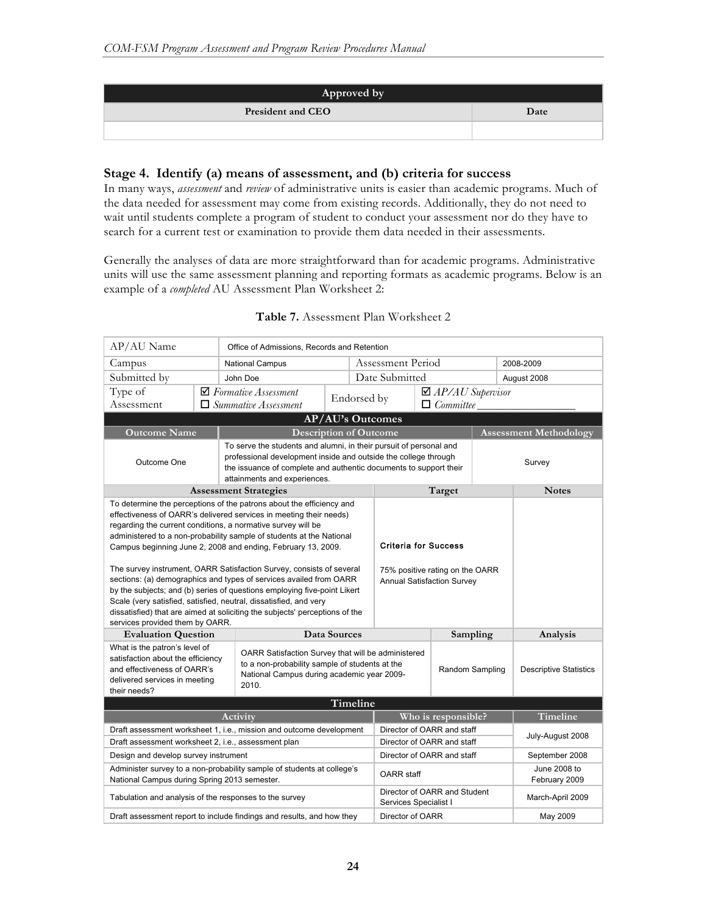| Approved by | |
|---|---|
| President and CEO | Date |
| | |

### Stage 4. Identify (a) means of assessment, and (b) criteria for success

In many ways, *assessment* and *review* of administrative units is easier than academic programs. Much of the data needed for assessment may come from existing records. Additionally, they do not need to wait until students complete a program of student to conduct your assessment nor do they have to search for a current test or examination to provide them data needed in their assessments.

Generally the analyses of data are more straightforward than for academic programs. Administrative units will use the same assessment planning and reporting formats as academic programs. Below is an example of a *completed* AU Assessment Plan Worksheet 2:

**Table 7.** Assessment Plan Worksheet 2

| AP/AU Name | Office of Admissions, Records and Retention | | |
|---|---|---|---|
| Campus | National Campus | Assessment Period | 2008-2009 |
| Submitted by | John Doe | Date Submitted | August 2008 |
| Type of Assessment | ☑ *Formative Assessment* ☐ *Summative Assessment* | Endorsed by | ☑ *AP/AU Supervisor* ☐ *Committee* ________ |

**AP/AU's Outcomes**

| Outcome Name | Description of Outcome | Assessment Methodology |
|---|---|---|
| Outcome One | To serve the students and alumni, in their pursuit of personal and professional development inside and outside the college through the issuance of complete and authentic documents to support their attainments and experiences. | Survey |

| Assessment Strategies | Target | Notes |
|---|---|---|
| To determine the perceptions of the patrons about the efficiency and effectiveness of OARR's delivered services in meeting their needs) regarding the current conditions, a normative survey will be administered to a non-probability sample of students at the National Campus beginning June 2, 2008 and ending, February 13, 2009.<br><br>The survey instrument, OARR Satisfaction Survey, consists of several sections: (a) demographics and types of services availed from OARR by the subjects; and (b) series of questions employing five-point Likert Scale (very satisfied, satisfied, neutral, dissatisfied, and very dissatisfied) that are aimed at soliciting the subjects' perceptions of the services provided them by OARR. | **Criteria for Success**<br><br>75% positive rating on the OARR Annual Satisfaction Survey | |

| Evaluation Question | Data Sources | Sampling | Analysis |
|---|---|---|---|
| What is the patron's level of satisfaction about the efficiency and effectiveness of OARR's delivered services in meeting their needs? | OARR Satisfaction Survey that will be administered to a non-probability sample of students at the National Campus during academic year 2009-2010. | Random Sampling | Descriptive Statistics |

**Timeline**

| Activity | Who is responsible? | Timeline |
|---|---|---|
| Draft assessment worksheet 1, i.e., mission and outcome development | Director of OARR and staff | July-August 2008 |
| Draft assessment worksheet 2, i.e., assessment plan | Director of OARR and staff | |
| Design and develop survey instrument | Director of OARR and staff | September 2008 |
| Administer survey to a non-probability sample of students at college's National Campus during Spring 2013 semester. | OARR staff | June 2008 to February 2009 |
| Tabulation and analysis of the responses to the survey | Director of OARR and Student Services Specialist I | March-April 2009 |
| Draft assessment report to include findings and results, and how they | Director of OARR | May 2009 |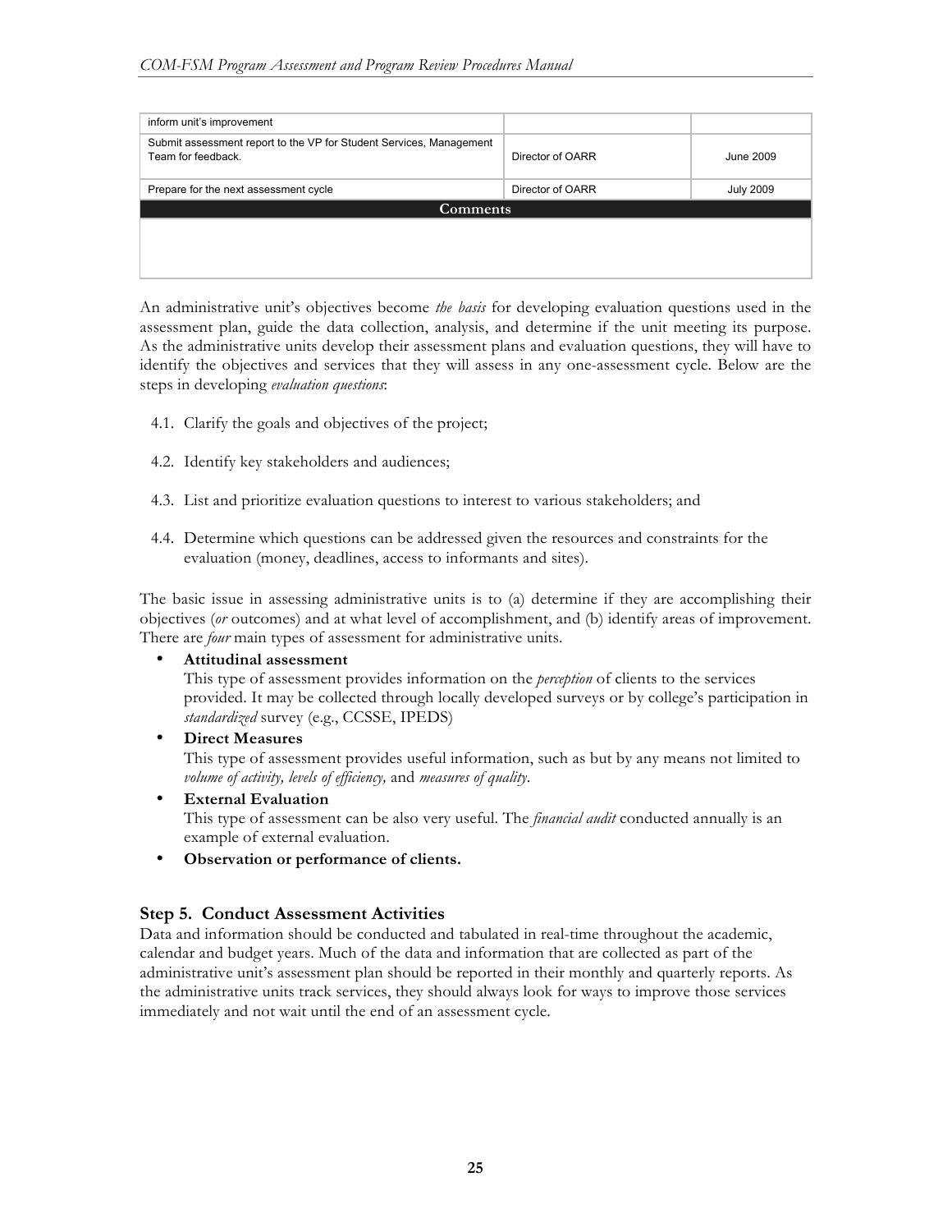| | | |
|---|---|---|
| inform unit's improvement | | |
| Submit assessment report to the VP for Student Services, Management Team for feedback. | Director of OARR | June 2009 |
| Prepare for the next assessment cycle | Director of OARR | July 2009 |
| **Comments** | | |
| | | |

An administrative unit's objectives become *the basis* for developing evaluation questions used in the assessment plan, guide the data collection, analysis, and determine if the unit meeting its purpose. As the administrative units develop their assessment plans and evaluation questions, they will have to identify the objectives and services that they will assess in any one-assessment cycle. Below are the steps in developing *evaluation questions*:

4.1. Clarify the goals and objectives of the project;

4.2. Identify key stakeholders and audiences;

4.3. List and prioritize evaluation questions to interest to various stakeholders; and

4.4. Determine which questions can be addressed given the resources and constraints for the evaluation (money, deadlines, access to informants and sites).

The basic issue in assessing administrative units is to (a) determine if they are accomplishing their objectives (*or* outcomes) and at what level of accomplishment, and (b) identify areas of improvement. There are *four* main types of assessment for administrative units.

- **Attitudinal assessment**
  This type of assessment provides information on the *perception* of clients to the services provided. It may be collected through locally developed surveys or by college's participation in *standardized* survey (e.g., CCSSE, IPEDS)
- **Direct Measures**
  This type of assessment provides useful information, such as but by any means not limited to *volume of activity, levels of efficiency,* and *measures of quality*.
- **External Evaluation**
  This type of assessment can be also very useful. The *financial audit* conducted annually is an example of external evaluation.
- **Observation or performance of clients.**

### Step 5. Conduct Assessment Activities

Data and information should be conducted and tabulated in real-time throughout the academic, calendar and budget years. Much of the data and information that are collected as part of the administrative unit's assessment plan should be reported in their monthly and quarterly reports. As the administrative units track services, they should always look for ways to improve those services immediately and not wait until the end of an assessment cycle.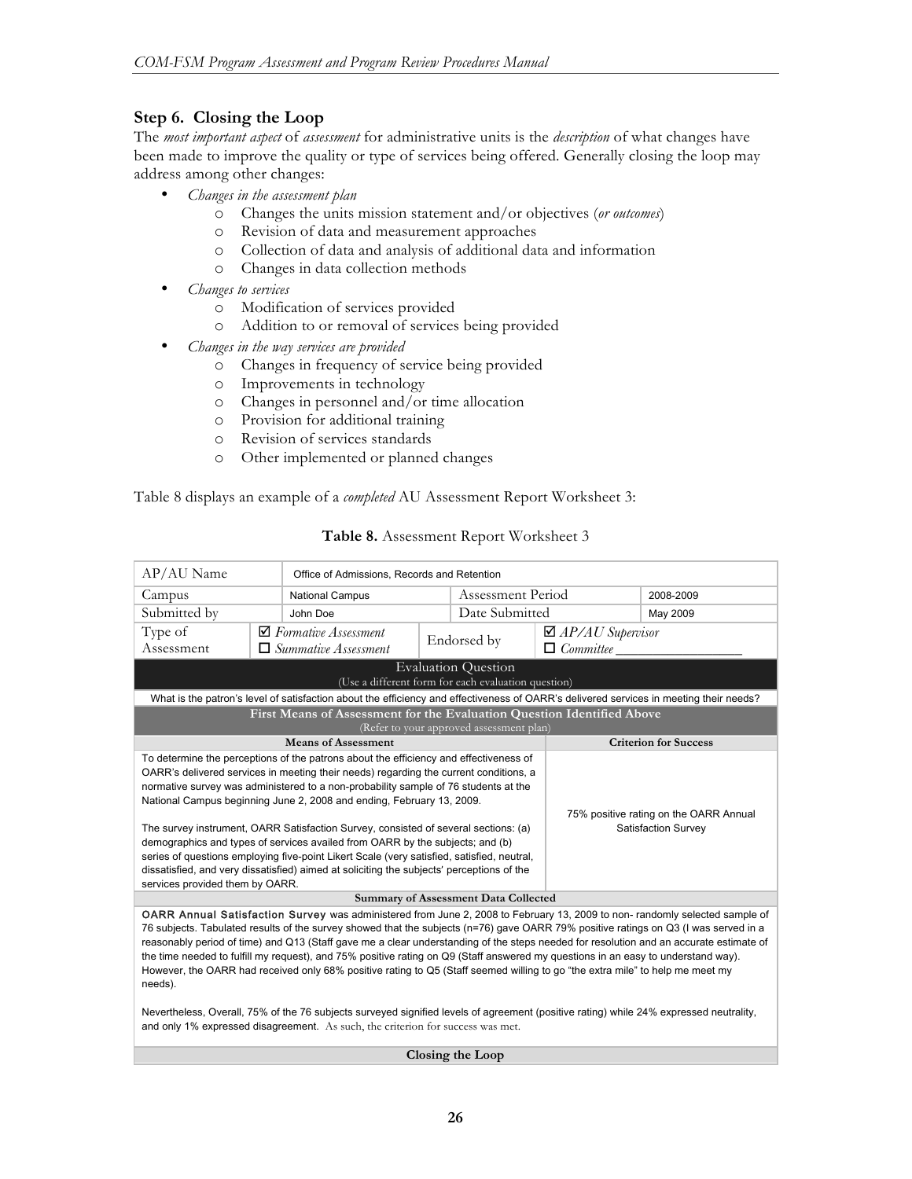### Step 6. Closing the Loop

The *most important aspect* of *assessment* for administrative units is the *description* of what changes have been made to improve the quality or type of services being offered. Generally closing the loop may address among other changes:

- *Changes in the assessment plan*
  - Changes the units mission statement and/or objectives (*or outcomes*)
  - Revision of data and measurement approaches
  - Collection of data and analysis of additional data and information
  - Changes in data collection methods
- *Changes to services*
  - Modification of services provided
  - Addition to or removal of services being provided
- *Changes in the way services are provided*
  - Changes in frequency of service being provided
  - Improvements in technology
  - Changes in personnel and/or time allocation
  - Provision for additional training
  - Revision of services standards
  - Other implemented or planned changes

Table 8 displays an example of a *completed* AU Assessment Report Worksheet 3:

**Table 8.** Assessment Report Worksheet 3

| AP/AU Name | Office of Admissions, Records and Retention | | |
|---|---|---|---|
| Campus | National Campus | Assessment Period | 2008-2009 |
| Submitted by | John Doe | Date Submitted | May 2009 |
| Type of Assessment | ☑ *Formative Assessment* ☐ *Summative Assessment* | Endorsed by | ☑ *AP/AU Supervisor* ☐ *Committee* ________________ |
| **Evaluation Question** (Use a different form for each evaluation question) | | | |
| What is the patron's level of satisfaction about the efficiency and effectiveness of OARR's delivered services in meeting their needs? | | | |
| **First Means of Assessment for the Evaluation Question Identified Above** (Refer to your approved assessment plan) | | | |
| **Means of Assessment** | | **Criterion for Success** | |
| To determine the perceptions of the patrons about the efficiency and effectiveness of OARR's delivered services in meeting their needs) regarding the current conditions, a normative survey was administered to a non-probability sample of 76 students at the National Campus beginning June 2, 2008 and ending, February 13, 2009.<br><br>The survey instrument, OARR Satisfaction Survey, consisted of several sections: (a) demographics and types of services availed from OARR by the subjects; and (b) series of questions employing five-point Likert Scale (very satisfied, satisfied, neutral, dissatisfied, and very dissatisfied) aimed at soliciting the subjects' perceptions of the services provided them by OARR. | | 75% positive rating on the OARR Annual Satisfaction Survey | |
| **Summary of Assessment Data Collected** | | | |
| **OARR Annual Satisfaction Survey** was administered from June 2, 2008 to February 13, 2009 to non- randomly selected sample of 76 subjects. Tabulated results of the survey showed that the subjects (n=76) gave OARR 79% positive ratings on Q3 (I was served in a reasonably period of time) and Q13 (Staff gave me a clear understanding of the steps needed for resolution and an accurate estimate of the time needed to fulfill my request), and 75% positive rating on Q9 (Staff answered my questions in an easy to understand way). However, the OARR had received only 68% positive rating to Q5 (Staff seemed willing to go "the extra mile" to help me meet my needs).<br><br>Nevertheless, Overall, 75% of the 76 subjects surveyed signified levels of agreement (positive rating) while 24% expressed neutrality, and only 1% expressed disagreement. As such, the criterion for success was met. | | | |
| **Closing the Loop** | | | |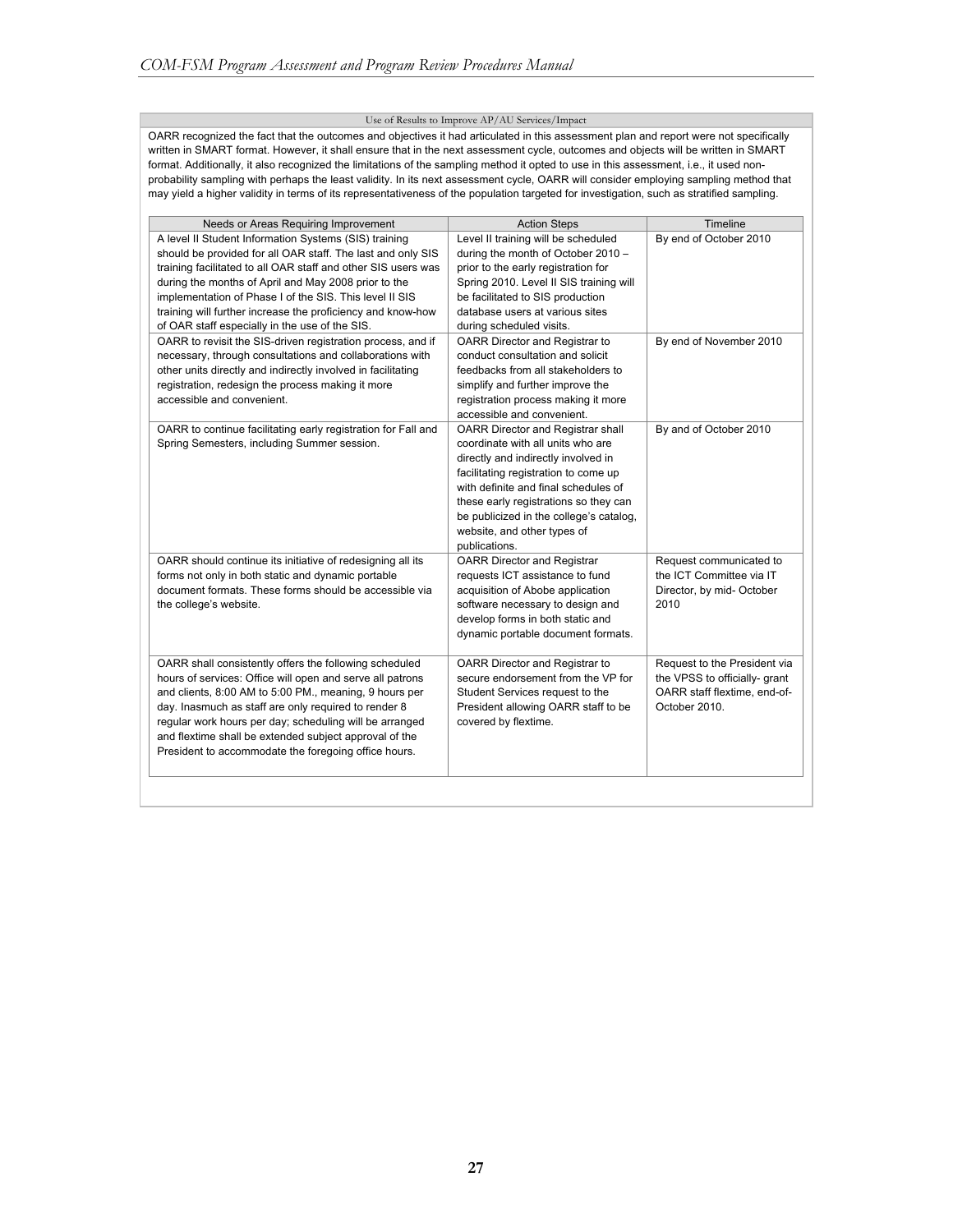### Use of Results to Improve AP/AU Services/Impact

OARR recognized the fact that the outcomes and objectives it had articulated in this assessment plan and report were not specifically written in SMART format. However, it shall ensure that in the next assessment cycle, outcomes and objects will be written in SMART format. Additionally, it also recognized the limitations of the sampling method it opted to use in this assessment, i.e., it used non-probability sampling with perhaps the least validity. In its next assessment cycle, OARR will consider employing sampling method that may yield a higher validity in terms of its representativeness of the population targeted for investigation, such as stratified sampling.

| Needs or Areas Requiring Improvement | Action Steps | Timeline |
|---|---|---|
| A level II Student Information Systems (SIS) training should be provided for all OAR staff. The last and only SIS training facilitated to all OAR staff and other SIS users was during the months of April and May 2008 prior to the implementation of Phase I of the SIS. This level II SIS training will further increase the proficiency and know-how of OAR staff especially in the use of the SIS. | Level II training will be scheduled during the month of October 2010 – prior to the early registration for Spring 2010. Level II SIS training will be facilitated to SIS production database users at various sites during scheduled visits. | By end of October 2010 |
| OARR to revisit the SIS-driven registration process, and if necessary, through consultations and collaborations with other units directly and indirectly involved in facilitating registration, redesign the process making it more accessible and convenient. | OARR Director and Registrar to conduct consultation and solicit feedbacks from all stakeholders to simplify and further improve the registration process making it more accessible and convenient. | By end of November 2010 |
| OARR to continue facilitating early registration for Fall and Spring Semesters, including Summer session. | OARR Director and Registrar shall coordinate with all units who are directly and indirectly involved in facilitating registration to come up with definite and final schedules of these early registrations so they can be publicized in the college's catalog, website, and other types of publications. | By and of October 2010 |
| OARR should continue its initiative of redesigning all its forms not only in both static and dynamic portable document formats. These forms should be accessible via the college's website. | OARR Director and Registrar requests ICT assistance to fund acquisition of Abobe application software necessary to design and develop forms in both static and dynamic portable document formats. | Request communicated to the ICT Committee via IT Director, by mid- October 2010 |
| OARR shall consistently offers the following scheduled hours of services: Office will open and serve all patrons and clients, 8:00 AM to 5:00 PM., meaning, 9 hours per day. Inasmuch as staff are only required to render 8 regular work hours per day; scheduling will be arranged and flextime shall be extended subject approval of the President to accommodate the foregoing office hours. | OARR Director and Registrar to secure endorsement from the VP for Student Services request to the President allowing OARR staff to be covered by flextime. | Request to the President via the VPSS to officially- grant OARR staff flextime, end-of-October 2010. |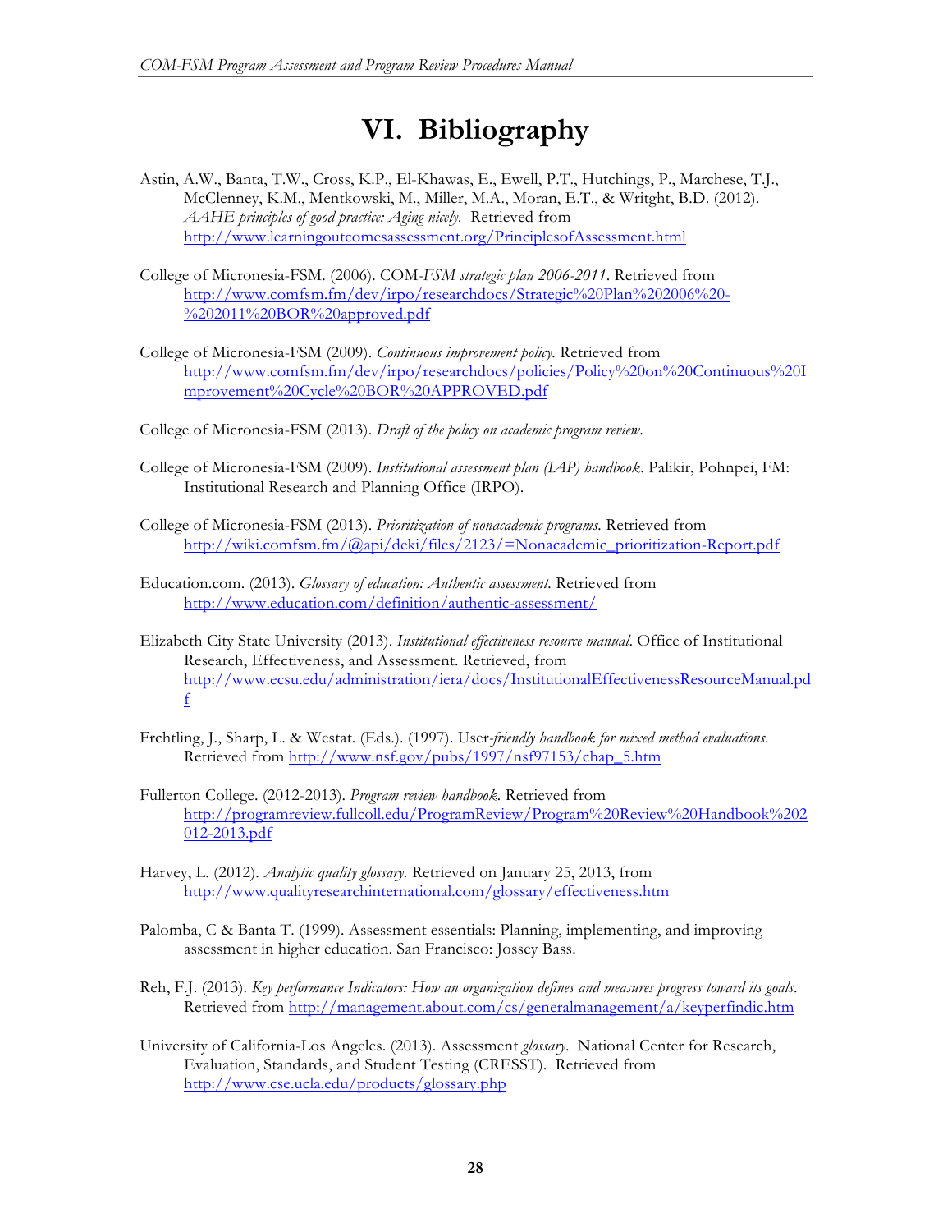# VI. Bibliography

Astin, A.W., Banta, T.W., Cross, K.P., El-Khawas, E., Ewell, P.T., Hutchings, P., Marchese, T.J., McClenney, K.M., Mentkowski, M., Miller, M.A., Moran, E.T., & Writght, B.D. (2012). *AAHE principles of good practice: Aging nicely.* Retrieved from http://www.learningoutcomesassessment.org/PrinciplesofAssessment.html

College of Micronesia-FSM. (2006). COM-*FSM strategic plan 2006-2011*. Retrieved from http://www.comfsm.fm/dev/irpo/researchdocs/Strategic%20Plan%202006%20-%202011%20BOR%20approved.pdf

College of Micronesia-FSM (2009). *Continuous improvement policy.* Retrieved from http://www.comfsm.fm/dev/irpo/researchdocs/policies/Policy%20on%20Continuous%20Improvement%20Cycle%20BOR%20APPROVED.pdf

College of Micronesia-FSM (2013). *Draft of the policy on academic program review*.

College of Micronesia-FSM (2009). *Institutional assessment plan (IAP) handbook*. Palikir, Pohnpei, FM: Institutional Research and Planning Office (IRPO).

College of Micronesia-FSM (2013). *Prioritization of nonacademic programs.* Retrieved from http://wiki.comfsm.fm/@api/deki/files/2123/=Nonacademic_prioritization-Report.pdf

Education.com. (2013). *Glossary of education: Authentic assessment.* Retrieved from http://www.education.com/definition/authentic-assessment/

Elizabeth City State University (2013). *Institutional effectiveness resource manual*. Office of Institutional Research, Effectiveness, and Assessment. Retrieved, from http://www.ecsu.edu/administration/iera/docs/InstitutionalEffectivenessResourceManual.pdf

Frchtling, J., Sharp, L. & Westat. (Eds.). (1997). User*-friendly handbook for mixed method evaluations*. Retrieved from http://www.nsf.gov/pubs/1997/nsf97153/chap_5.htm

Fullerton College. (2012-2013). *Program review handbook.* Retrieved from http://programreview.fullcoll.edu/ProgramReview/Program%20Review%20Handbook%202012-2013.pdf

Harvey, L. (2012). *Analytic quality glossary.* Retrieved on January 25, 2013, from http://www.qualityresearchinternational.com/glossary/effectiveness.htm

Palomba, C & Banta T. (1999). Assessment essentials: Planning, implementing, and improving assessment in higher education. San Francisco: Jossey Bass.

Reh, F.J. (2013). *Key performance Indicators: How an organization defines and measures progress toward its goals*. Retrieved from http://management.about.com/cs/generalmanagement/a/keyperfindic.htm

University of California-Los Angeles. (2013). Assessment *glossary*. National Center for Research, Evaluation, Standards, and Student Testing (CRESST). Retrieved from http://www.cse.ucla.edu/products/glossary.php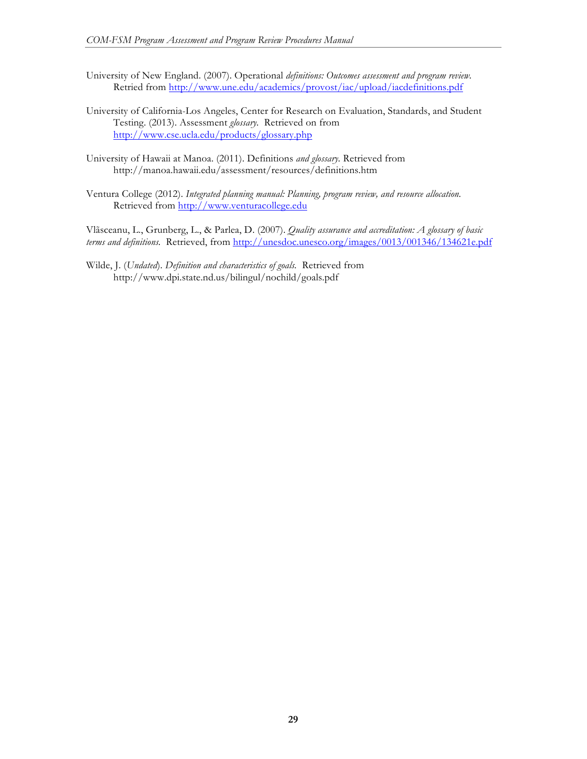University of New England. (2007). Operational *definitions: Outcomes assessment and program review.* Retried from http://www.une.edu/academics/provost/iac/upload/iacdefinitions.pdf

University of California-Los Angeles, Center for Research on Evaluation, Standards, and Student Testing. (2013). Assessment *glossary.* Retrieved on from http://www.cse.ucla.edu/products/glossary.php

University of Hawaii at Manoa. (2011). Definitions *and glossary.* Retrieved from http://manoa.hawaii.edu/assessment/resources/definitions.htm

Ventura College (2012). *Integrated planning manual: Planning, program review, and resource allocation.* Retrieved from http://www.venturacollege.edu

Vlãsceanu, L., Grunberg, L., & Parlea, D. (2007). *Quality assurance and accreditation: A glossary of basic terms and definitions.* Retrieved, from http://unesdoc.unesco.org/images/0013/001346/134621e.pdf

Wilde, J. (*Undated*). *Definition and characteristics of goals.* Retrieved from http://www.dpi.state.nd.us/bilingul/nochild/goals.pdf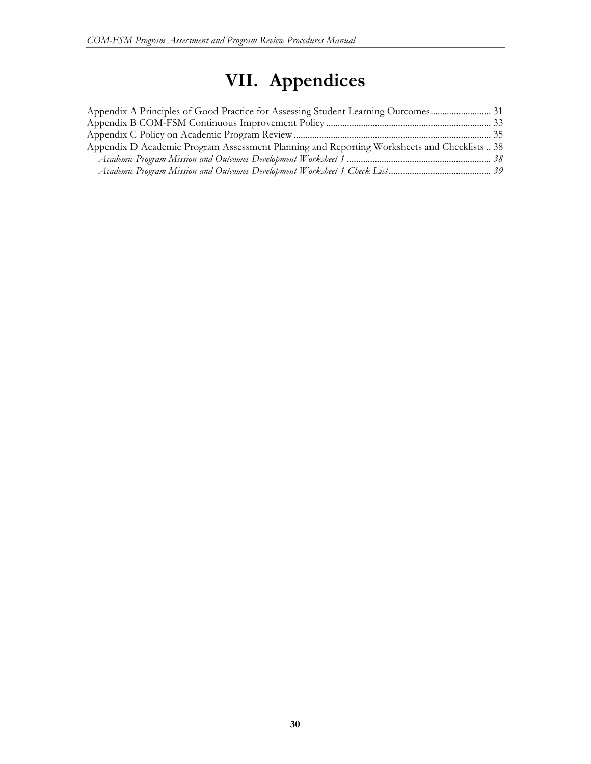# VII. Appendices

Appendix A Principles of Good Practice for Assessing Student Learning Outcomes .......................... 31
Appendix B COM-FSM Continuous Improvement Policy ...................................................................... 33
Appendix C Policy on Academic Program Review .................................................................................... 35
Appendix D Academic Program Assessment Planning and Reporting Worksheets and Checklists .. 38
*Academic Program Mission and Outcomes Development Worksheet 1 .............................................................. 38*
*Academic Program Mission and Outcomes Development Worksheet 1 Check List ............................................ 39*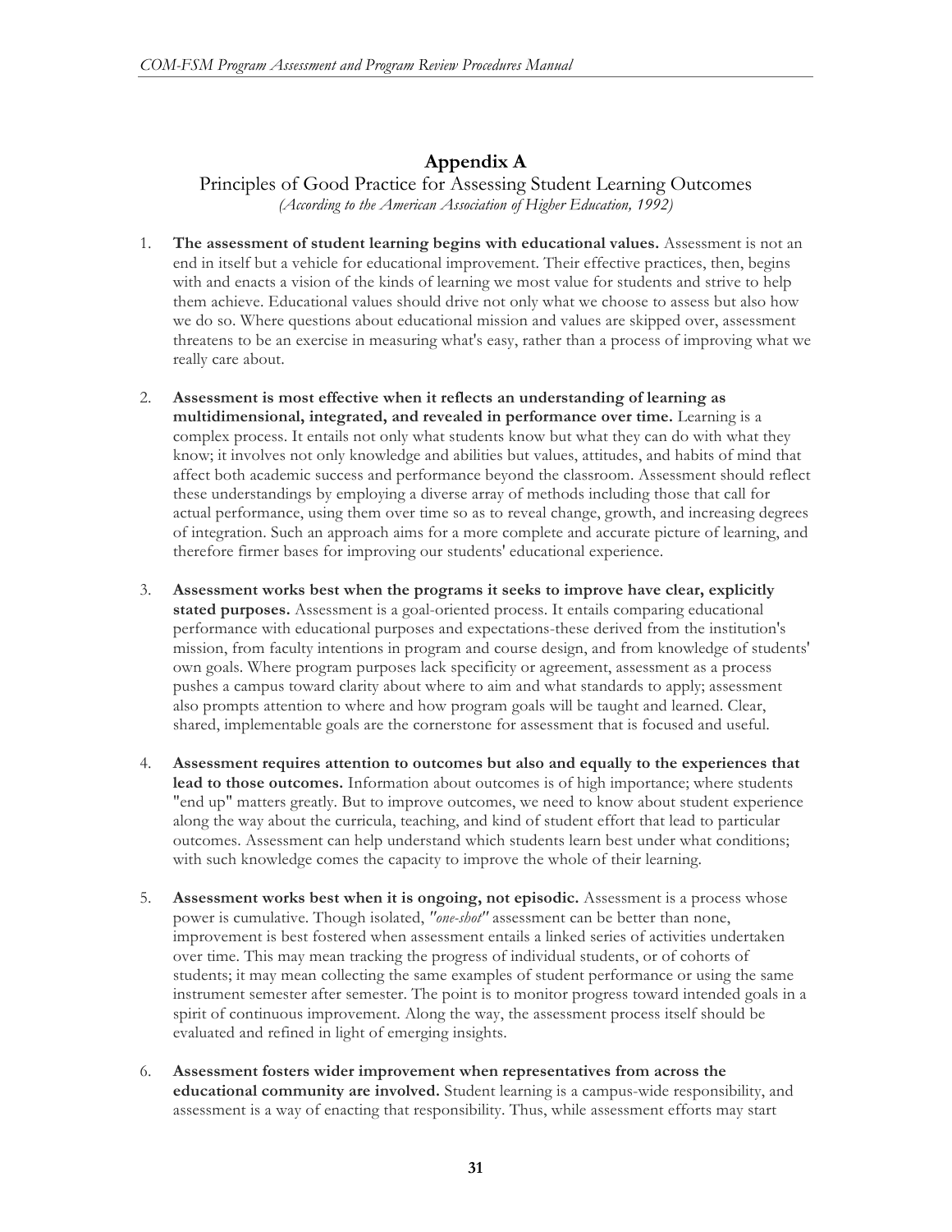## Appendix A

Principles of Good Practice for Assessing Student Learning Outcomes

*(According to the American Association of Higher Education, 1992)*

1. **The assessment of student learning begins with educational values.** Assessment is not an end in itself but a vehicle for educational improvement. Their effective practices, then, begins with and enacts a vision of the kinds of learning we most value for students and strive to help them achieve. Educational values should drive not only what we choose to assess but also how we do so. Where questions about educational mission and values are skipped over, assessment threatens to be an exercise in measuring what's easy, rather than a process of improving what we really care about.

2. **Assessment is most effective when it reflects an understanding of learning as multidimensional, integrated, and revealed in performance over time.** Learning is a complex process. It entails not only what students know but what they can do with what they know; it involves not only knowledge and abilities but values, attitudes, and habits of mind that affect both academic success and performance beyond the classroom. Assessment should reflect these understandings by employing a diverse array of methods including those that call for actual performance, using them over time so as to reveal change, growth, and increasing degrees of integration. Such an approach aims for a more complete and accurate picture of learning, and therefore firmer bases for improving our students' educational experience.

3. **Assessment works best when the programs it seeks to improve have clear, explicitly stated purposes.** Assessment is a goal-oriented process. It entails comparing educational performance with educational purposes and expectations-these derived from the institution's mission, from faculty intentions in program and course design, and from knowledge of students' own goals. Where program purposes lack specificity or agreement, assessment as a process pushes a campus toward clarity about where to aim and what standards to apply; assessment also prompts attention to where and how program goals will be taught and learned. Clear, shared, implementable goals are the cornerstone for assessment that is focused and useful.

4. **Assessment requires attention to outcomes but also and equally to the experiences that lead to those outcomes.** Information about outcomes is of high importance; where students "end up" matters greatly. But to improve outcomes, we need to know about student experience along the way about the curricula, teaching, and kind of student effort that lead to particular outcomes. Assessment can help understand which students learn best under what conditions; with such knowledge comes the capacity to improve the whole of their learning.

5. **Assessment works best when it is ongoing, not episodic.** Assessment is a process whose power is cumulative. Though isolated, *"one-shot"* assessment can be better than none, improvement is best fostered when assessment entails a linked series of activities undertaken over time. This may mean tracking the progress of individual students, or of cohorts of students; it may mean collecting the same examples of student performance or using the same instrument semester after semester. The point is to monitor progress toward intended goals in a spirit of continuous improvement. Along the way, the assessment process itself should be evaluated and refined in light of emerging insights.

6. **Assessment fosters wider improvement when representatives from across the educational community are involved.** Student learning is a campus-wide responsibility, and assessment is a way of enacting that responsibility. Thus, while assessment efforts may start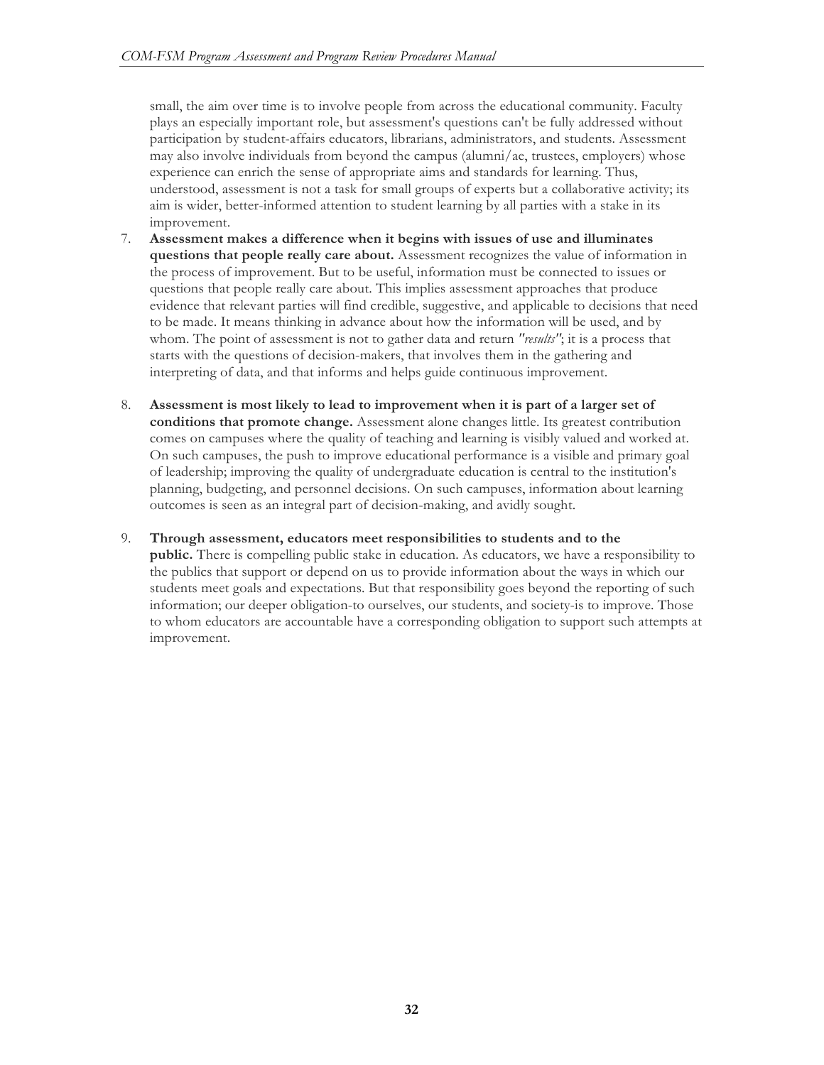small, the aim over time is to involve people from across the educational community. Faculty plays an especially important role, but assessment's questions can't be fully addressed without participation by student-affairs educators, librarians, administrators, and students. Assessment may also involve individuals from beyond the campus (alumni/ae, trustees, employers) whose experience can enrich the sense of appropriate aims and standards for learning. Thus, understood, assessment is not a task for small groups of experts but a collaborative activity; its aim is wider, better-informed attention to student learning by all parties with a stake in its improvement.

7. **Assessment makes a difference when it begins with issues of use and illuminates questions that people really care about.** Assessment recognizes the value of information in the process of improvement. But to be useful, information must be connected to issues or questions that people really care about. This implies assessment approaches that produce evidence that relevant parties will find credible, suggestive, and applicable to decisions that need to be made. It means thinking in advance about how the information will be used, and by whom. The point of assessment is not to gather data and return *"results"*; it is a process that starts with the questions of decision-makers, that involves them in the gathering and interpreting of data, and that informs and helps guide continuous improvement.

8. **Assessment is most likely to lead to improvement when it is part of a larger set of conditions that promote change.** Assessment alone changes little. Its greatest contribution comes on campuses where the quality of teaching and learning is visibly valued and worked at. On such campuses, the push to improve educational performance is a visible and primary goal of leadership; improving the quality of undergraduate education is central to the institution's planning, budgeting, and personnel decisions. On such campuses, information about learning outcomes is seen as an integral part of decision-making, and avidly sought.

9. **Through assessment, educators meet responsibilities to students and to the public.** There is compelling public stake in education. As educators, we have a responsibility to the publics that support or depend on us to provide information about the ways in which our students meet goals and expectations. But that responsibility goes beyond the reporting of such information; our deeper obligation-to ourselves, our students, and society-is to improve. Those to whom educators are accountable have a corresponding obligation to support such attempts at improvement.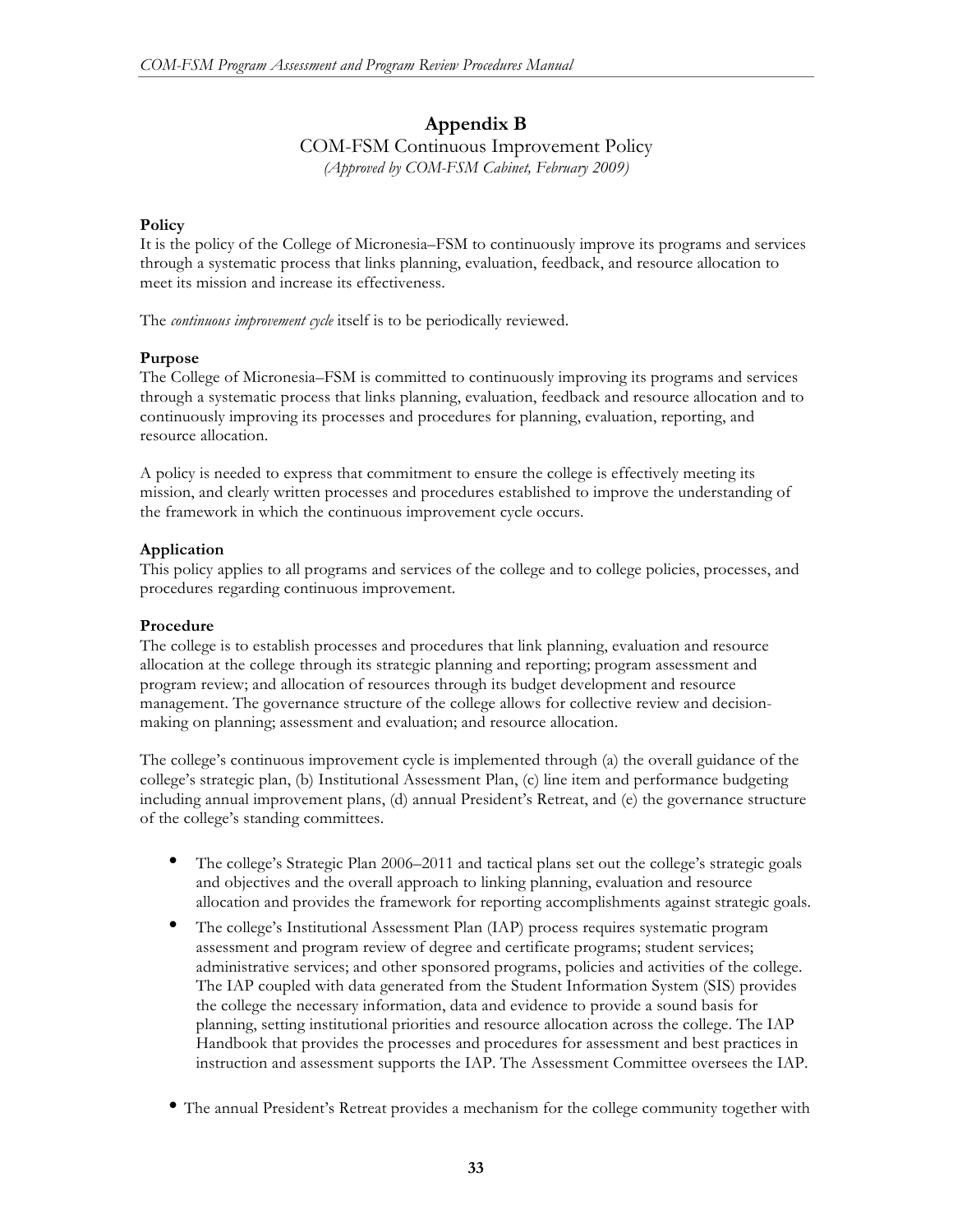# Appendix B

COM-FSM Continuous Improvement Policy

*(Approved by COM-FSM Cabinet, February 2009)*

**Policy**

It is the policy of the College of Micronesia–FSM to continuously improve its programs and services through a systematic process that links planning, evaluation, feedback, and resource allocation to meet its mission and increase its effectiveness.

The *continuous improvement cycle* itself is to be periodically reviewed.

**Purpose**

The College of Micronesia–FSM is committed to continuously improving its programs and services through a systematic process that links planning, evaluation, feedback and resource allocation and to continuously improving its processes and procedures for planning, evaluation, reporting, and resource allocation.

A policy is needed to express that commitment to ensure the college is effectively meeting its mission, and clearly written processes and procedures established to improve the understanding of the framework in which the continuous improvement cycle occurs.

**Application**

This policy applies to all programs and services of the college and to college policies, processes, and procedures regarding continuous improvement.

**Procedure**

The college is to establish processes and procedures that link planning, evaluation and resource allocation at the college through its strategic planning and reporting; program assessment and program review; and allocation of resources through its budget development and resource management. The governance structure of the college allows for collective review and decision-making on planning; assessment and evaluation; and resource allocation.

The college's continuous improvement cycle is implemented through (a) the overall guidance of the college's strategic plan, (b) Institutional Assessment Plan, (c) line item and performance budgeting including annual improvement plans, (d) annual President's Retreat, and (e) the governance structure of the college's standing committees.

- The college's Strategic Plan 2006–2011 and tactical plans set out the college's strategic goals and objectives and the overall approach to linking planning, evaluation and resource allocation and provides the framework for reporting accomplishments against strategic goals.
- The college's Institutional Assessment Plan (IAP) process requires systematic program assessment and program review of degree and certificate programs; student services; administrative services; and other sponsored programs, policies and activities of the college. The IAP coupled with data generated from the Student Information System (SIS) provides the college the necessary information, data and evidence to provide a sound basis for planning, setting institutional priorities and resource allocation across the college. The IAP Handbook that provides the processes and procedures for assessment and best practices in instruction and assessment supports the IAP. The Assessment Committee oversees the IAP.
- The annual President's Retreat provides a mechanism for the college community together with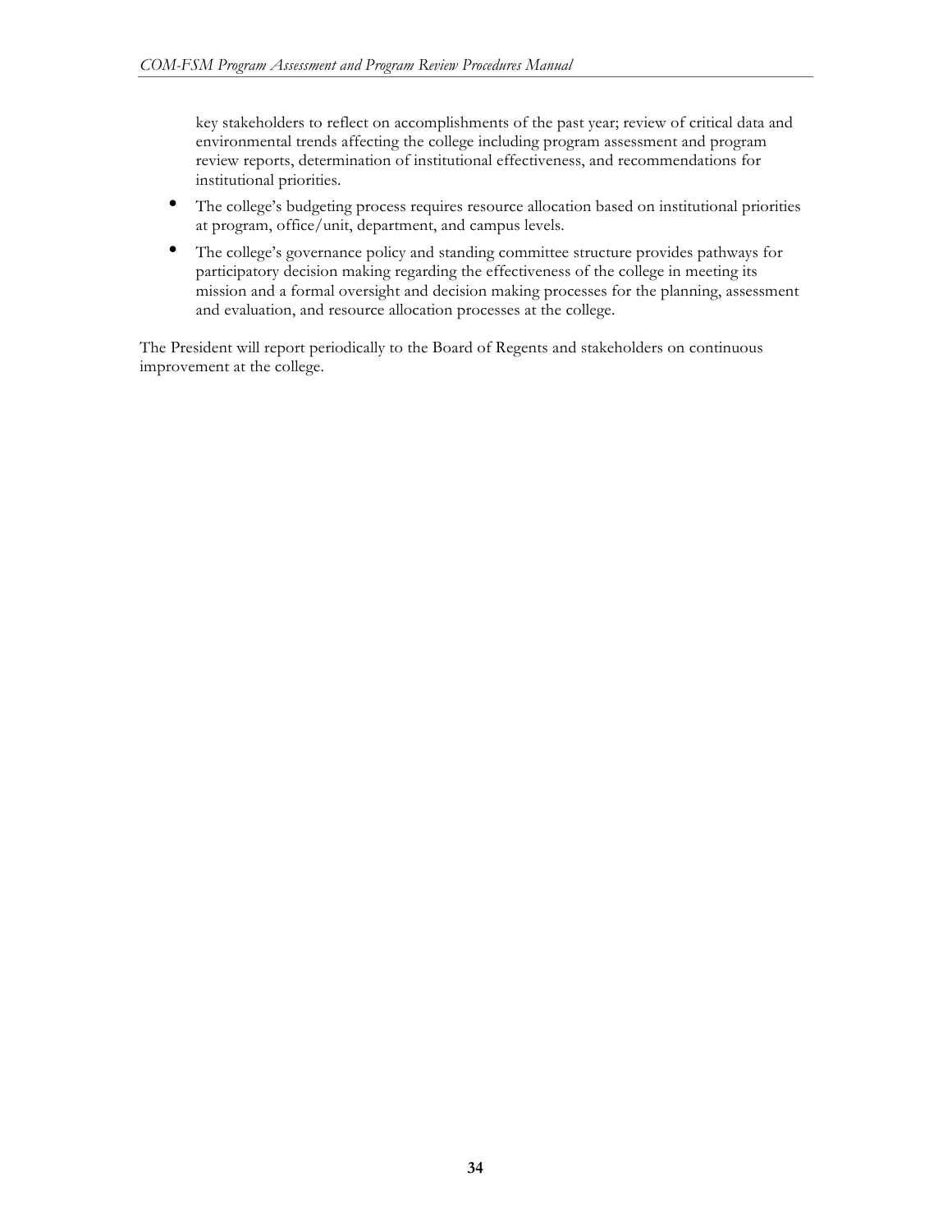key stakeholders to reflect on accomplishments of the past year; review of critical data and environmental trends affecting the college including program assessment and program review reports, determination of institutional effectiveness, and recommendations for institutional priorities.

- The college's budgeting process requires resource allocation based on institutional priorities at program, office/unit, department, and campus levels.
- The college's governance policy and standing committee structure provides pathways for participatory decision making regarding the effectiveness of the college in meeting its mission and a formal oversight and decision making processes for the planning, assessment and evaluation, and resource allocation processes at the college.

The President will report periodically to the Board of Regents and stakeholders on continuous improvement at the college.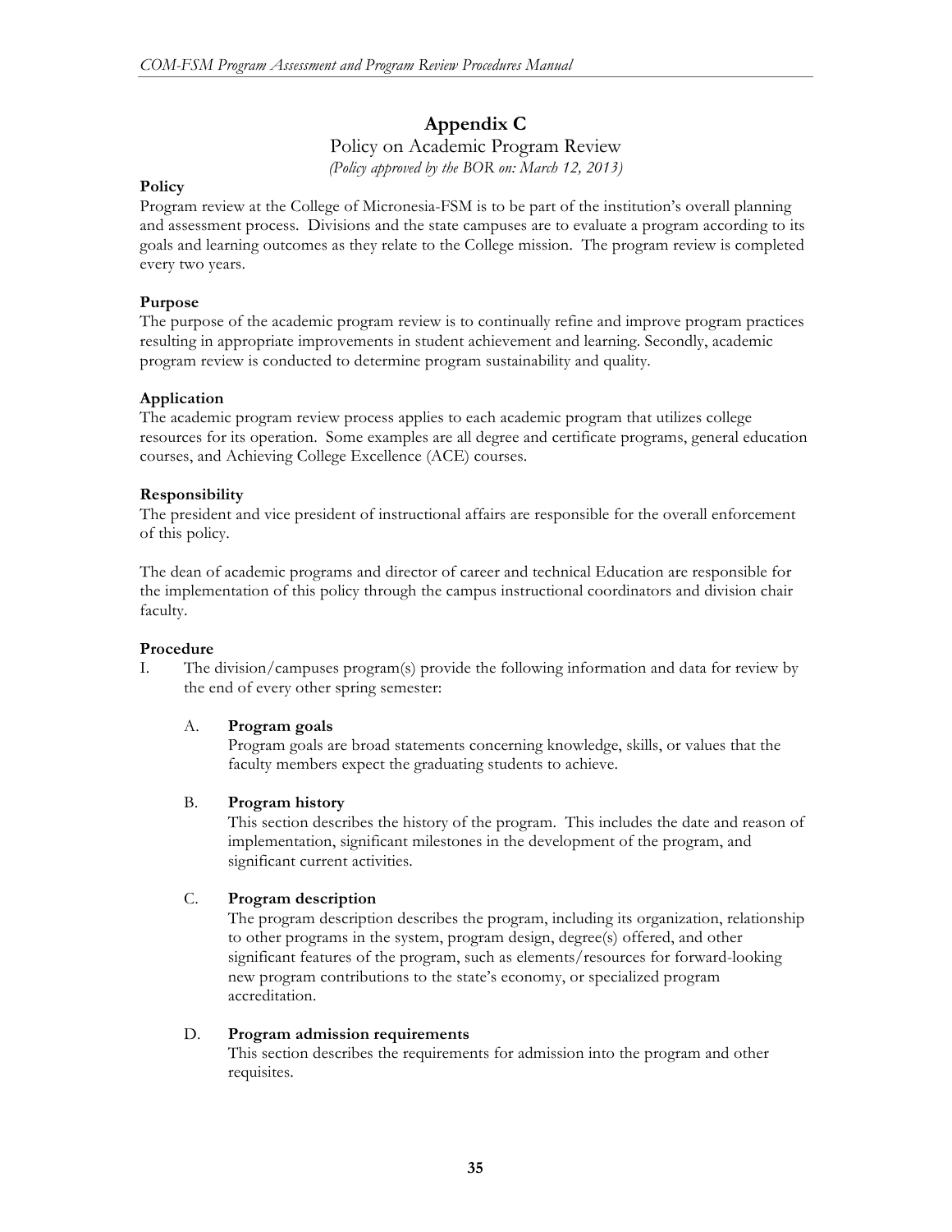## Appendix C

Policy on Academic Program Review

*(Policy approved by the BOR on: March 12, 2013)*

**Policy**

Program review at the College of Micronesia-FSM is to be part of the institution's overall planning and assessment process. Divisions and the state campuses are to evaluate a program according to its goals and learning outcomes as they relate to the College mission. The program review is completed every two years.

**Purpose**

The purpose of the academic program review is to continually refine and improve program practices resulting in appropriate improvements in student achievement and learning. Secondly, academic program review is conducted to determine program sustainability and quality.

**Application**

The academic program review process applies to each academic program that utilizes college resources for its operation. Some examples are all degree and certificate programs, general education courses, and Achieving College Excellence (ACE) courses.

**Responsibility**

The president and vice president of instructional affairs are responsible for the overall enforcement of this policy.

The dean of academic programs and director of career and technical Education are responsible for the implementation of this policy through the campus instructional coordinators and division chair faculty.

**Procedure**

I. The division/campuses program(s) provide the following information and data for review by the end of every other spring semester:

   A. **Program goals**
      Program goals are broad statements concerning knowledge, skills, or values that the faculty members expect the graduating students to achieve.

   B. **Program history**
      This section describes the history of the program. This includes the date and reason of implementation, significant milestones in the development of the program, and significant current activities.

   C. **Program description**
      The program description describes the program, including its organization, relationship to other programs in the system, program design, degree(s) offered, and other significant features of the program, such as elements/resources for forward-looking new program contributions to the state's economy, or specialized program accreditation.

   D. **Program admission requirements**
      This section describes the requirements for admission into the program and other requisites.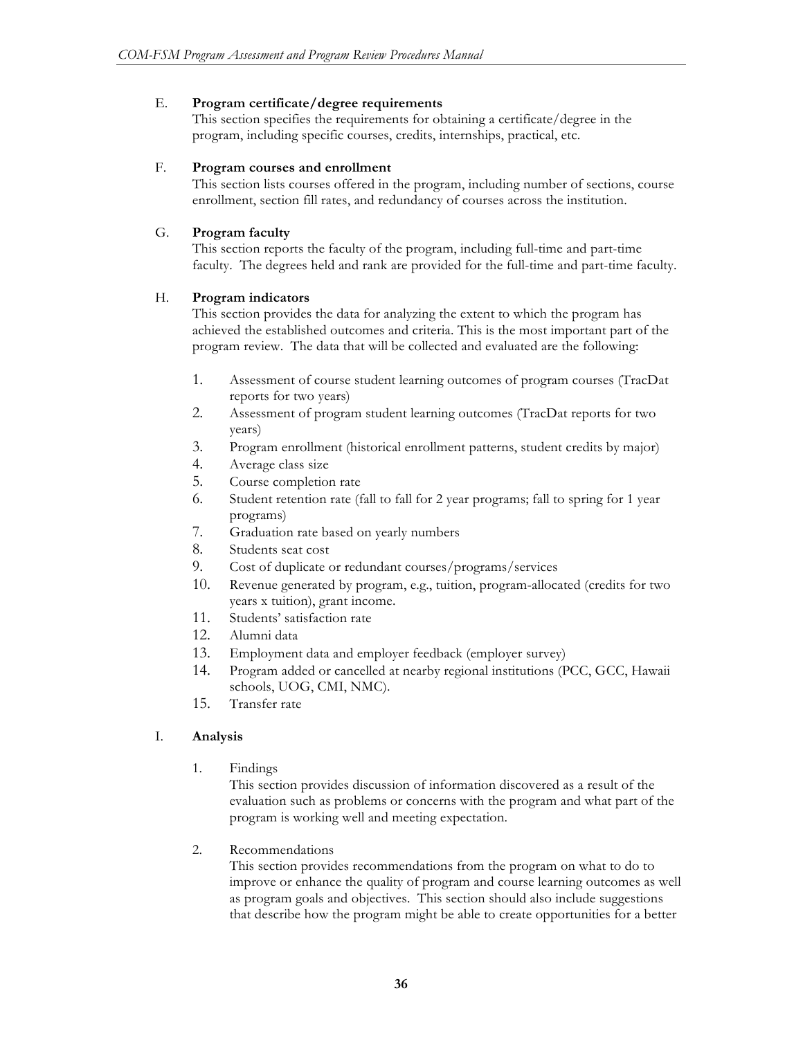E. **Program certificate/degree requirements**
This section specifies the requirements for obtaining a certificate/degree in the program, including specific courses, credits, internships, practical, etc.

F. **Program courses and enrollment**
This section lists courses offered in the program, including number of sections, course enrollment, section fill rates, and redundancy of courses across the institution.

G. **Program faculty**
This section reports the faculty of the program, including full-time and part-time faculty. The degrees held and rank are provided for the full-time and part-time faculty.

H. **Program indicators**
This section provides the data for analyzing the extent to which the program has achieved the established outcomes and criteria. This is the most important part of the program review. The data that will be collected and evaluated are the following:

1. Assessment of course student learning outcomes of program courses (TracDat reports for two years)
2. Assessment of program student learning outcomes (TracDat reports for two years)
3. Program enrollment (historical enrollment patterns, student credits by major)
4. Average class size
5. Course completion rate
6. Student retention rate (fall to fall for 2 year programs; fall to spring for 1 year programs)
7. Graduation rate based on yearly numbers
8. Students seat cost
9. Cost of duplicate or redundant courses/programs/services
10. Revenue generated by program, e.g., tuition, program-allocated (credits for two years x tuition), grant income.
11. Students' satisfaction rate
12. Alumni data
13. Employment data and employer feedback (employer survey)
14. Program added or cancelled at nearby regional institutions (PCC, GCC, Hawaii schools, UOG, CMI, NMC).
15. Transfer rate

I. **Analysis**

1. Findings
This section provides discussion of information discovered as a result of the evaluation such as problems or concerns with the program and what part of the program is working well and meeting expectation.

2. Recommendations
This section provides recommendations from the program on what to do to improve or enhance the quality of program and course learning outcomes as well as program goals and objectives. This section should also include suggestions that describe how the program might be able to create opportunities for a better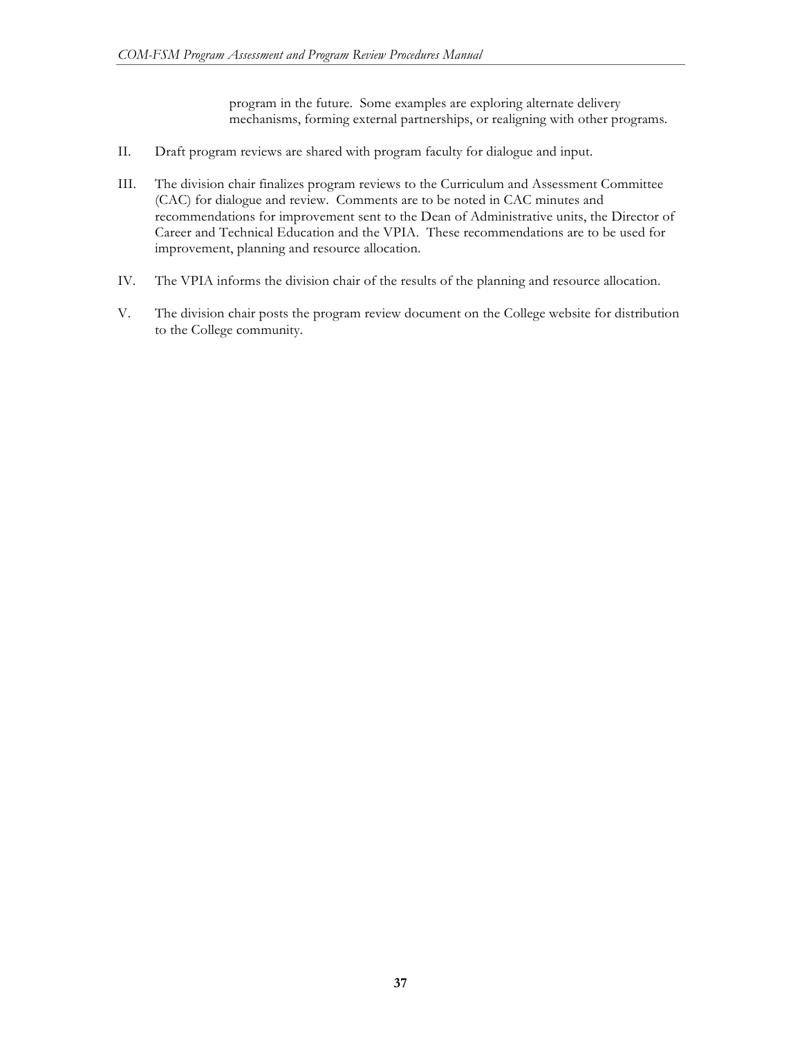program in the future. Some examples are exploring alternate delivery mechanisms, forming external partnerships, or realigning with other programs.

II. Draft program reviews are shared with program faculty for dialogue and input.

III. The division chair finalizes program reviews to the Curriculum and Assessment Committee (CAC) for dialogue and review. Comments are to be noted in CAC minutes and recommendations for improvement sent to the Dean of Administrative units, the Director of Career and Technical Education and the VPIA. These recommendations are to be used for improvement, planning and resource allocation.

IV. The VPIA informs the division chair of the results of the planning and resource allocation.

V. The division chair posts the program review document on the College website for distribution to the College community.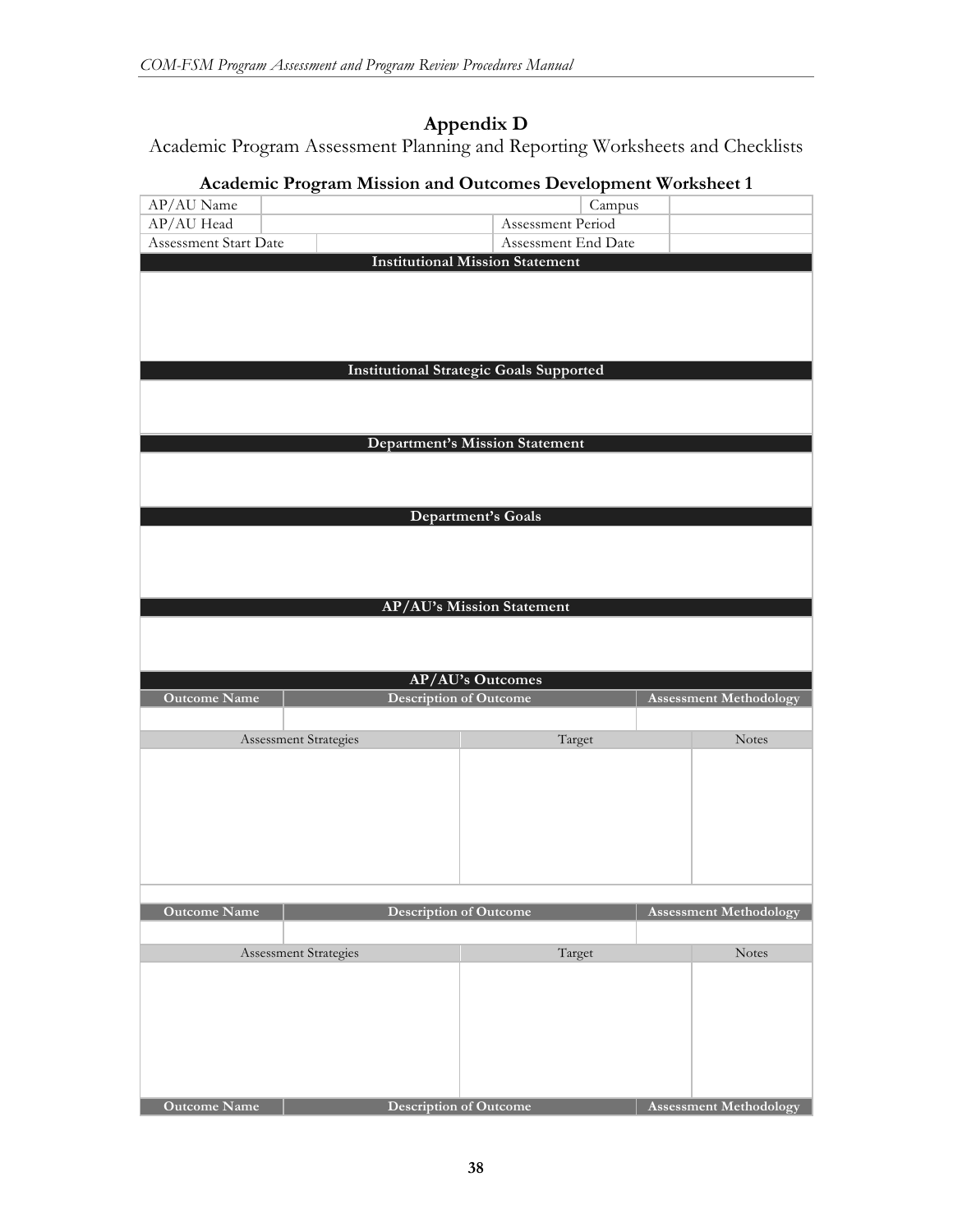## Appendix D

Academic Program Assessment Planning and Reporting Worksheets and Checklists

### Academic Program Mission and Outcomes Development Worksheet 1

| AP/AU Name | | Campus | |
|---|---|---|---|
| AP/AU Head | | Assessment Period | |
| Assessment Start Date | | Assessment End Date | |

| **Institutional Mission Statement** |
|---|
| |

| **Institutional Strategic Goals Supported** |
|---|
| |

| **Department's Mission Statement** |
|---|
| |

| **Department's Goals** |
|---|
| |

| **AP/AU's Mission Statement** |
|---|
| |

**AP/AU's Outcomes**

| Outcome Name | Description of Outcome | Assessment Methodology |
|---|---|---|
| | | |

| Assessment Strategies | Target | Notes |
|---|---|---|
| | | |

| Outcome Name | Description of Outcome | Assessment Methodology |
|---|---|---|
| | | |

| Assessment Strategies | Target | Notes |
|---|---|---|
| | | |

| Outcome Name | Description of Outcome | Assessment Methodology |
|---|---|---|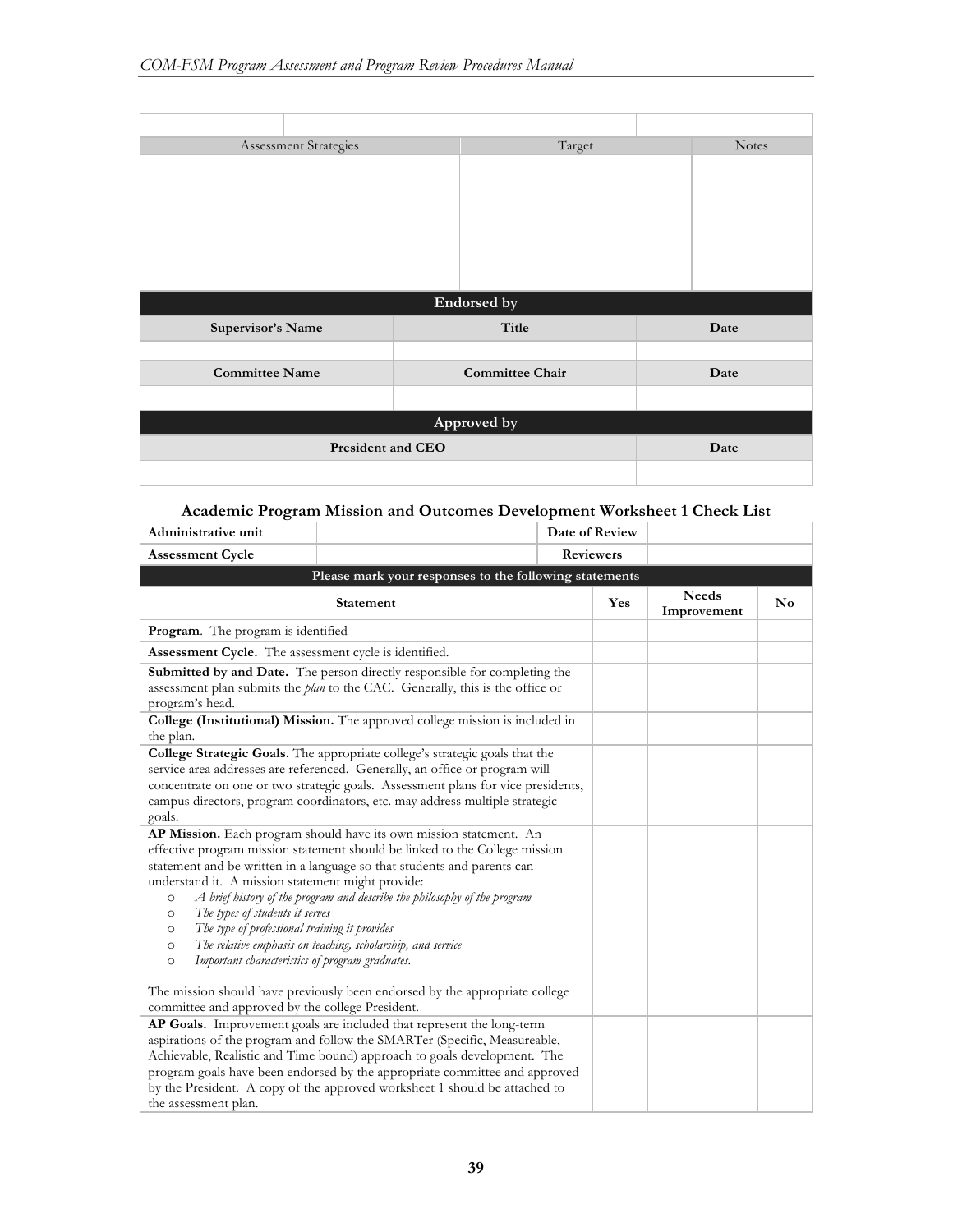| | | |
|---|---|---|
| | | |
| Assessment Strategies | Target | Notes |
| | | |

| **Endorsed by** | | |
|---|---|---|
| **Supervisor's Name** | **Title** | **Date** |
| | | |
| **Committee Name** | **Committee Chair** | **Date** |
| | | |
| **Approved by** | | |
| **President and CEO** | | **Date** |
| | | |

### Academic Program Mission and Outcomes Development Worksheet 1 Check List

| **Administrative unit** | | **Date of Review** | | |
|---|---|---|---|---|
| **Assessment Cycle** | | **Reviewers** | | |
| **Please mark your responses to the following statements** | | | | |
| **Statement** | | **Yes** | **Needs Improvement** | **No** |
| **Program**. The program is identified | | | | |
| **Assessment Cycle.** The assessment cycle is identified. | | | | |
| **Submitted by and Date.** The person directly responsible for completing the assessment plan submits the *plan* to the CAC. Generally, this is the office or program's head. | | | | |
| **College (Institutional) Mission.** The approved college mission is included in the plan. | | | | |
| **College Strategic Goals.** The appropriate college's strategic goals that the service area addresses are referenced. Generally, an office or program will concentrate on one or two strategic goals. Assessment plans for vice presidents, campus directors, program coordinators, etc. may address multiple strategic goals. | | | | |
| **AP Mission.** Each program should have its own mission statement. An effective program mission statement should be linked to the College mission statement and be written in a language so that students and parents can understand it. A mission statement might provide:<br>○ *A brief history of the program and describe the philosophy of the program*<br>○ *The types of students it serves*<br>○ *The type of professional training it provides*<br>○ *The relative emphasis on teaching, scholarship, and service*<br>○ *Important characteristics of program graduates.*<br><br>The mission should have previously been endorsed by the appropriate college committee and approved by the college President. | | | | |
| **AP Goals.** Improvement goals are included that represent the long-term aspirations of the program and follow the SMARTer (Specific, Measureable, Achievable, Realistic and Time bound) approach to goals development. The program goals have been endorsed by the appropriate committee and approved by the President. A copy of the approved worksheet 1 should be attached to the assessment plan. | | | | |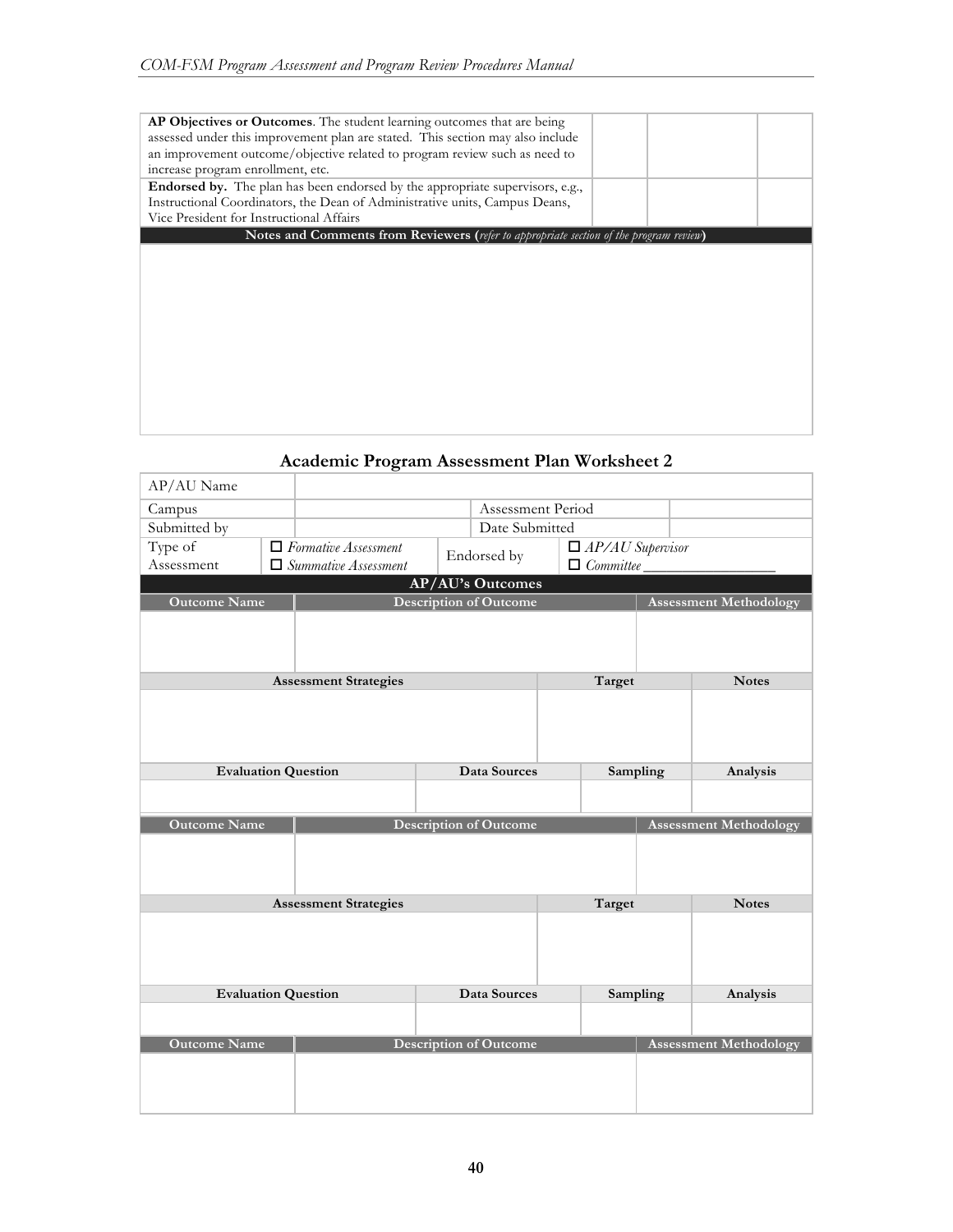| | | | |
|---|---|---|---|
| **AP Objectives or Outcomes**. The student learning outcomes that are being assessed under this improvement plan are stated. This section may also include an improvement outcome/objective related to program review such as need to increase program enrollment, etc. | | | |
| **Endorsed by.** The plan has been endorsed by the appropriate supervisors, e.g., Instructional Coordinators, the Dean of Administrative units, Campus Deans, Vice President for Instructional Affairs | | | |
| **Notes and Comments from Reviewers (*refer to appropriate section of the program review*)** | | | |
| | | | |

## Academic Program Assessment Plan Worksheet 2

| | | | |
|---|---|---|---|
| AP/AU Name | | | |
| Campus | | Assessment Period | |
| Submitted by | | Date Submitted | |
| Type of Assessment | ☐ *Formative Assessment*<br>☐ *Summative Assessment* | Endorsed by | ☐ *AP/AU Supervisor*<br>☐ *Committee* ________________ |

**AP/AU's Outcomes**

| Outcome Name | Description of Outcome | Assessment Methodology |
|---|---|---|
| | | |

| Assessment Strategies | Target | Notes |
|---|---|---|
| | | |

| Evaluation Question | Data Sources | Sampling | Analysis |
|---|---|---|---|
| | | | |

| Outcome Name | Description of Outcome | Assessment Methodology |
|---|---|---|
| | | |

| Assessment Strategies | Target | Notes |
|---|---|---|
| | | |

| Evaluation Question | Data Sources | Sampling | Analysis |
|---|---|---|---|
| | | | |

| Outcome Name | Description of Outcome | Assessment Methodology |
|---|---|---|
| | | |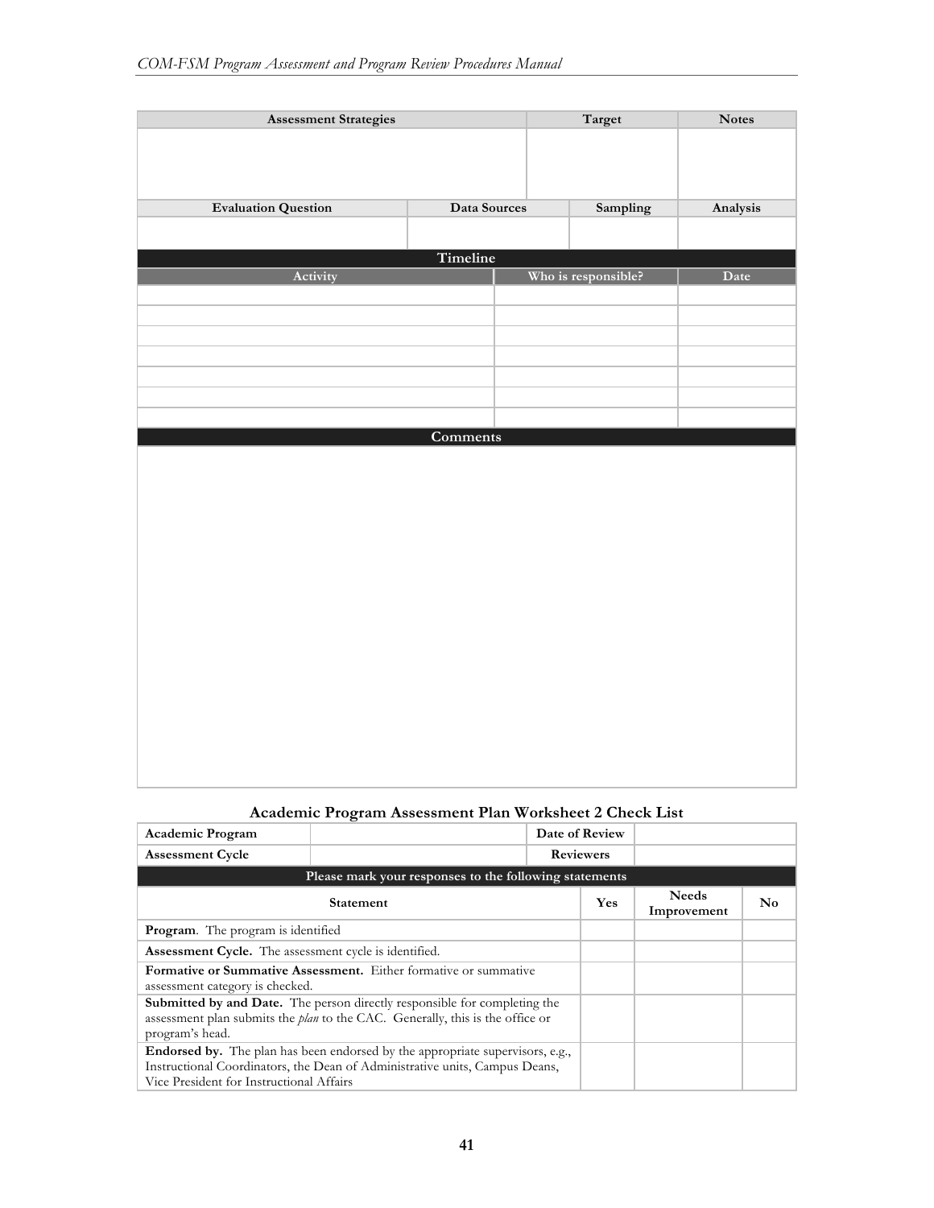| Assessment Strategies | Target | Notes |
|---|---|---|
| | | |

| Evaluation Question | Data Sources | Sampling | Analysis |
|---|---|---|---|
| | | | |

| Timeline | | |
|---|---|---|
| **Activity** | **Who is responsible?** | **Date** |
| | | |
| | | |
| | | |
| | | |
| | | |
| | | |
| | | |

| Comments |
|---|
| |

### Academic Program Assessment Plan Worksheet 2 Check List

| Academic Program | | Date of Review | |
|---|---|---|---|
| **Assessment Cycle** | | **Reviewers** | |

| Please mark your responses to the following statements | | | |
|---|---|---|---|
| **Statement** | **Yes** | **Needs Improvement** | **No** |
| **Program**. The program is identified | | | |
| **Assessment Cycle.** The assessment cycle is identified. | | | |
| **Formative or Summative Assessment.** Either formative or summative assessment category is checked. | | | |
| **Submitted by and Date.** The person directly responsible for completing the assessment plan submits the *plan* to the CAC. Generally, this is the office or program's head. | | | |
| **Endorsed by.** The plan has been endorsed by the appropriate supervisors, e.g., Instructional Coordinators, the Dean of Administrative units, Campus Deans, Vice President for Instructional Affairs | | | |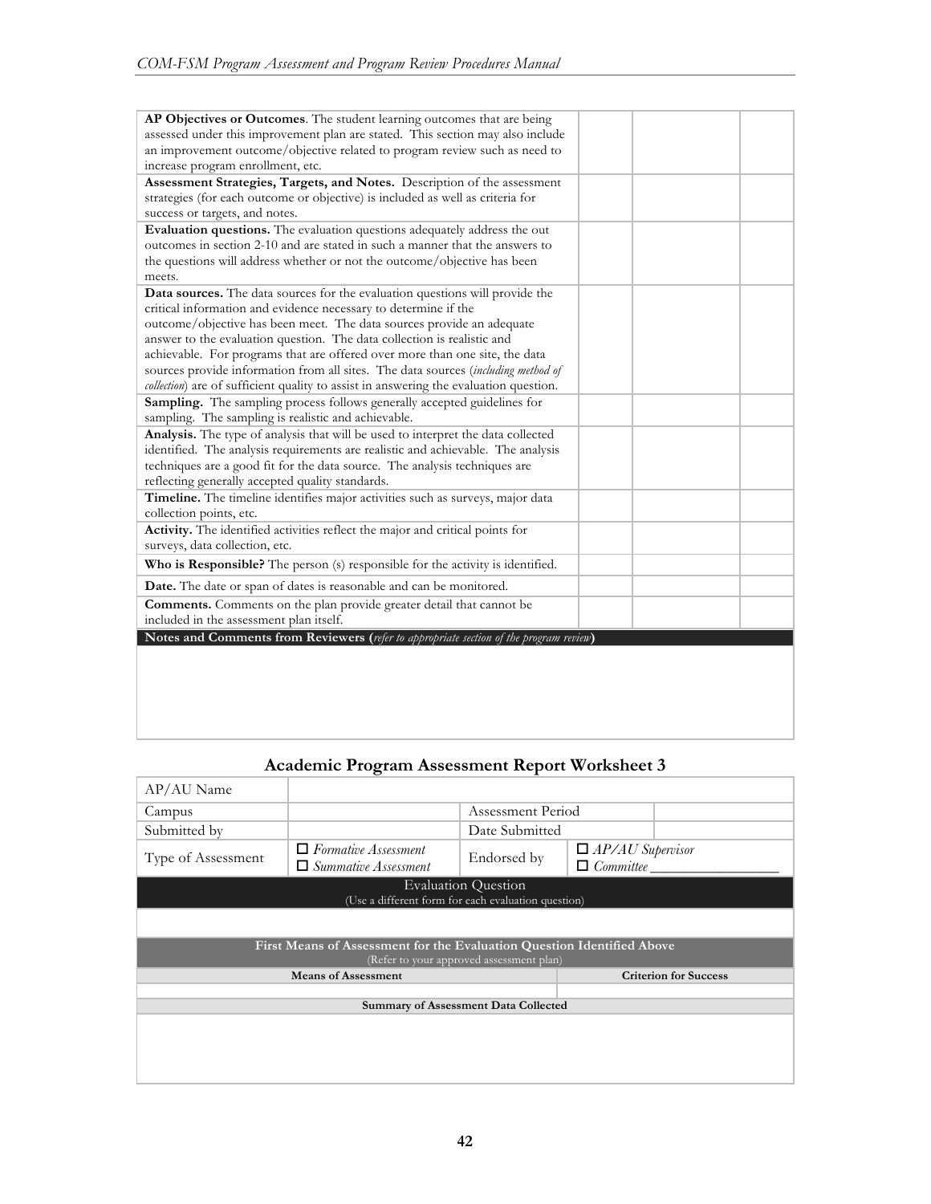| | | | |
|---|---|---|---|
| **AP Objectives or Outcomes**. The student learning outcomes that are being assessed under this improvement plan are stated. This section may also include an improvement outcome/objective related to program review such as need to increase program enrollment, etc. | | | |
| **Assessment Strategies, Targets, and Notes.** Description of the assessment strategies (for each outcome or objective) is included as well as criteria for success or targets, and notes. | | | |
| **Evaluation questions.** The evaluation questions adequately address the out outcomes in section 2-10 and are stated in such a manner that the answers to the questions will address whether or not the outcome/objective has been meets. | | | |
| **Data sources.** The data sources for the evaluation questions will provide the critical information and evidence necessary to determine if the outcome/objective has been meet. The data sources provide an adequate answer to the evaluation question. The data collection is realistic and achievable. For programs that are offered over more than one site, the data sources provide information from all sites. The data sources (*including method of collection*) are of sufficient quality to assist in answering the evaluation question. | | | |
| **Sampling.** The sampling process follows generally accepted guidelines for sampling. The sampling is realistic and achievable. | | | |
| **Analysis.** The type of analysis that will be used to interpret the data collected identified. The analysis requirements are realistic and achievable. The analysis techniques are a good fit for the data source. The analysis techniques are reflecting generally accepted quality standards. | | | |
| **Timeline.** The timeline identifies major activities such as surveys, major data collection points, etc. | | | |
| **Activity.** The identified activities reflect the major and critical points for surveys, data collection, etc. | | | |
| **Who is Responsible?** The person (s) responsible for the activity is identified. | | | |
| **Date.** The date or span of dates is reasonable and can be monitored. | | | |
| **Comments.** Comments on the plan provide greater detail that cannot be included in the assessment plan itself. | | | |
| **Notes and Comments from Reviewers (***refer to appropriate section of the program review***)** | | | |
| | | | |

## Academic Program Assessment Report Worksheet 3

| | | | |
|---|---|---|---|
| AP/AU Name | | | |
| Campus | | Assessment Period | |
| Submitted by | | Date Submitted | |
| Type of Assessment | ☐ *Formative Assessment*<br>☐ *Summative Assessment* | Endorsed by | ☐ *AP/AU Supervisor*<br>☐ *Committee* ________________ |
| **Evaluation Question**<br>(Use a different form for each evaluation question) | | | |
| | | | |
| **First Means of Assessment for the Evaluation Question Identified Above**<br>(Refer to your approved assessment plan) | | | |
| **Means of Assessment** | | | **Criterion for Success** |
| | | | |
| **Summary of Assessment Data Collected** | | | |
| | | | |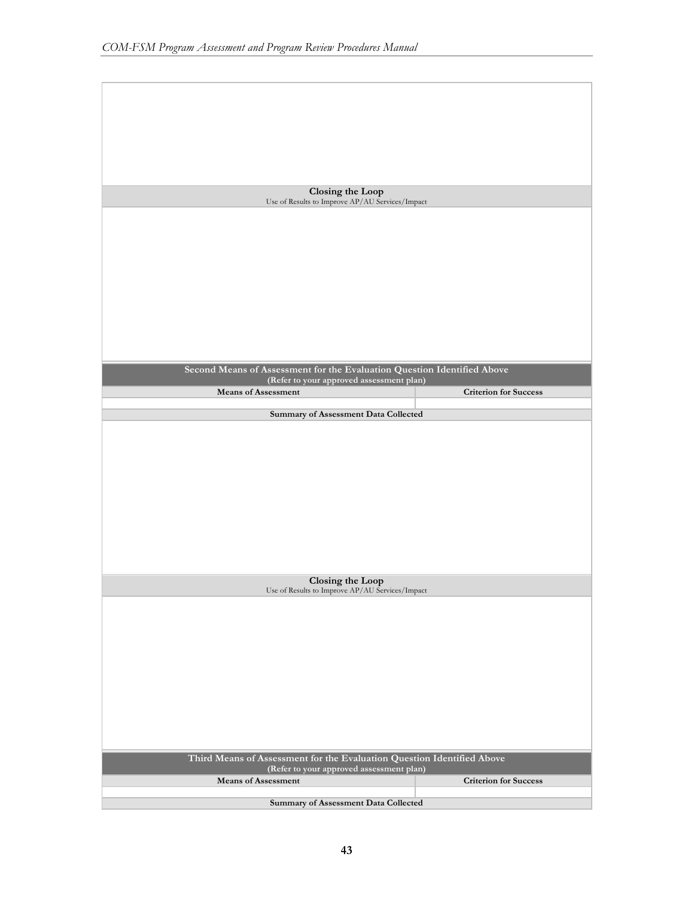| |
|---|
| |
| **Closing the Loop**<br>Use of Results to Improve AP/AU Services/Impact |
| |

| **Second Means of Assessment for the Evaluation Question Identified Above**<br>**(Refer to your approved assessment plan)** | |
|---|---|
| **Means of Assessment** | **Criterion for Success** |
| | |
| **Summary of Assessment Data Collected** | |
| | |
| **Closing the Loop**<br>Use of Results to Improve AP/AU Services/Impact | |
| | |

| **Third Means of Assessment for the Evaluation Question Identified Above**<br>**(Refer to your approved assessment plan)** | |
|---|---|
| **Means of Assessment** | **Criterion for Success** |
| | |
| **Summary of Assessment Data Collected** | |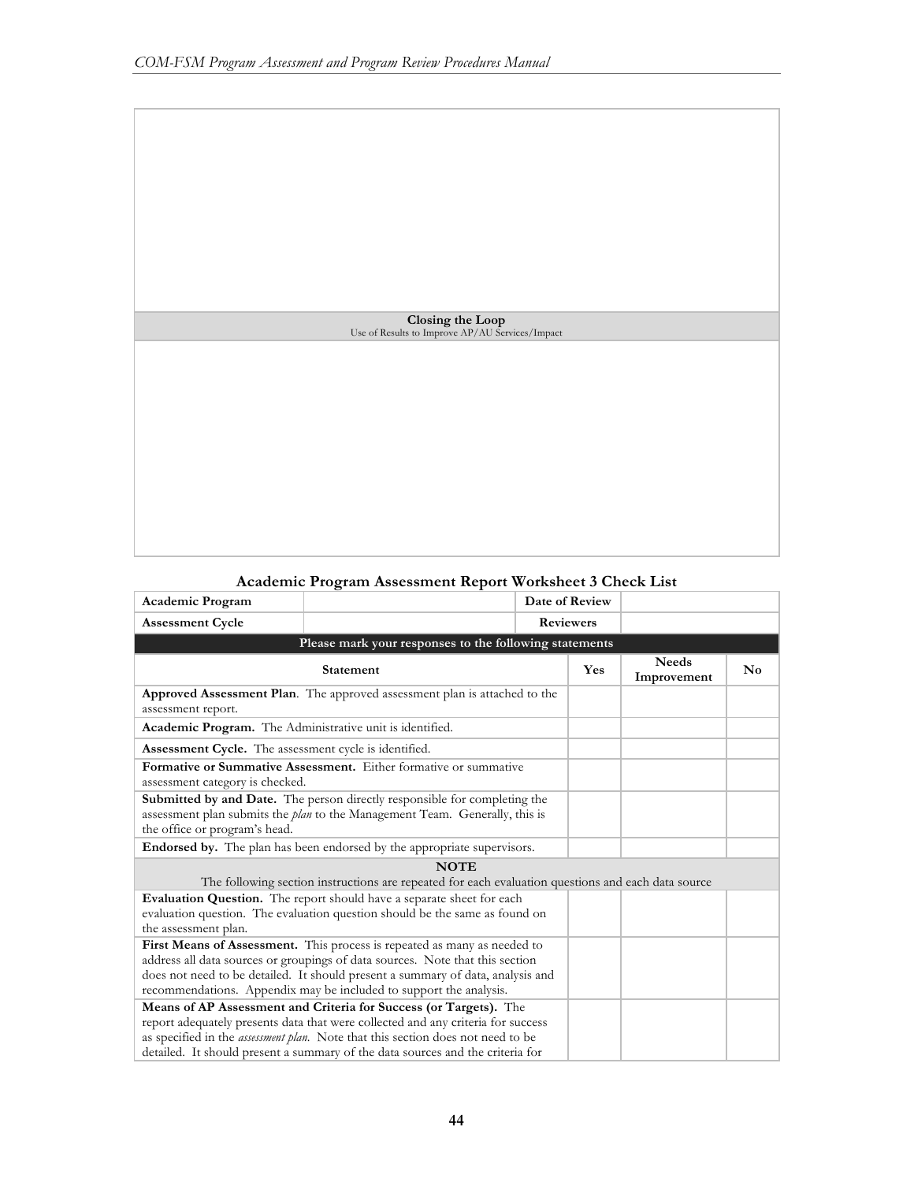| |
|---|
| |
| **Closing the Loop**<br>Use of Results to Improve AP/AU Services/Impact |
| |

## Academic Program Assessment Report Worksheet 3 Check List

| **Academic Program** | | **Date of Review** | | |
|---|---|---|---|---|
| **Assessment Cycle** | | **Reviewers** | | |

| **Please mark your responses to the following statements** | | | |
|---|---|---|---|
| **Statement** | **Yes** | **Needs Improvement** | **No** |
| **Approved Assessment Plan**. The approved assessment plan is attached to the assessment report. | | | |
| **Academic Program.** The Administrative unit is identified. | | | |
| **Assessment Cycle.** The assessment cycle is identified. | | | |
| **Formative or Summative Assessment.** Either formative or summative assessment category is checked. | | | |
| **Submitted by and Date.** The person directly responsible for completing the assessment plan submits the *plan* to the Management Team. Generally, this is the office or program's head. | | | |
| **Endorsed by.** The plan has been endorsed by the appropriate supervisors. | | | |
| **NOTE**<br>The following section instructions are repeated for each evaluation questions and each data source | | | |
| **Evaluation Question.** The report should have a separate sheet for each evaluation question. The evaluation question should be the same as found on the assessment plan. | | | |
| **First Means of Assessment.** This process is repeated as many as needed to address all data sources or groupings of data sources. Note that this section does not need to be detailed. It should present a summary of data, analysis and recommendations. Appendix may be included to support the analysis. | | | |
| **Means of AP Assessment and Criteria for Success (or Targets).** The report adequately presents data that were collected and any criteria for success as specified in the *assessment plan.* Note that this section does not need to be detailed. It should present a summary of the data sources and the criteria for | | | |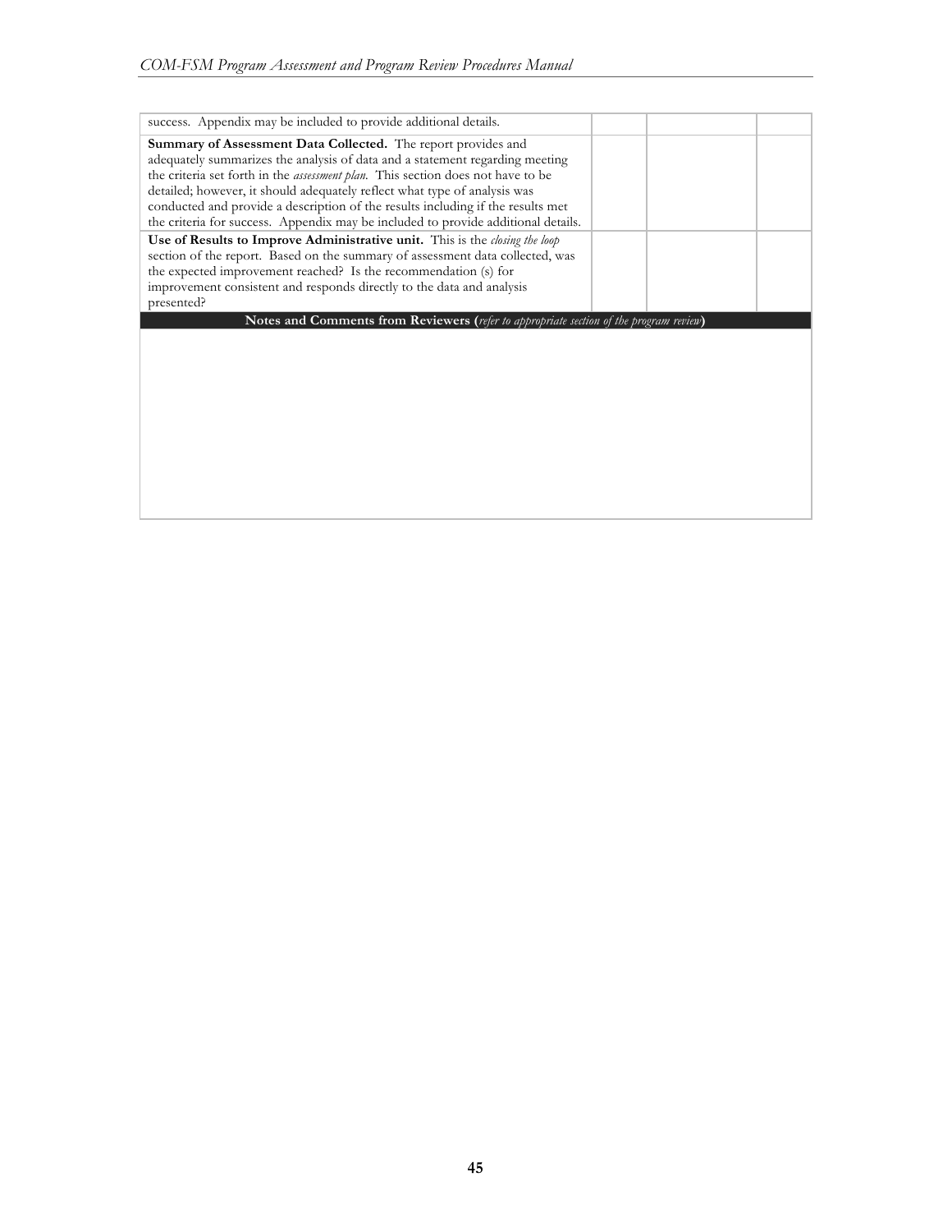| | | | |
|---|---|---|---|
| success. Appendix may be included to provide additional details. | | | |
| **Summary of Assessment Data Collected.** The report provides and adequately summarizes the analysis of data and a statement regarding meeting the criteria set forth in the *assessment plan.* This section does not have to be detailed; however, it should adequately reflect what type of analysis was conducted and provide a description of the results including if the results met the criteria for success. Appendix may be included to provide additional details. | | | |
| **Use of Results to Improve Administrative unit.** This is the *closing the loop* section of the report. Based on the summary of assessment data collected, was the expected improvement reached? Is the recommendation (s) for improvement consistent and responds directly to the data and analysis presented? | | | |

| **Notes and Comments from Reviewers (***refer to appropriate section of the program review***)** |
|---|
| |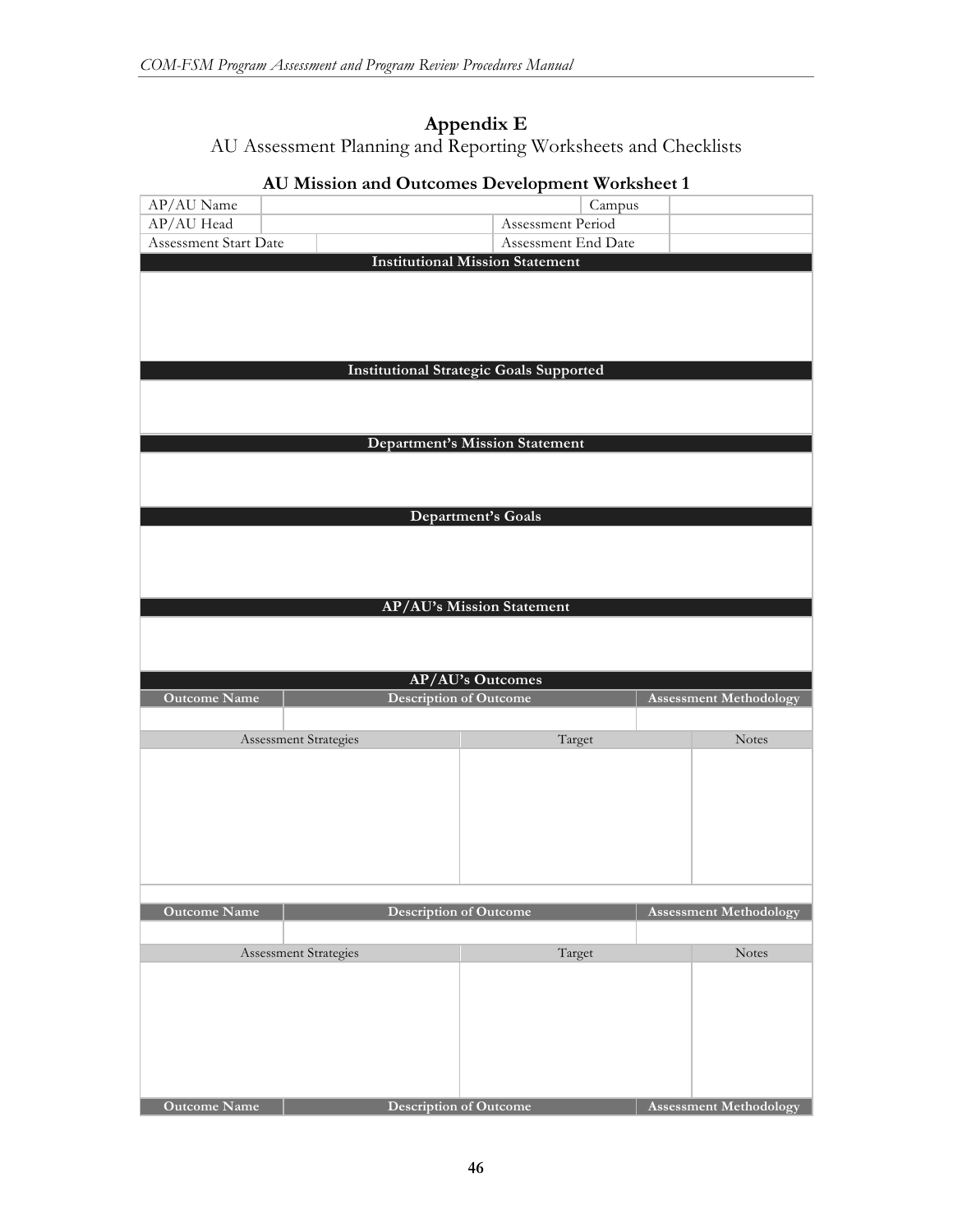# Appendix E

AU Assessment Planning and Reporting Worksheets and Checklists

## AU Mission and Outcomes Development Worksheet 1

| AP/AU Name | | Campus | |
|---|---|---|---|
| AP/AU Head | | Assessment Period | |
| Assessment Start Date | | Assessment End Date | |

| **Institutional Mission Statement** |
|---|
| |

| **Institutional Strategic Goals Supported** |
|---|
| |

| **Department's Mission Statement** |
|---|
| |

| **Department's Goals** |
|---|
| |

| **AP/AU's Mission Statement** |
|---|
| |

**AP/AU's Outcomes**

| **Outcome Name** | **Description of Outcome** | **Assessment Methodology** |
|---|---|---|
| | | |

| Assessment Strategies | Target | Notes |
|---|---|---|
| | | |

| **Outcome Name** | **Description of Outcome** | **Assessment Methodology** |
|---|---|---|
| | | |

| Assessment Strategies | Target | Notes |
|---|---|---|
| | | |

| **Outcome Name** | **Description of Outcome** | **Assessment Methodology** |
|---|---|---|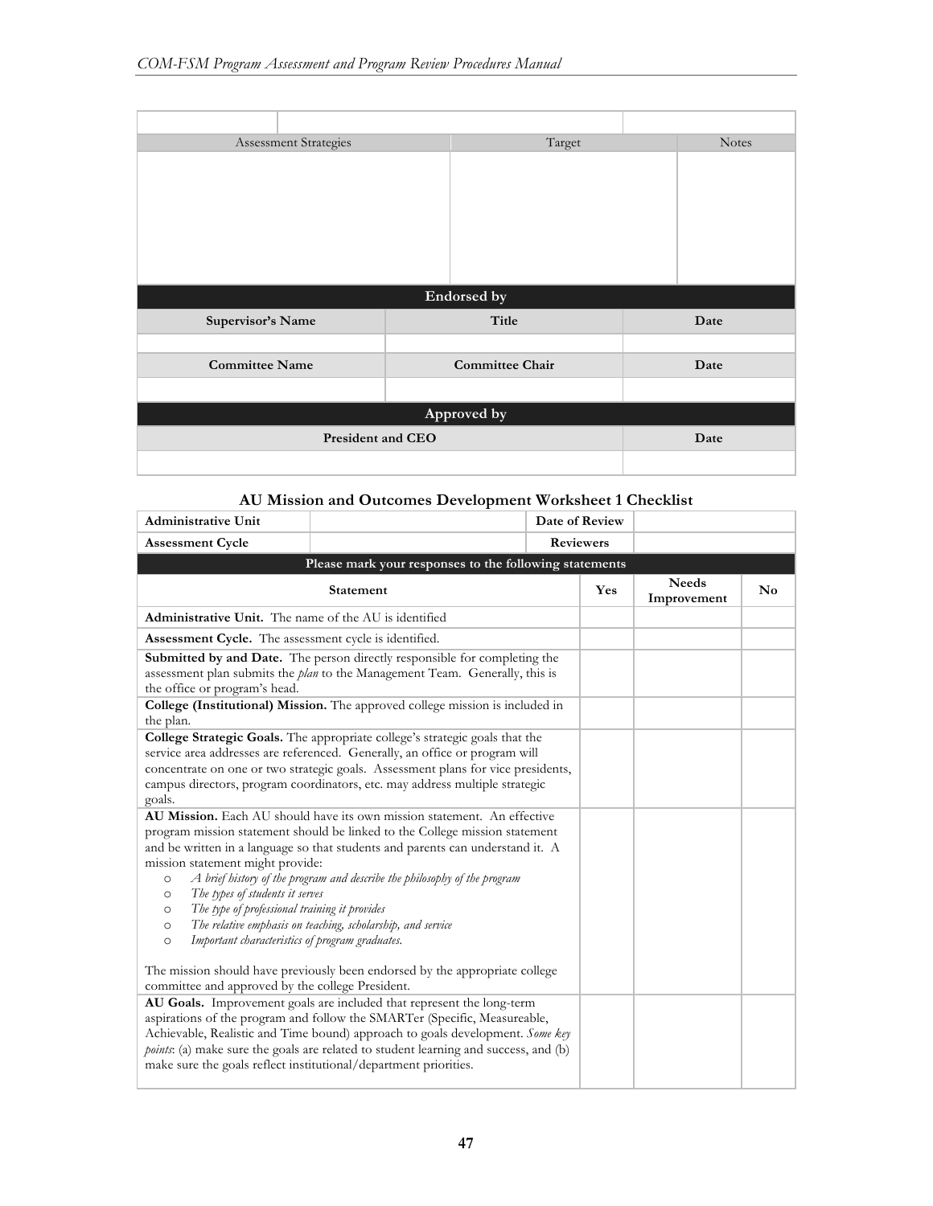| | | | |
|---|---|---|---|
| Assessment Strategies | | Target | Notes |
| | | | |

| Endorsed by | | |
|---|---|---|
| Supervisor's Name | Title | Date |
| | | |
| Committee Name | Committee Chair | Date |
| | | |
| **Approved by** | | |
| President and CEO | | Date |
| | | |

### AU Mission and Outcomes Development Worksheet 1 Checklist

| Administrative Unit | | Date of Review | |
|---|---|---|---|
| Assessment Cycle | | Reviewers | |

| Please mark your responses to the following statements | | | |
|---|---|---|---|
| **Statement** | **Yes** | **Needs Improvement** | **No** |
| **Administrative Unit.** The name of the AU is identified | | | |
| **Assessment Cycle.** The assessment cycle is identified. | | | |
| **Submitted by and Date.** The person directly responsible for completing the assessment plan submits the *plan* to the Management Team. Generally, this is the office or program's head. | | | |
| **College (Institutional) Mission.** The approved college mission is included in the plan. | | | |
| **College Strategic Goals.** The appropriate college's strategic goals that the service area addresses are referenced. Generally, an office or program will concentrate on one or two strategic goals. Assessment plans for vice presidents, campus directors, program coordinators, etc. may address multiple strategic goals. | | | |
| **AU Mission.** Each AU should have its own mission statement. An effective program mission statement should be linked to the College mission statement and be written in a language so that students and parents can understand it. A mission statement might provide:<br>○ *A brief history of the program and describe the philosophy of the program*<br>○ *The types of students it serves*<br>○ *The type of professional training it provides*<br>○ *The relative emphasis on teaching, scholarship, and service*<br>○ *Important characteristics of program graduates.*<br><br>The mission should have previously been endorsed by the appropriate college committee and approved by the college President. | | | |
| **AU Goals.** Improvement goals are included that represent the long-term aspirations of the program and follow the SMARTer (Specific, Measureable, Achievable, Realistic and Time bound) approach to goals development. *Some key points*: (a) make sure the goals are related to student learning and success, and (b) make sure the goals reflect institutional/department priorities. | | | |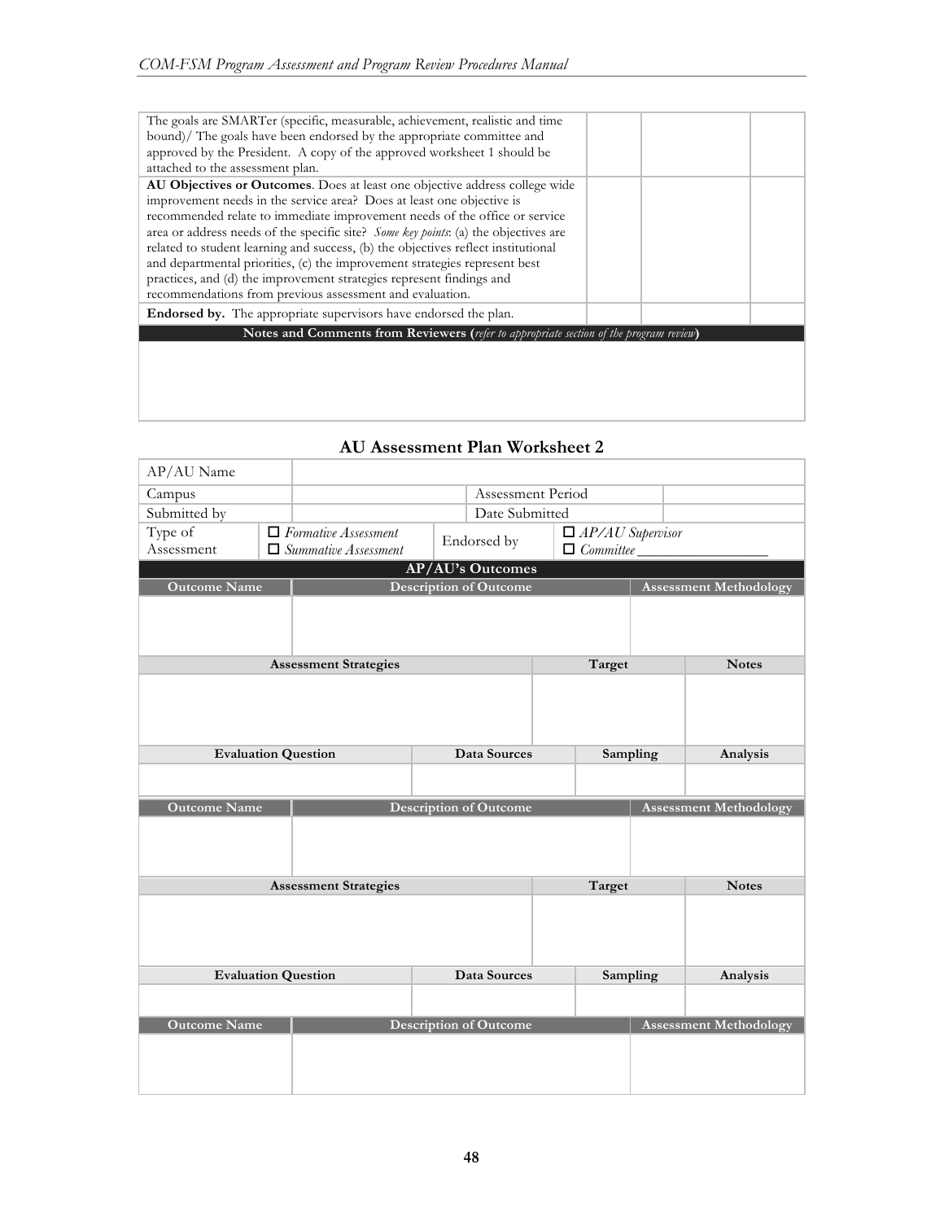| | | | |
|---|---|---|---|
| The goals are SMARTer (specific, measurable, achievement, realistic and time bound)/ The goals have been endorsed by the appropriate committee and approved by the President. A copy of the approved worksheet 1 should be attached to the assessment plan. | | | |
| **AU Objectives or Outcomes**. Does at least one objective address college wide improvement needs in the service area? Does at least one objective is recommended relate to immediate improvement needs of the office or service area or address needs of the specific site? *Some key points*: (a) the objectives are related to student learning and success, (b) the objectives reflect institutional and departmental priorities, (c) the improvement strategies represent best practices, and (d) the improvement strategies represent findings and recommendations from previous assessment and evaluation. | | | |
| **Endorsed by.** The appropriate supervisors have endorsed the plan. | | | |
| **Notes and Comments from Reviewers (***refer to appropriate section of the program review***)** | | | |
| | | | |

## AU Assessment Plan Worksheet 2

| | | | |
|---|---|---|---|
| AP/AU Name | | | |
| Campus | | Assessment Period | |
| Submitted by | | Date Submitted | |
| Type of Assessment | ☐ *Formative Assessment* ☐ *Summative Assessment* | Endorsed by | ☐ *AP/AU Supervisor* ☐ *Committee* ________________ |

**AP/AU's Outcomes**

| Outcome Name | Description of Outcome | Assessment Methodology |
|---|---|---|
| | | |

| Assessment Strategies | Target | Notes |
|---|---|---|
| | | |

| Evaluation Question | Data Sources | Sampling | Analysis |
|---|---|---|---|
| | | | |

| Outcome Name | Description of Outcome | Assessment Methodology |
|---|---|---|
| | | |

| Assessment Strategies | Target | Notes |
|---|---|---|
| | | |

| Evaluation Question | Data Sources | Sampling | Analysis |
|---|---|---|---|
| | | | |

| Outcome Name | Description of Outcome | Assessment Methodology |
|---|---|---|
| | | |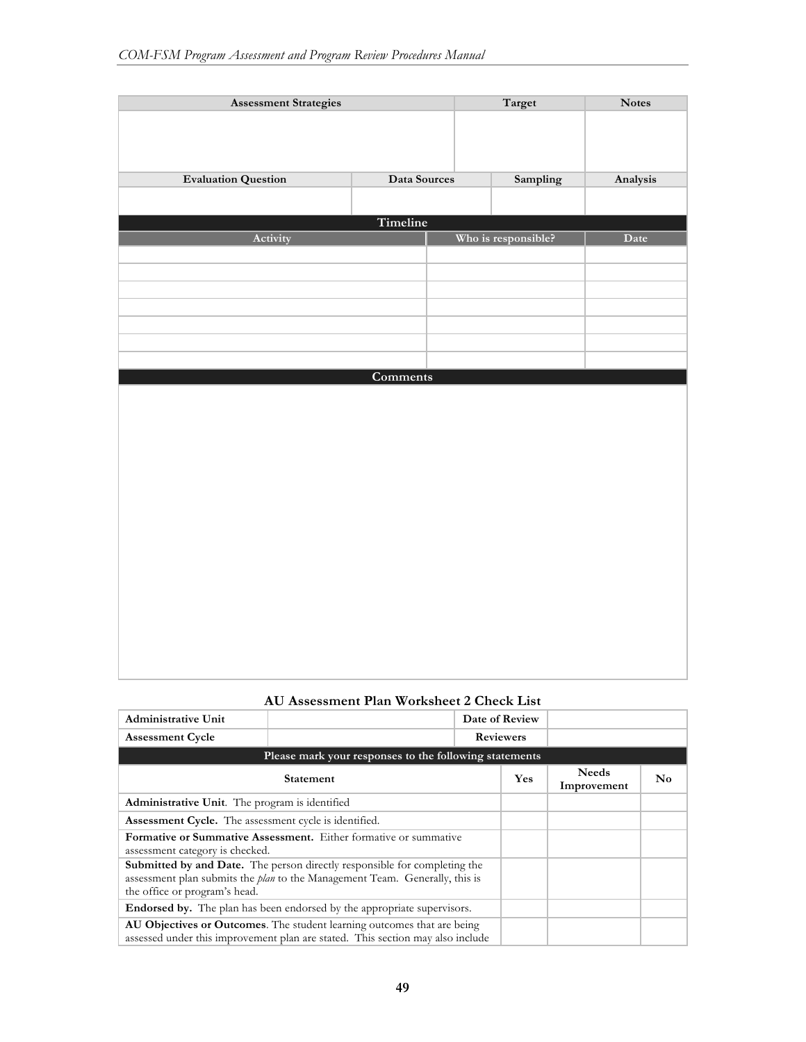| Assessment Strategies | Target | Notes |
|---|---|---|
| | | |

| Evaluation Question | Data Sources | Sampling | Analysis |
|---|---|---|---|
| | | | |

**Timeline**

| Activity | Who is responsible? | Date |
|---|---|---|
| | | |
| | | |
| | | |
| | | |
| | | |
| | | |
| | | |

**Comments**

| |
|---|
| |

### AU Assessment Plan Worksheet 2 Check List

| Administrative Unit | | Date of Review | |
|---|---|---|---|
| Assessment Cycle | | Reviewers | |

**Please mark your responses to the following statements**

| Statement | Yes | Needs Improvement | No |
|---|---|---|---|
| **Administrative Unit**. The program is identified | | | |
| **Assessment Cycle.** The assessment cycle is identified. | | | |
| **Formative or Summative Assessment.** Either formative or summative assessment category is checked. | | | |
| **Submitted by and Date.** The person directly responsible for completing the assessment plan submits the *plan* to the Management Team. Generally, this is the office or program's head. | | | |
| **Endorsed by.** The plan has been endorsed by the appropriate supervisors. | | | |
| **AU Objectives or Outcomes**. The student learning outcomes that are being assessed under this improvement plan are stated. This section may also include | | | |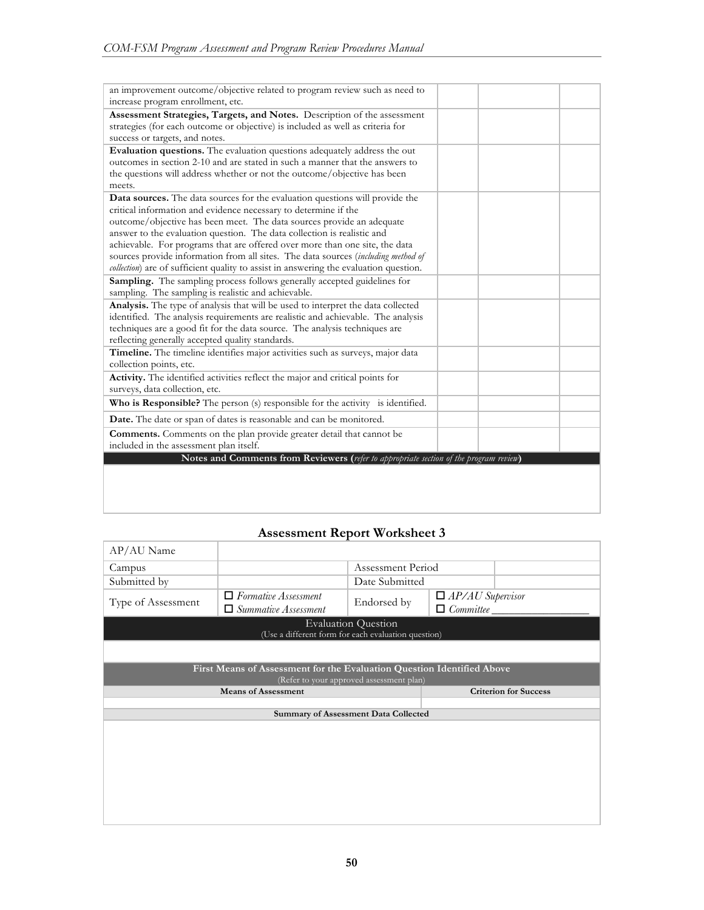| | | | |
|---|---|---|---|
| an improvement outcome/objective related to program review such as need to increase program enrollment, etc. | | | |
| **Assessment Strategies, Targets, and Notes.** Description of the assessment strategies (for each outcome or objective) is included as well as criteria for success or targets, and notes. | | | |
| **Evaluation questions.** The evaluation questions adequately address the out outcomes in section 2-10 and are stated in such a manner that the answers to the questions will address whether or not the outcome/objective has been meets. | | | |
| **Data sources.** The data sources for the evaluation questions will provide the critical information and evidence necessary to determine if the outcome/objective has been meet. The data sources provide an adequate answer to the evaluation question. The data collection is realistic and achievable. For programs that are offered over more than one site, the data sources provide information from all sites. The data sources (*including method of collection*) are of sufficient quality to assist in answering the evaluation question. | | | |
| **Sampling.** The sampling process follows generally accepted guidelines for sampling. The sampling is realistic and achievable. | | | |
| **Analysis.** The type of analysis that will be used to interpret the data collected identified. The analysis requirements are realistic and achievable. The analysis techniques are a good fit for the data source. The analysis techniques are reflecting generally accepted quality standards. | | | |
| **Timeline.** The timeline identifies major activities such as surveys, major data collection points, etc. | | | |
| **Activity.** The identified activities reflect the major and critical points for surveys, data collection, etc. | | | |
| **Who is Responsible?** The person (s) responsible for the activity is identified. | | | |
| **Date.** The date or span of dates is reasonable and can be monitored. | | | |
| **Comments.** Comments on the plan provide greater detail that cannot be included in the assessment plan itself. | | | |
| **Notes and Comments from Reviewers (*refer to appropriate section of the program review*)** | | | |
| | | | |

## Assessment Report Worksheet 3

| | | | |
|---|---|---|---|
| AP/AU Name | | | |
| Campus | | Assessment Period | |
| Submitted by | | Date Submitted | |
| Type of Assessment | ☐ *Formative Assessment*<br>☐ *Summative Assessment* | Endorsed by | ☐ *AP/AU Supervisor*<br>☐ *Committee* ________________ |
| Evaluation Question<br>(Use a different form for each evaluation question) | | | |
| | | | |
| **First Means of Assessment for the Evaluation Question Identified Above**<br>(Refer to your approved assessment plan) | | | |
| **Means of Assessment** | | **Criterion for Success** | |
| | | | |
| **Summary of Assessment Data Collected** | | | |
| | | | |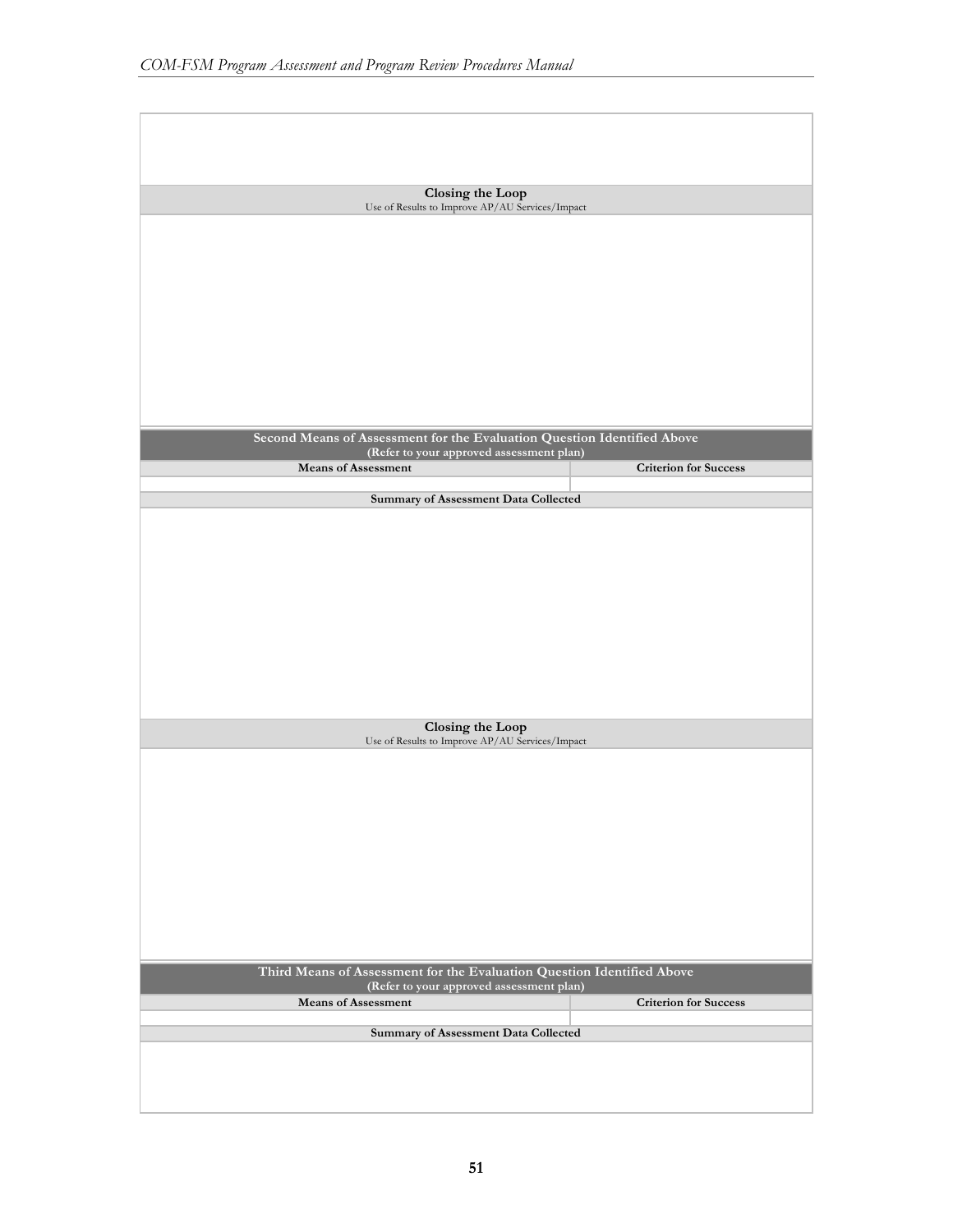**Closing the Loop**
Use of Results to Improve AP/AU Services/Impact

**Second Means of Assessment for the Evaluation Question Identified Above**
**(Refer to your approved assessment plan)**

| Means of Assessment | Criterion for Success |
| --- | --- |
| | |

**Summary of Assessment Data Collected**

**Closing the Loop**
Use of Results to Improve AP/AU Services/Impact

**Third Means of Assessment for the Evaluation Question Identified Above**
**(Refer to your approved assessment plan)**

| Means of Assessment | Criterion for Success |
| --- | --- |
| | |

**Summary of Assessment Data Collected**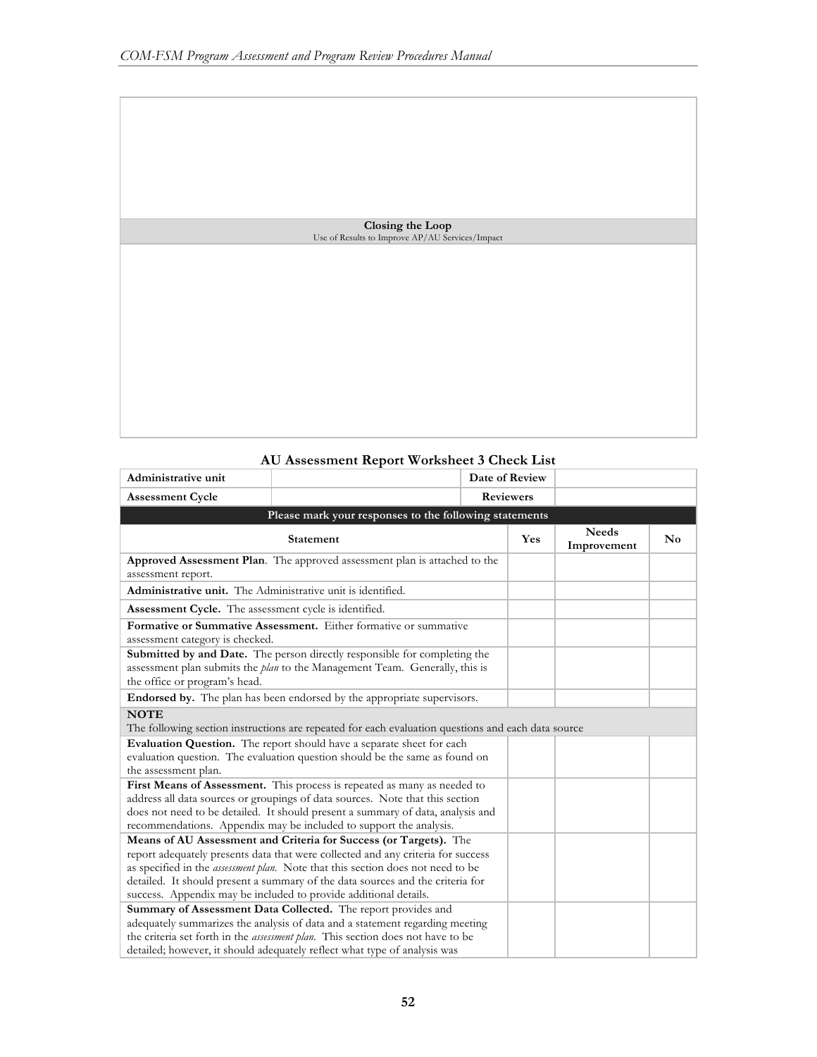| |
|---|
| |
| **Closing the Loop**<br>Use of Results to Improve AP/AU Services/Impact |
| |

### AU Assessment Report Worksheet 3 Check List

| **Administrative unit** | | **Date of Review** | | |
|---|---|---|---|---|
| **Assessment Cycle** | | **Reviewers** | | |
| **Please mark your responses to the following statements** | | | | |
| **Statement** | | **Yes** | **Needs Improvement** | **No** |
| **Approved Assessment Plan**. The approved assessment plan is attached to the assessment report. | | | | |
| **Administrative unit.** The Administrative unit is identified. | | | | |
| **Assessment Cycle.** The assessment cycle is identified. | | | | |
| **Formative or Summative Assessment.** Either formative or summative assessment category is checked. | | | | |
| **Submitted by and Date.** The person directly responsible for completing the assessment plan submits the *plan* to the Management Team. Generally, this is the office or program's head. | | | | |
| **Endorsed by.** The plan has been endorsed by the appropriate supervisors. | | | | |
| **NOTE**<br>The following section instructions are repeated for each evaluation questions and each data source | | | | |
| **Evaluation Question.** The report should have a separate sheet for each evaluation question. The evaluation question should be the same as found on the assessment plan. | | | | |
| **First Means of Assessment.** This process is repeated as many as needed to address all data sources or groupings of data sources. Note that this section does not need to be detailed. It should present a summary of data, analysis and recommendations. Appendix may be included to support the analysis. | | | | |
| **Means of AU Assessment and Criteria for Success (or Targets).** The report adequately presents data that were collected and any criteria for success as specified in the *assessment plan.* Note that this section does not need to be detailed. It should present a summary of the data sources and the criteria for success. Appendix may be included to provide additional details. | | | | |
| **Summary of Assessment Data Collected.** The report provides and adequately summarizes the analysis of data and a statement regarding meeting the criteria set forth in the *assessment plan.* This section does not have to be detailed; however, it should adequately reflect what type of analysis was | | | | |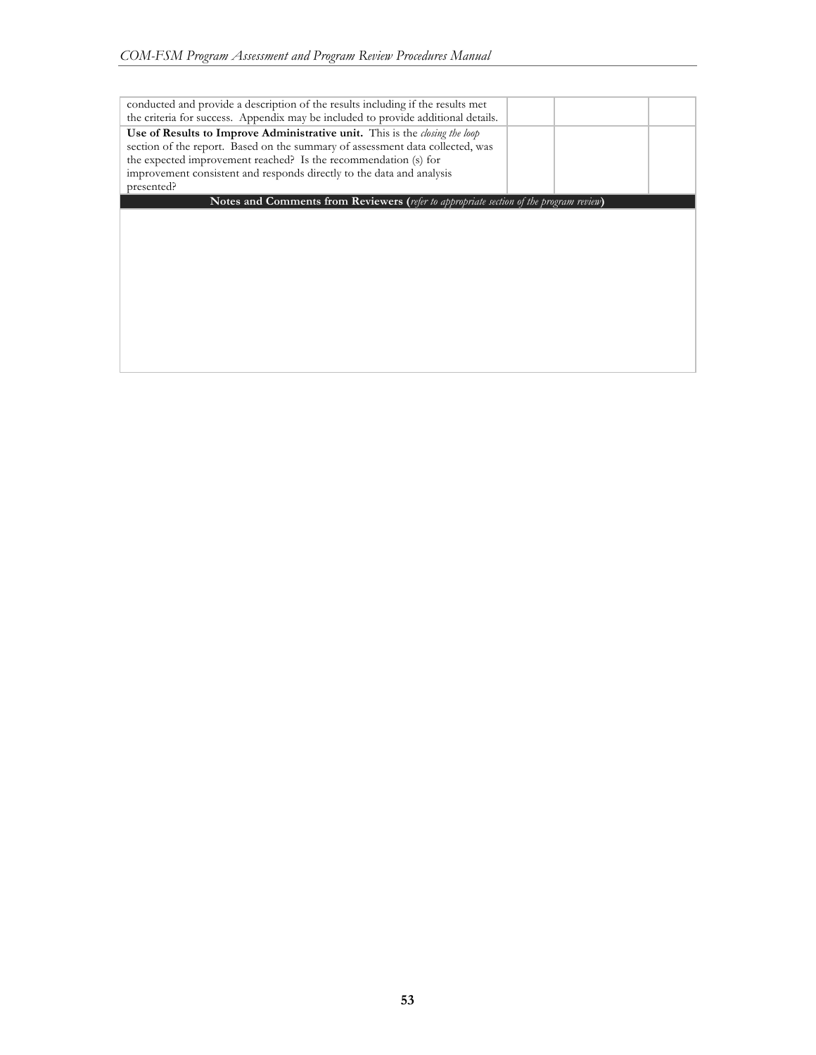| | | | |
|---|---|---|---|
| conducted and provide a description of the results including if the results met the criteria for success. Appendix may be included to provide additional details. | | | |
| **Use of Results to Improve Administrative unit.** This is the *closing the loop* section of the report. Based on the summary of assessment data collected, was the expected improvement reached? Is the recommendation (s) for improvement consistent and responds directly to the data and analysis presented? | | | |

| **Notes and Comments from Reviewers (***refer to appropriate section of the program review***)** |
|---|
| |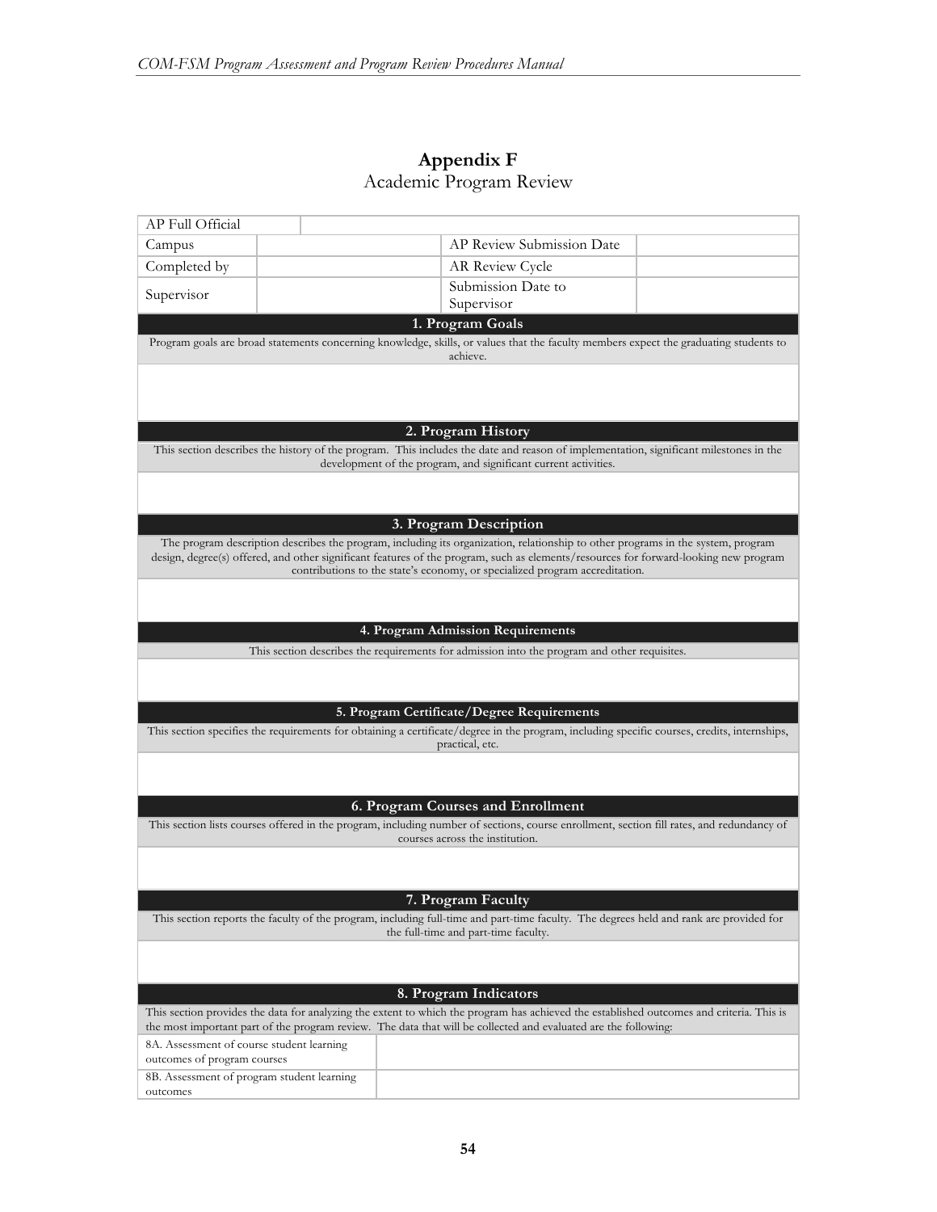# Appendix F

Academic Program Review

| AP Full Official | | | |
|---|---|---|---|
| Campus | | AP Review Submission Date | |
| Completed by | | AR Review Cycle | |
| Supervisor | | Submission Date to Supervisor | |

## 1. Program Goals

Program goals are broad statements concerning knowledge, skills, or values that the faculty members expect the graduating students to achieve.

## 2. Program History

This section describes the history of the program. This includes the date and reason of implementation, significant milestones in the development of the program, and significant current activities.

## 3. Program Description

The program description describes the program, including its organization, relationship to other programs in the system, program design, degree(s) offered, and other significant features of the program, such as elements/resources for forward-looking new program contributions to the state's economy, or specialized program accreditation.

## 4. Program Admission Requirements

This section describes the requirements for admission into the program and other requisites.

## 5. Program Certificate/Degree Requirements

This section specifies the requirements for obtaining a certificate/degree in the program, including specific courses, credits, internships, practical, etc.

## 6. Program Courses and Enrollment

This section lists courses offered in the program, including number of sections, course enrollment, section fill rates, and redundancy of courses across the institution.

## 7. Program Faculty

This section reports the faculty of the program, including full-time and part-time faculty. The degrees held and rank are provided for the full-time and part-time faculty.

## 8. Program Indicators

This section provides the data for analyzing the extent to which the program has achieved the established outcomes and criteria. This is the most important part of the program review. The data that will be collected and evaluated are the following:

| | |
|---|---|
| 8A. Assessment of course student learning outcomes of program courses | |
| 8B. Assessment of program student learning outcomes | |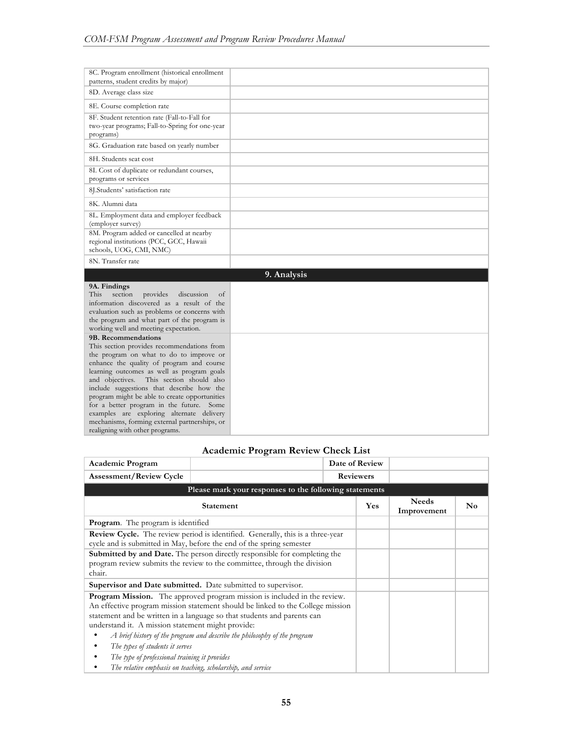| | |
|---|---|
| 8C. Program enrollment (historical enrollment patterns, student credits by major) | |
| 8D. Average class size | |
| 8E. Course completion rate | |
| 8F. Student retention rate (Fall-to-Fall for two-year programs; Fall-to-Spring for one-year programs) | |
| 8G. Graduation rate based on yearly number | |
| 8H. Students seat cost | |
| 8I. Cost of duplicate or redundant courses, programs or services | |
| 8J.Students' satisfaction rate | |
| 8K. Alumni data | |
| 8L. Employment data and employer feedback (employer survey) | |
| 8M. Program added or cancelled at nearby regional institutions (PCC, GCC, Hawaii schools, UOG, CMI, NMC) | |
| 8N. Transfer rate | |
| **9. Analysis** | |
| **9A. Findings** This section provides discussion of information discovered as a result of the evaluation such as problems or concerns with the program and what part of the program is working well and meeting expectation. | |
| **9B. Recommendations** This section provides recommendations from the program on what to do to improve or enhance the quality of program and course learning outcomes as well as program goals and objectives. This section should also include suggestions that describe how the program might be able to create opportunities for a better program in the future. Some examples are exploring alternate delivery mechanisms, forming external partnerships, or realigning with other programs. | |

## Academic Program Review Check List

| **Academic Program** | | **Date of Review** | |
|---|---|---|---|
| **Assessment/Review Cycle** | | **Reviewers** | |

| **Please mark your responses to the following statements** | | | |
|---|---|---|---|
| **Statement** | **Yes** | **Needs Improvement** | **No** |
| **Program**. The program is identified | | | |
| **Review Cycle.** The review period is identified. Generally, this is a three-year cycle and is submitted in May, before the end of the spring semester | | | |
| **Submitted by and Date.** The person directly responsible for completing the program review submits the review to the committee, through the division chair. | | | |
| **Supervisor and Date submitted.** Date submitted to supervisor. | | | |
| **Program Mission.** The approved program mission is included in the review. An effective program mission statement should be linked to the College mission statement and be written in a language so that students and parents can understand it. A mission statement might provide: <br>• *A brief history of the program and describe the philosophy of the program* <br>• *The types of students it serves* <br>• *The type of professional training it provides* <br>• *The relative emphasis on teaching, scholarship, and service* | | | |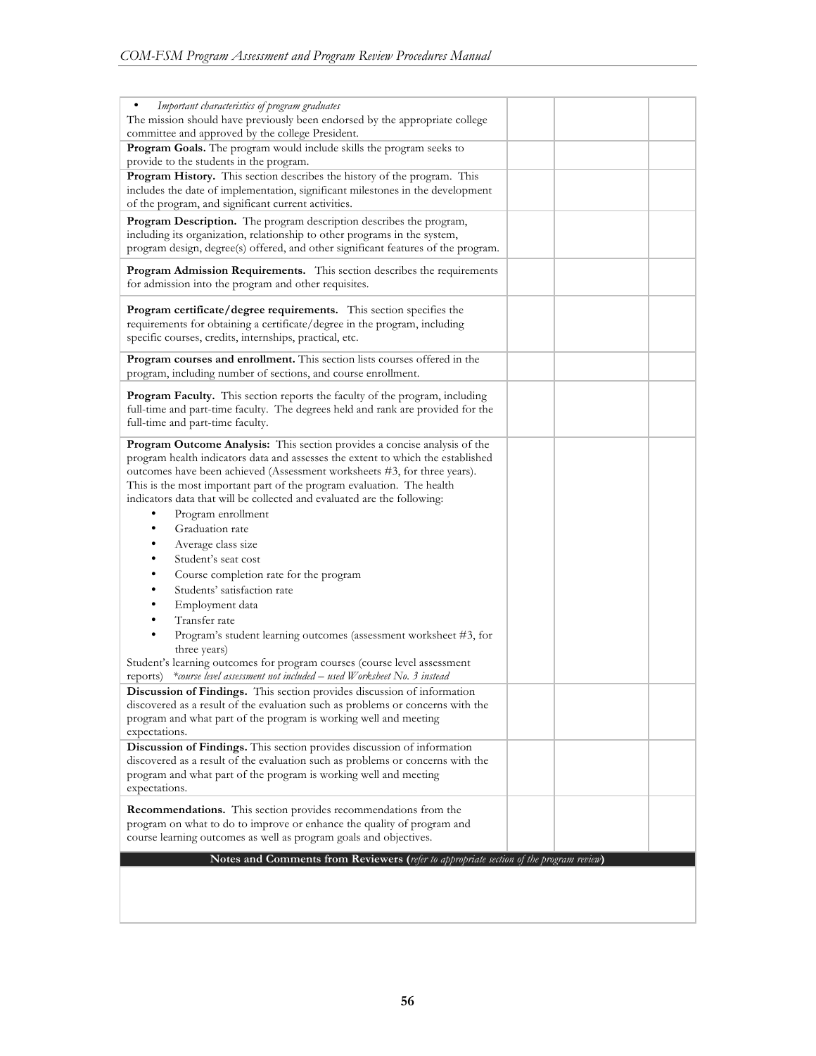| | | | |
|---|---|---|---|
| • *Important characteristics of program graduates*<br>The mission should have previously been endorsed by the appropriate college committee and approved by the college President. | | | |
| **Program Goals.** The program would include skills the program seeks to provide to the students in the program. | | | |
| **Program History.** This section describes the history of the program. This includes the date of implementation, significant milestones in the development of the program, and significant current activities. | | | |
| **Program Description.** The program description describes the program, including its organization, relationship to other programs in the system, program design, degree(s) offered, and other significant features of the program. | | | |
| **Program Admission Requirements.** This section describes the requirements for admission into the program and other requisites. | | | |
| **Program certificate/degree requirements.** This section specifies the requirements for obtaining a certificate/degree in the program, including specific courses, credits, internships, practical, etc. | | | |
| **Program courses and enrollment.** This section lists courses offered in the program, including number of sections, and course enrollment. | | | |
| **Program Faculty.** This section reports the faculty of the program, including full-time and part-time faculty. The degrees held and rank are provided for the full-time and part-time faculty. | | | |
| **Program Outcome Analysis:** This section provides a concise analysis of the program health indicators data and assesses the extent to which the established outcomes have been achieved (Assessment worksheets #3, for three years). This is the most important part of the program evaluation. The health indicators data that will be collected and evaluated are the following:<br>• Program enrollment<br>• Graduation rate<br>• Average class size<br>• Student's seat cost<br>• Course completion rate for the program<br>• Students' satisfaction rate<br>• Employment data<br>• Transfer rate<br>• Program's student learning outcomes (assessment worksheet #3, for three years)<br>Student's learning outcomes for program courses (course level assessment reports) *\*course level assessment not included – used Worksheet No. 3 instead* | | | |
| **Discussion of Findings.** This section provides discussion of information discovered as a result of the evaluation such as problems or concerns with the program and what part of the program is working well and meeting expectations. | | | |
| **Discussion of Findings.** This section provides discussion of information discovered as a result of the evaluation such as problems or concerns with the program and what part of the program is working well and meeting expectations. | | | |
| **Recommendations.** This section provides recommendations from the program on what to do to improve or enhance the quality of program and course learning outcomes as well as program goals and objectives. | | | |

| **Notes and Comments from Reviewers (*refer to appropriate section of the program review*)** |
|---|
| |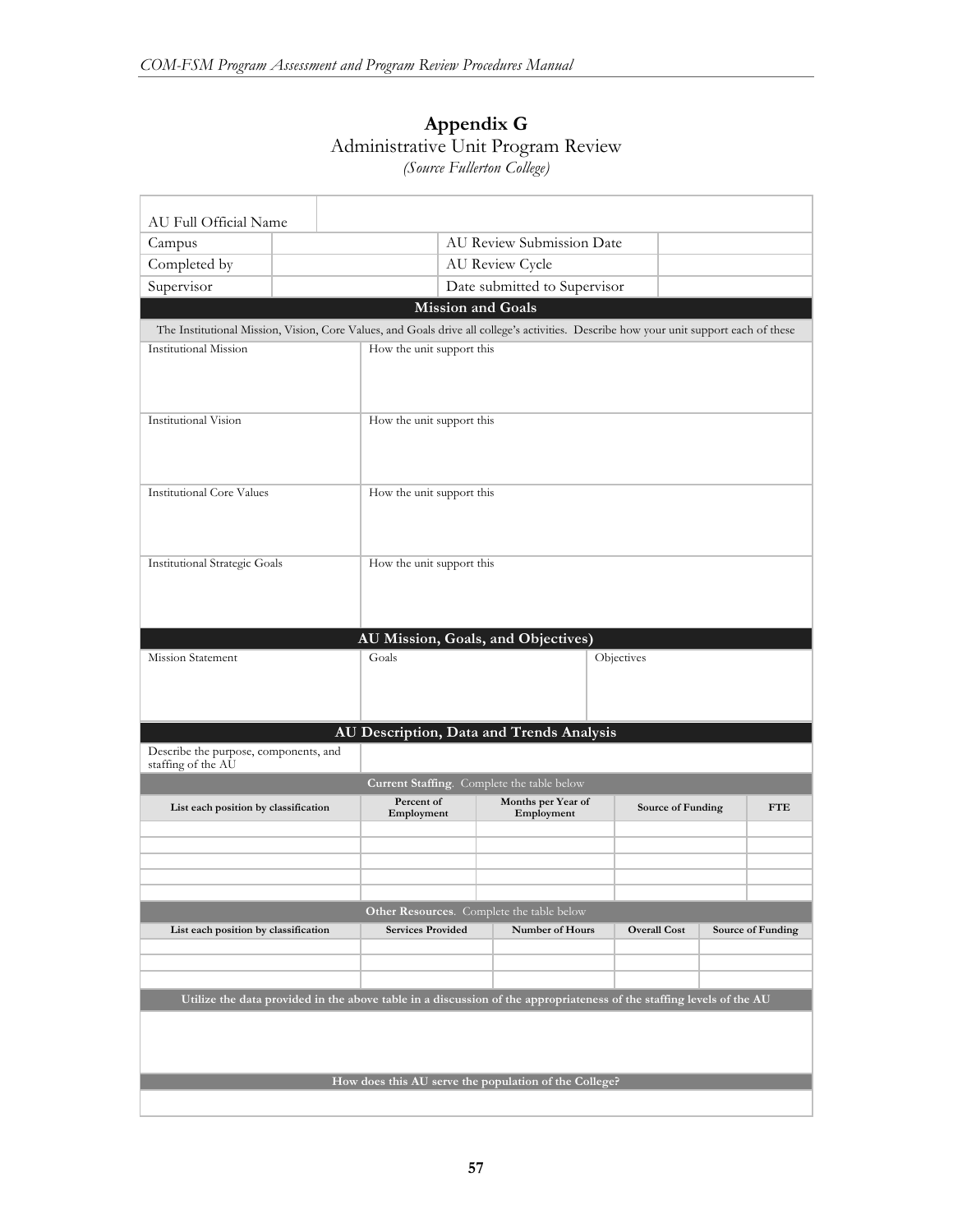# Appendix G

Administrative Unit Program Review

*(Source Fullerton College)*

| AU Full Official Name | | | |
|---|---|---|---|
| Campus | | AU Review Submission Date | |
| Completed by | | AU Review Cycle | |
| Supervisor | | Date submitted to Supervisor | |

**Mission and Goals**

The Institutional Mission, Vision, Core Values, and Goals drive all college's activities. Describe how your unit support each of these

| | |
|---|---|
| Institutional Mission | How the unit support this |
| Institutional Vision | How the unit support this |
| Institutional Core Values | How the unit support this |
| Institutional Strategic Goals | How the unit support this |

**AU Mission, Goals, and Objectives)**

| Mission Statement | Goals | Objectives |
|---|---|---|
| | | |

**AU Description, Data and Trends Analysis**

| | |
|---|---|
| Describe the purpose, components, and staffing of the AU | |

**Current Staffing**. Complete the table below

| List each position by classification | Percent of Employment | Months per Year of Employment | Source of Funding | FTE |
|---|---|---|---|---|
| | | | | |
| | | | | |
| | | | | |
| | | | | |
| | | | | |

**Other Resources**. Complete the table below

| List each position by classification | Services Provided | Number of Hours | Overall Cost | Source of Funding |
|---|---|---|---|---|
| | | | | |
| | | | | |
| | | | | |

**Utilize the data provided in the above table in a discussion of the appropriateness of the staffing levels of the AU**

**How does this AU serve the population of the College?**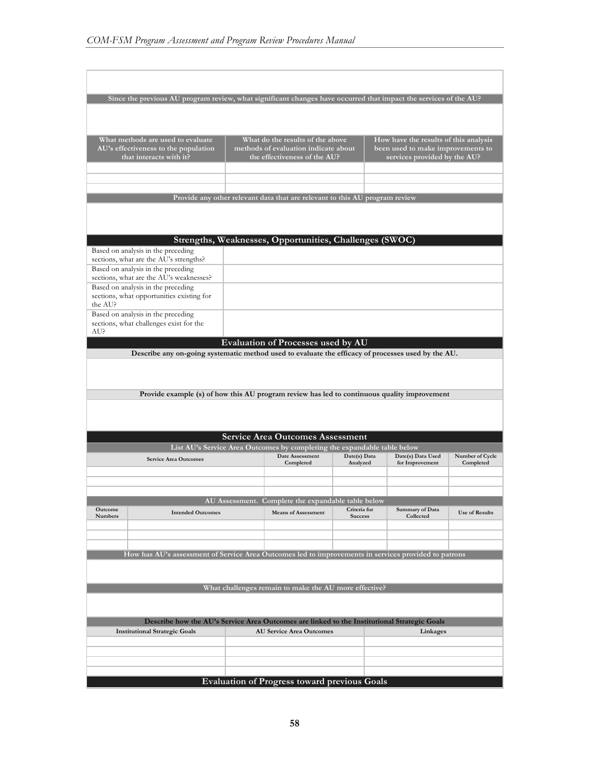| Since the previous AU program review, what significant changes have occurred that impact the services of the AU? |
| --- |
| |

| What methods are used to evaluate AU's effectiveness to the population that interacts with it? | What do the results of the above methods of evaluation indicate about the effectiveness of the AU? | How have the results of this analysis been used to make improvements to services provided by the AU? |
| --- | --- | --- |
| | | |
| | | |
| | | |

| Provide any other relevant data that are relevant to this AU program review |
| --- |
| |

## Strengths, Weaknesses, Opportunities, Challenges (SWOC)

| | |
| --- | --- |
| Based on analysis in the preceding sections, what are the AU's strengths? | |
| Based on analysis in the preceding sections, what are the AU's weaknesses? | |
| Based on analysis in the preceding sections, what opportunities existing for the AU? | |
| Based on analysis in the preceding sections, what challenges exist for the AU? | |

## Evaluation of Processes used by AU

| Describe any on-going systematic method used to evaluate the efficacy of processes used by the AU. |
| --- |
| |

| Provide example (s) of how this AU program review has led to continuous quality improvement |
| --- |
| |

## Service Area Outcomes Assessment

**List AU's Service Area Outcomes by completing the expandable table below**

| Service Area Outcomes | Date Assessment Completed | Date(s) Data Analyzed | Date(s) Data Used for Improvement | Number of Cycle Completed |
| --- | --- | --- | --- | --- |
| | | | | |
| | | | | |
| | | | | |

**AU Assessment. Complete the expandable table below**

| Outcome Numbers | Intended Outcomes | Means of Assessment | Criteria for Success | Summary of Data Collected | Use of Results |
| --- | --- | --- | --- | --- | --- |
| | | | | | |
| | | | | | |
| | | | | | |

| How has AU's assessment of Service Area Outcomes led to improvements in services provided to patrons |
| --- |
| |

| What challenges remain to make the AU more effective? |
| --- |
| |

**Describe how the AU's Service Area Outcomes are linked to the Institutional Strategic Goals**

| Institutional Strategic Goals | AU Service Area Outcomes | Linkages |
| --- | --- | --- |
| | | |
| | | |
| | | |
| | | |

## Evaluation of Progress toward previous Goals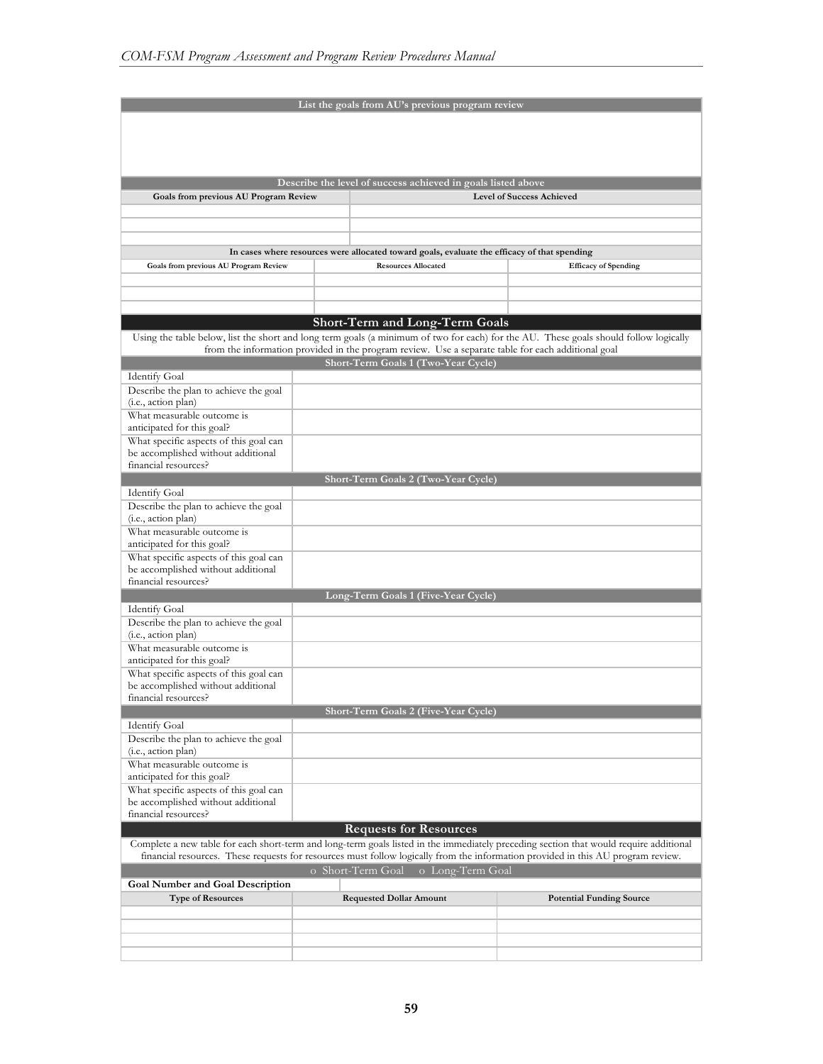| List the goals from AU's previous program review |
| --- |
| |

| Describe the level of success achieved in goals listed above | |
| --- | --- |
| **Goals from previous AU Program Review** | **Level of Success Achieved** |
| | |
| | |
| | |

| In cases where resources were allocated toward goals, evaluate the efficacy of that spending | | |
| --- | --- | --- |
| **Goals from previous AU Program Review** | **Resources Allocated** | **Efficacy of Spending** |
| | | |
| | | |
| | | |

## Short-Term and Long-Term Goals

Using the table below, list the short and long term goals (a minimum of two for each) for the AU. These goals should follow logically from the information provided in the program review. Use a separate table for each additional goal

| Short-Term Goals 1 (Two-Year Cycle) | |
| --- | --- |
| Identify Goal | |
| Describe the plan to achieve the goal (i.e., action plan) | |
| What measurable outcome is anticipated for this goal? | |
| What specific aspects of this goal can be accomplished without additional financial resources? | |

| Short-Term Goals 2 (Two-Year Cycle) | |
| --- | --- |
| Identify Goal | |
| Describe the plan to achieve the goal (i.e., action plan) | |
| What measurable outcome is anticipated for this goal? | |
| What specific aspects of this goal can be accomplished without additional financial resources? | |

| Long-Term Goals 1 (Five-Year Cycle) | |
| --- | --- |
| Identify Goal | |
| Describe the plan to achieve the goal (i.e., action plan) | |
| What measurable outcome is anticipated for this goal? | |
| What specific aspects of this goal can be accomplished without additional financial resources? | |

| Short-Term Goals 2 (Five-Year Cycle) | |
| --- | --- |
| Identify Goal | |
| Describe the plan to achieve the goal (i.e., action plan) | |
| What measurable outcome is anticipated for this goal? | |
| What specific aspects of this goal can be accomplished without additional financial resources? | |

## Requests for Resources

Complete a new table for each short-term and long-term goals listed in the immediately preceding section that would require additional financial resources. These requests for resources must follow logically from the information provided in this AU program review.

| o Short-Term Goal o Long-Term Goal | | |
| --- | --- | --- |
| **Goal Number and Goal Description** | | |
| **Type of Resources** | **Requested Dollar Amount** | **Potential Funding Source** |
| | | |
| | | |
| | | |
| | | |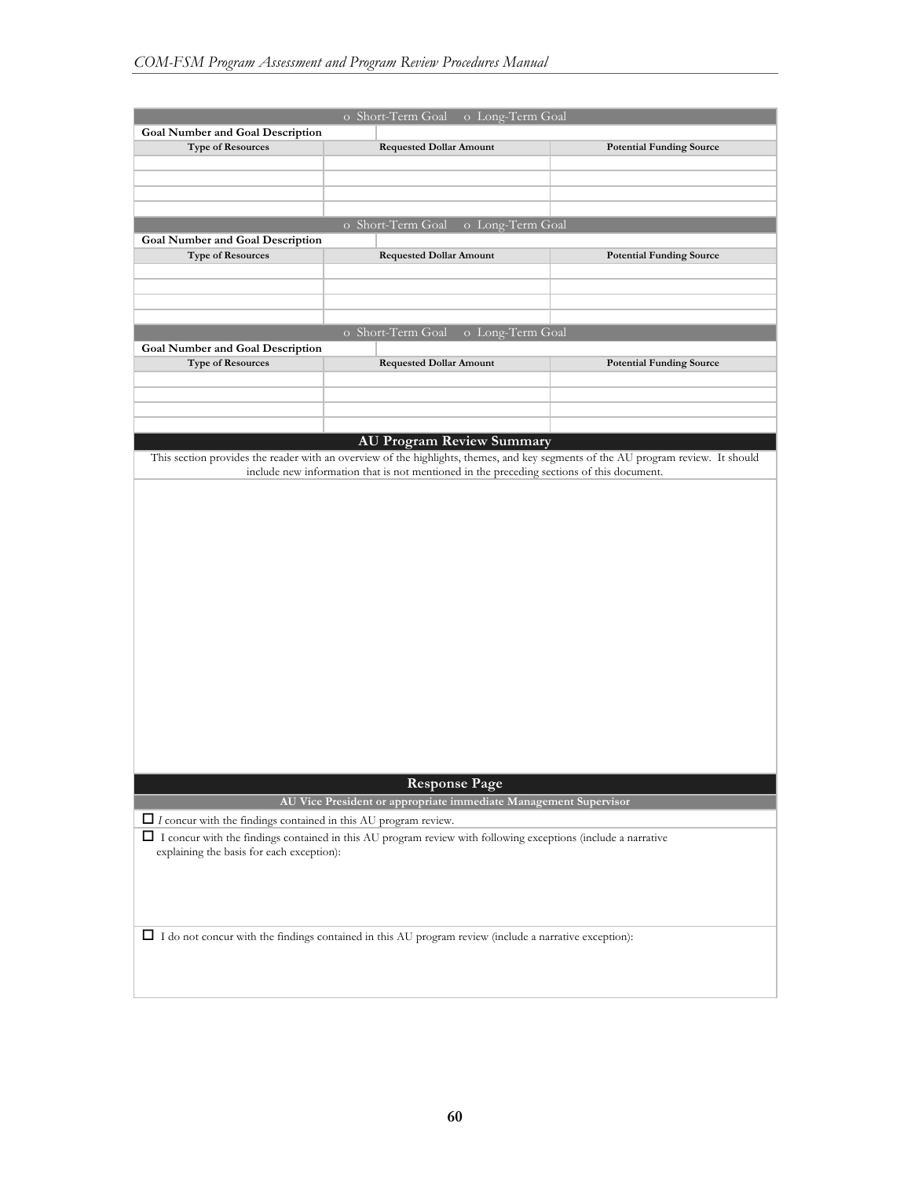| o Short-Term Goal o Long-Term Goal | | |
|---|---|---|
| **Goal Number and Goal Description** | | |
| **Type of Resources** | **Requested Dollar Amount** | **Potential Funding Source** |
| | | |
| | | |
| | | |
| | | |

| o Short-Term Goal o Long-Term Goal | | |
|---|---|---|
| **Goal Number and Goal Description** | | |
| **Type of Resources** | **Requested Dollar Amount** | **Potential Funding Source** |
| | | |
| | | |
| | | |
| | | |

| o Short-Term Goal o Long-Term Goal | | |
|---|---|---|
| **Goal Number and Goal Description** | | |
| **Type of Resources** | **Requested Dollar Amount** | **Potential Funding Source** |
| | | |
| | | |
| | | |
| | | |

## AU Program Review Summary

This section provides the reader with an overview of the highlights, themes, and key segments of the AU program review. It should include new information that is not mentioned in the preceding sections of this document.

## Response Page

**AU Vice President or appropriate immediate Management Supervisor**

☐ *I* concur with the findings contained in this AU program review.

☐ I concur with the findings contained in this AU program review with following exceptions (include a narrative explaining the basis for each exception):

☐ I do not concur with the findings contained in this AU program review (include a narrative exception):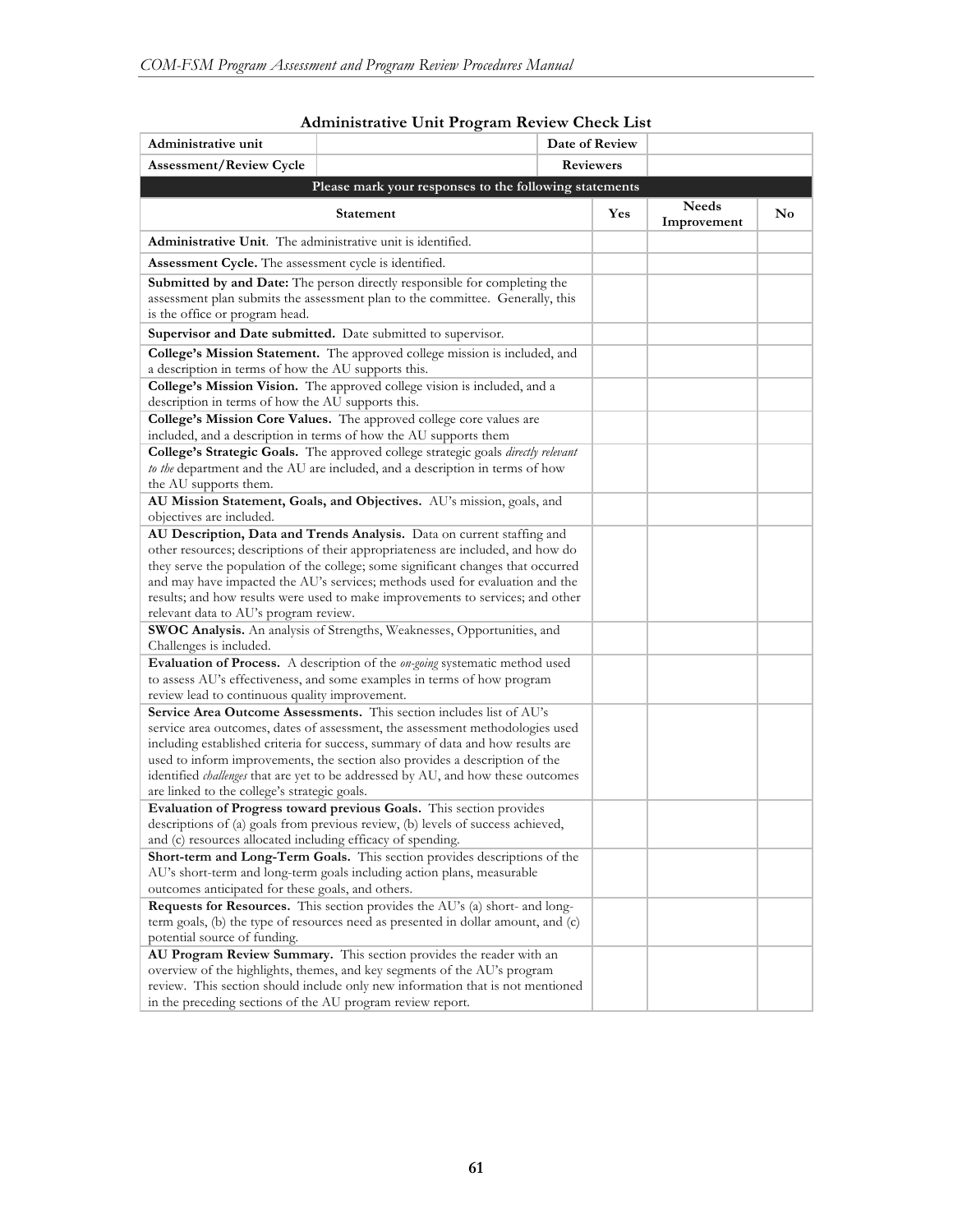## Administrative Unit Program Review Check List

| Administrative unit | | Date of Review | | |
|---|---|---|---|---|
| **Assessment/Review Cycle** | | **Reviewers** | | |

**Please mark your responses to the following statements**

| Statement | Yes | Needs Improvement | No |
|---|---|---|---|
| **Administrative Unit**. The administrative unit is identified. | | | |
| **Assessment Cycle.** The assessment cycle is identified. | | | |
| **Submitted by and Date:** The person directly responsible for completing the assessment plan submits the assessment plan to the committee. Generally, this is the office or program head. | | | |
| **Supervisor and Date submitted.** Date submitted to supervisor. | | | |
| **College's Mission Statement.** The approved college mission is included, and a description in terms of how the AU supports this. | | | |
| **College's Mission Vision.** The approved college vision is included, and a description in terms of how the AU supports this. | | | |
| **College's Mission Core Values.** The approved college core values are included, and a description in terms of how the AU supports them | | | |
| **College's Strategic Goals.** The approved college strategic goals *directly relevant to the* department and the AU are included, and a description in terms of how the AU supports them. | | | |
| **AU Mission Statement, Goals, and Objectives.** AU's mission, goals, and objectives are included. | | | |
| **AU Description, Data and Trends Analysis.** Data on current staffing and other resources; descriptions of their appropriateness are included, and how do they serve the population of the college; some significant changes that occurred and may have impacted the AU's services; methods used for evaluation and the results; and how results were used to make improvements to services; and other relevant data to AU's program review. | | | |
| **SWOC Analysis.** An analysis of Strengths, Weaknesses, Opportunities, and Challenges is included. | | | |
| **Evaluation of Process.** A description of the *on-going* systematic method used to assess AU's effectiveness, and some examples in terms of how program review lead to continuous quality improvement. | | | |
| **Service Area Outcome Assessments.** This section includes list of AU's service area outcomes, dates of assessment, the assessment methodologies used including established criteria for success, summary of data and how results are used to inform improvements, the section also provides a description of the identified *challenges* that are yet to be addressed by AU, and how these outcomes are linked to the college's strategic goals. | | | |
| **Evaluation of Progress toward previous Goals.** This section provides descriptions of (a) goals from previous review, (b) levels of success achieved, and (c) resources allocated including efficacy of spending. | | | |
| **Short-term and Long-Term Goals.** This section provides descriptions of the AU's short-term and long-term goals including action plans, measurable outcomes anticipated for these goals, and others. | | | |
| **Requests for Resources.** This section provides the AU's (a) short- and long-term goals, (b) the type of resources need as presented in dollar amount, and (c) potential source of funding. | | | |
| **AU Program Review Summary.** This section provides the reader with an overview of the highlights, themes, and key segments of the AU's program review. This section should include only new information that is not mentioned in the preceding sections of the AU program review report. | | | |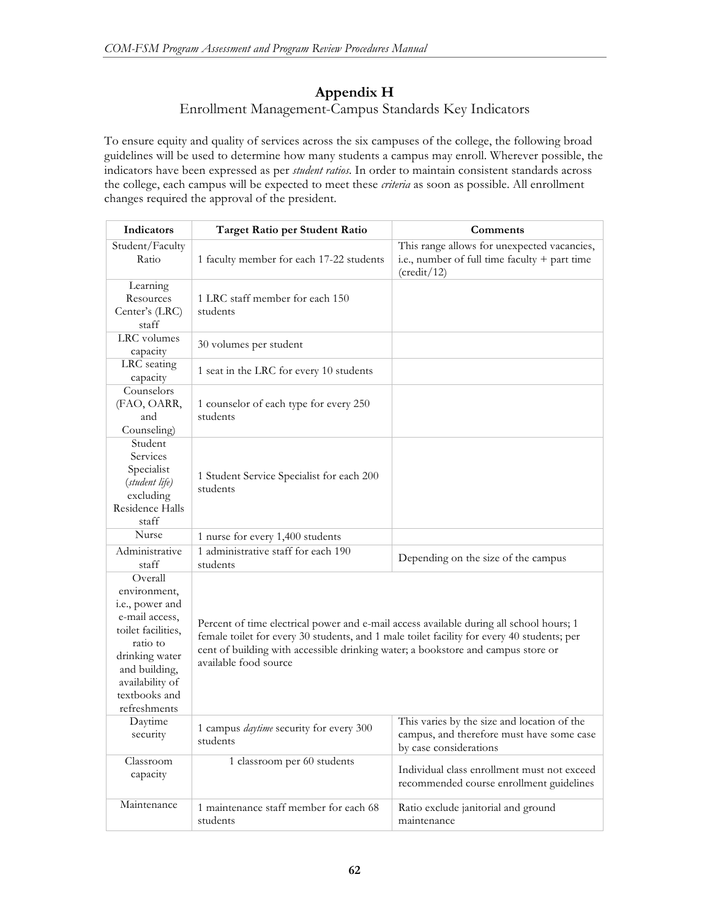## Appendix H

Enrollment Management-Campus Standards Key Indicators

To ensure equity and quality of services across the six campuses of the college, the following broad guidelines will be used to determine how many students a campus may enroll. Wherever possible, the indicators have been expressed as per *student ratios*. In order to maintain consistent standards across the college, each campus will be expected to meet these *criteria* as soon as possible. All enrollment changes required the approval of the president.

| Indicators | Target Ratio per Student Ratio | Comments |
|---|---|---|
| Student/Faculty Ratio | 1 faculty member for each 17-22 students | This range allows for unexpected vacancies, i.e., number of full time faculty + part time (credit/12) |
| Learning Resources Center's (LRC) staff | 1 LRC staff member for each 150 students | |
| LRC volumes capacity | 30 volumes per student | |
| LRC seating capacity | 1 seat in the LRC for every 10 students | |
| Counselors (FAO, OARR, and Counseling) | 1 counselor of each type for every 250 students | |
| Student Services Specialist (*student life*) excluding Residence Halls staff | 1 Student Service Specialist for each 200 students | |
| Nurse | 1 nurse for every 1,400 students | |
| Administrative staff | 1 administrative staff for each 190 students | Depending on the size of the campus |
| Overall environment, i.e., power and e-mail access, toilet facilities, ratio to drinking water and building, availability of textbooks and refreshments | Percent of time electrical power and e-mail access available during all school hours; 1 female toilet for every 30 students, and 1 male toilet facility for every 40 students; per cent of building with accessible drinking water; a bookstore and campus store or available food source | |
| Daytime security | 1 campus *daytime* security for every 300 students | This varies by the size and location of the campus, and therefore must have some case by case considerations |
| Classroom capacity | 1 classroom per 60 students | Individual class enrollment must not exceed recommended course enrollment guidelines |
| Maintenance | 1 maintenance staff member for each 68 students | Ratio exclude janitorial and ground maintenance |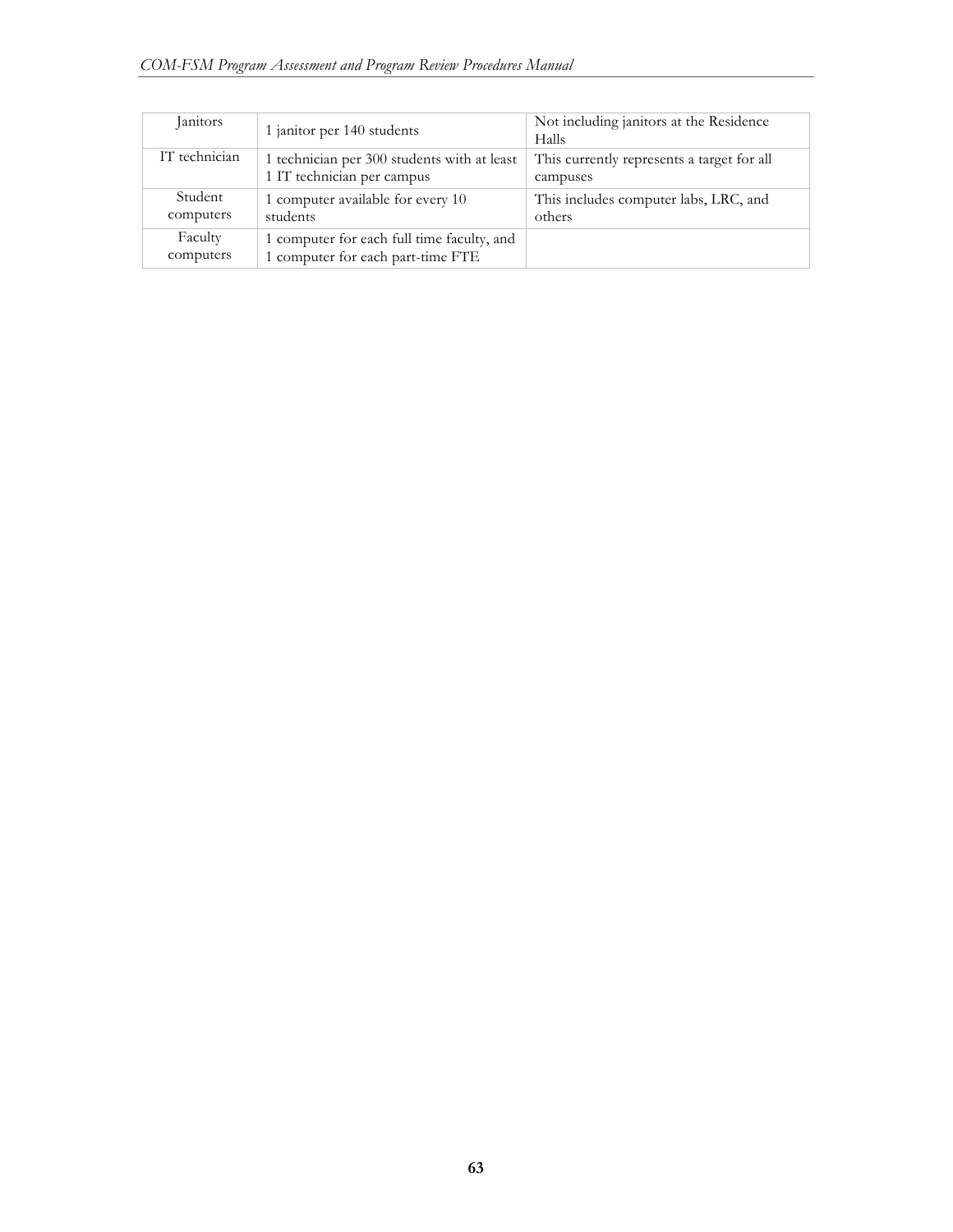| | | |
|---|---|---|
| Janitors | 1 janitor per 140 students | Not including janitors at the Residence Halls |
| IT technician | 1 technician per 300 students with at least 1 IT technician per campus | This currently represents a target for all campuses |
| Student computers | 1 computer available for every 10 students | This includes computer labs, LRC, and others |
| Faculty computers | 1 computer for each full time faculty, and 1 computer for each part-time FTE | |